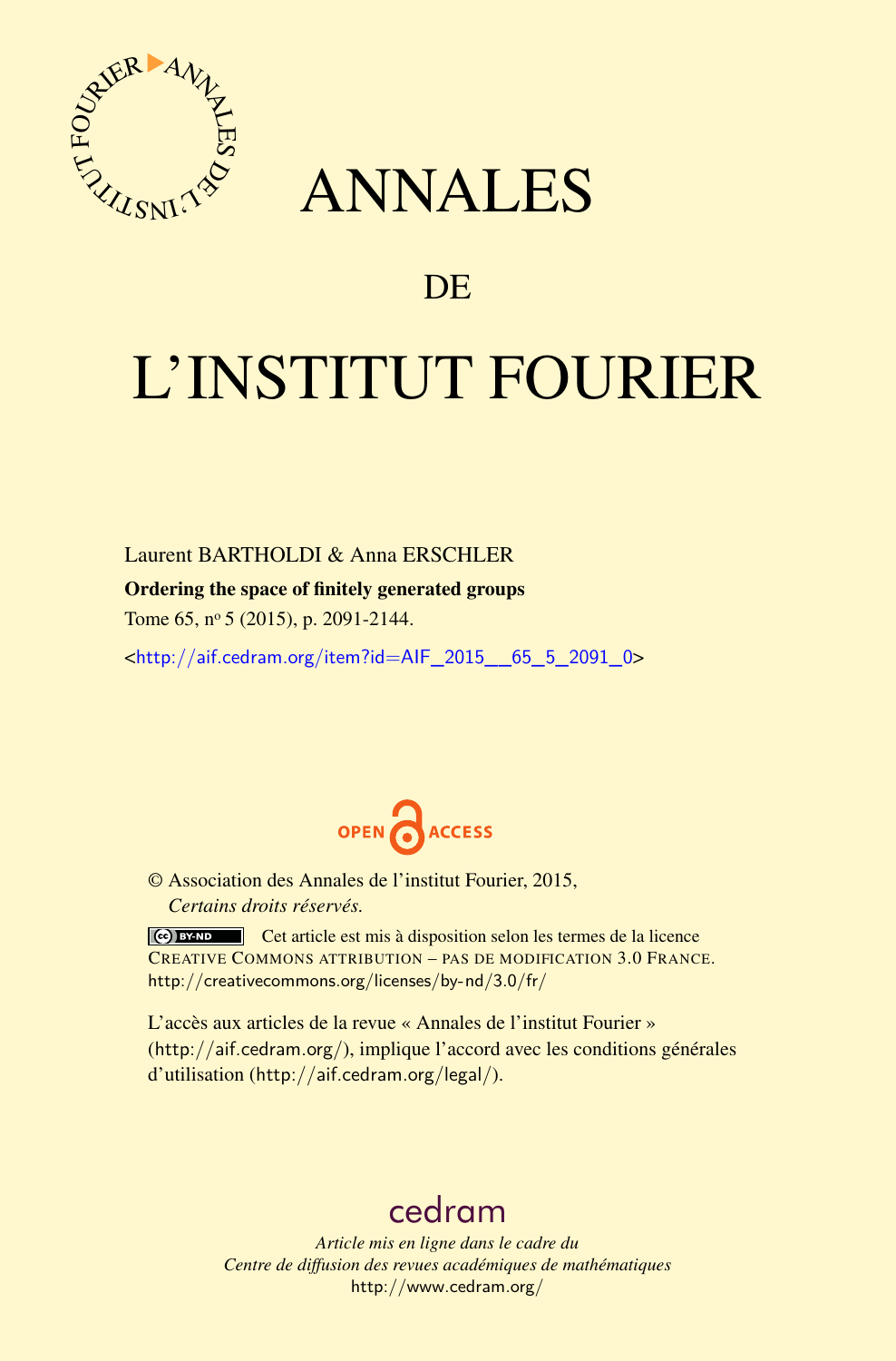# ANNALES

## DE

# L'INSTITUT FOURIER

Laurent BARTHOLDI & Anna ERSCHLER

**Ordering the space of finitely generated groups**

Tome 65, nº 5 (2015), p. 2091-2144.

<http://aif.cedram.org/item?id=AIF_2015__65_5_2091_0>

OPEN ACCESS

© Association des Annales de l'institut Fourier, 2015,
*Certains droits réservés.*

Cet article est mis à disposition selon les termes de la licence CREATIVE COMMONS ATTRIBUTION – PAS DE MODIFICATION 3.0 FRANCE.
http://creativecommons.org/licenses/by-nd/3.0/fr/

L'accès aux articles de la revue « Annales de l'institut Fourier » (http://aif.cedram.org/), implique l'accord avec les conditions générales d'utilisation (http://aif.cedram.org/legal/).

cedram

*Article mis en ligne dans le cadre du*
*Centre de diffusion des revues académiques de mathématiques*
http://www.cedram.org/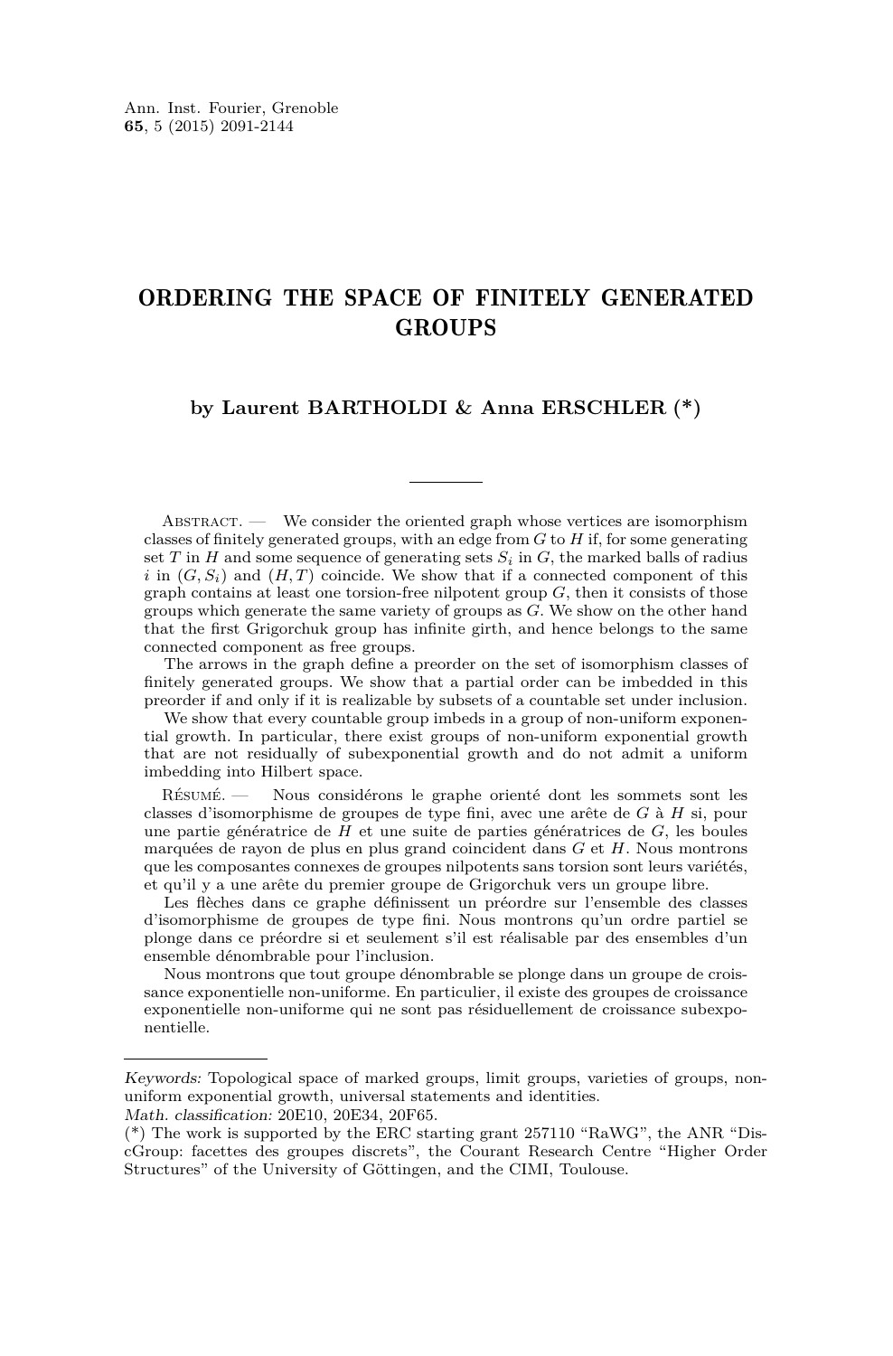# ORDERING THE SPACE OF FINITELY GENERATED GROUPS

**by Laurent BARTHOLDI & Anna ERSCHLER (\*)**

---

Abstract. — We consider the oriented graph whose vertices are isomorphism classes of finitely generated groups, with an edge from $G$ to $H$ if, for some generating set $T$ in $H$ and some sequence of generating sets $S_i$ in $G$, the marked balls of radius $i$ in $(G, S_i)$ and $(H, T)$ coincide. We show that if a connected component of this graph contains at least one torsion-free nilpotent group $G$, then it consists of those groups which generate the same variety of groups as $G$. We show on the other hand that the first Grigorchuk group has infinite girth, and hence belongs to the same connected component as free groups.

The arrows in the graph define a preorder on the set of isomorphism classes of finitely generated groups. We show that a partial order can be imbedded in this preorder if and only if it is realizable by subsets of a countable set under inclusion.

We show that every countable group imbeds in a group of non-uniform exponential growth. In particular, there exist groups of non-uniform exponential growth that are not residually of subexponential growth and do not admit a uniform imbedding into Hilbert space.

Résumé. — Nous considérons le graphe orienté dont les sommets sont les classes d'isomorphisme de groupes de type fini, avec une arête de $G$ à $H$ si, pour une partie génératrice de $H$ et une suite de parties génératrices de $G$, les boules marquées de rayon de plus en plus grand coincident dans $G$ et $H$. Nous montrons que les composantes connexes de groupes nilpotents sans torsion sont leurs variétés, et qu'il y a une arête du premier groupe de Grigorchuk vers un groupe libre.

Les flèches dans ce graphe définissent un préordre sur l'ensemble des classes d'isomorphisme de groupes de type fini. Nous montrons qu'un ordre partiel se plonge dans ce préordre si et seulement s'il est réalisable par des ensembles d'un ensemble dénombrable pour l'inclusion.

Nous montrons que tout groupe dénombrable se plonge dans un groupe de croissance exponentielle non-uniforme. En particulier, il existe des groupes de croissance exponentielle non-uniforme qui ne sont pas résiduellement de croissance subexponentielle.

---

*Keywords:* Topological space of marked groups, limit groups, varieties of groups, non-uniform exponential growth, universal statements and identities.

*Math. classification:* 20E10, 20E34, 20F65.

(\*) The work is supported by the ERC starting grant 257110 "RaWG", the ANR "DiscGroup: facettes des groupes discrets", the Courant Research Centre "Higher Order Structures" of the University of Göttingen, and the CIMI, Toulouse.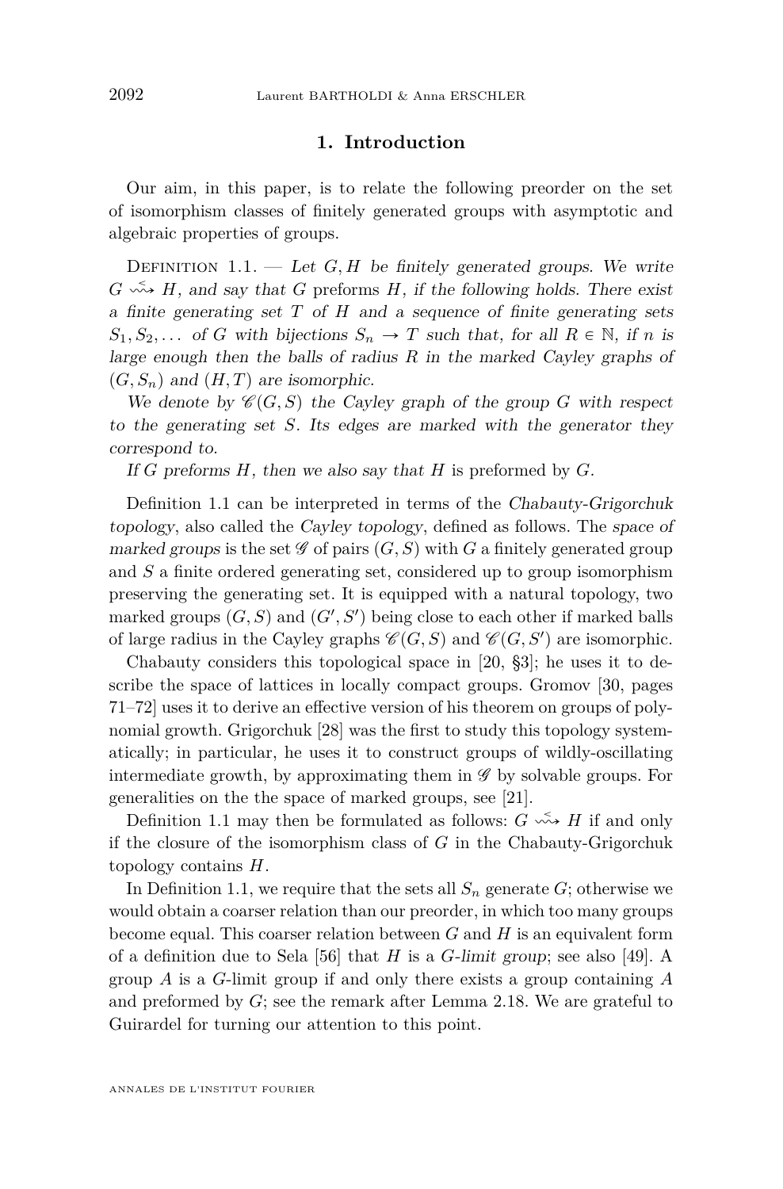## 1. Introduction

Our aim, in this paper, is to relate the following preorder on the set of isomorphism classes of finitely generated groups with asymptotic and algebraic properties of groups.

Definition 1.1. — *Let $G, H$ be finitely generated groups. We write $G \overset{<}{\rightsquigarrow} H$, and say that $G$* preforms *$H$, if the following holds. There exist a finite generating set $T$ of $H$ and a sequence of finite generating sets $S_1, S_2, \ldots$ of $G$ with bijections $S_n \to T$ such that, for all $R \in \mathbb{N}$, if $n$ is large enough then the balls of radius $R$ in the marked Cayley graphs of $(G, S_n)$ and $(H, T)$ are isomorphic.*

*We denote by $\mathscr{C}(G, S)$ the Cayley graph of the group $G$ with respect to the generating set $S$. Its edges are marked with the generator they correspond to.*

*If $G$ preforms $H$, then we also say that $H$ is* preformed *by $G$.*

Definition 1.1 can be interpreted in terms of the *Chabauty-Grigorchuk topology*, also called the *Cayley topology*, defined as follows. The *space of marked groups* is the set $\mathscr{G}$ of pairs $(G, S)$ with $G$ a finitely generated group and $S$ a finite ordered generating set, considered up to group isomorphism preserving the generating set. It is equipped with a natural topology, two marked groups $(G, S)$ and $(G', S')$ being close to each other if marked balls of large radius in the Cayley graphs $\mathscr{C}(G, S)$ and $\mathscr{C}(G, S')$ are isomorphic.

Chabauty considers this topological space in [20, §3]; he uses it to describe the space of lattices in locally compact groups. Gromov [30, pages 71–72] uses it to derive an effective version of his theorem on groups of polynomial growth. Grigorchuk [28] was the first to study this topology systematically; in particular, he uses it to construct groups of wildly-oscillating intermediate growth, by approximating them in $\mathscr{G}$ by solvable groups. For generalities on the the space of marked groups, see [21].

Definition 1.1 may then be formulated as follows: $G \overset{<}{\rightsquigarrow} H$ if and only if the closure of the isomorphism class of $G$ in the Chabauty-Grigorchuk topology contains $H$.

In Definition 1.1, we require that the sets all $S_n$ generate $G$; otherwise we would obtain a coarser relation than our preorder, in which too many groups become equal. This coarser relation between $G$ and $H$ is an equivalent form of a definition due to Sela [56] that $H$ is a *$G$-limit group*; see also [49]. A group $A$ is a $G$-limit group if and only there exists a group containing $A$ and preformed by $G$; see the remark after Lemma 2.18. We are grateful to Guirardel for turning our attention to this point.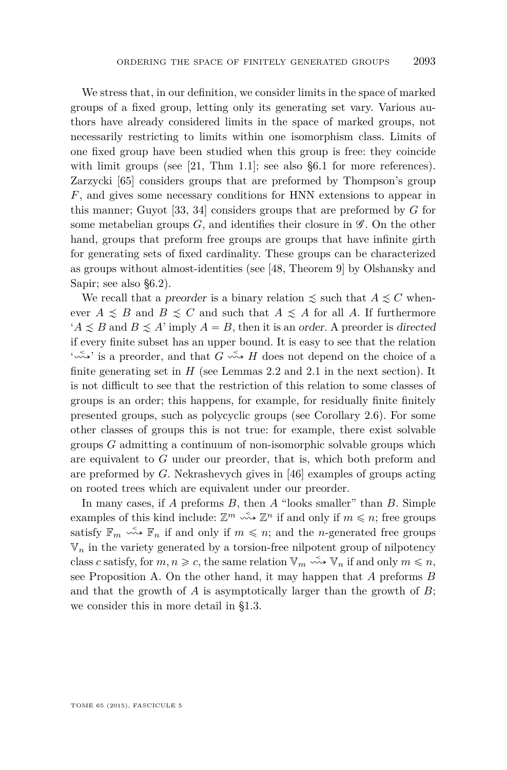We stress that, in our definition, we consider limits in the space of marked groups of a fixed group, letting only its generating set vary. Various authors have already considered limits in the space of marked groups, not necessarily restricting to limits within one isomorphism class. Limits of one fixed group have been studied when this group is free: they coincide with limit groups (see [21, Thm 1.1]; see also §6.1 for more references). Zarzycki [65] considers groups that are preformed by Thompson's group $F$, and gives some necessary conditions for HNN extensions to appear in this manner; Guyot [33, 34] considers groups that are preformed by $G$ for some metabelian groups $G$, and identifies their closure in $\mathscr{G}$. On the other hand, groups that preform free groups are groups that have infinite girth for generating sets of fixed cardinality. These groups can be characterized as groups without almost-identities (see [48, Theorem 9] by Olshansky and Sapir; see also §6.2).

We recall that a *preorder* is a binary relation $\precsim$ such that $A \precsim C$ whenever $A \precsim B$ and $B \precsim C$ and such that $A \precsim A$ for all $A$. If furthermore '$A \precsim B$ and $B \precsim A$' imply $A = B$, then it is an *order*. A preorder is *directed* if every finite subset has an upper bound. It is easy to see that the relation '$\overset{<}{\rightsquigarrow}$' is a preorder, and that $G \overset{<}{\rightsquigarrow} H$ does not depend on the choice of a finite generating set in $H$ (see Lemmas 2.2 and 2.1 in the next section). It is not difficult to see that the restriction of this relation to some classes of groups is an order; this happens, for example, for residually finite finitely presented groups, such as polycyclic groups (see Corollary 2.6). For some other classes of groups this is not true: for example, there exist solvable groups $G$ admitting a continuum of non-isomorphic solvable groups which are equivalent to $G$ under our preorder, that is, which both preform and are preformed by $G$. Nekrashevych gives in [46] examples of groups acting on rooted trees which are equivalent under our preorder.

In many cases, if $A$ preforms $B$, then $A$ "looks smaller" than $B$. Simple examples of this kind include: $\mathbb{Z}^m \overset{<}{\rightsquigarrow} \mathbb{Z}^n$ if and only if $m \leqslant n$; free groups satisfy $\mathbb{F}_m \overset{<}{\rightsquigarrow} \mathbb{F}_n$ if and only if $m \leqslant n$; and the $n$-generated free groups $\mathbb{V}_n$ in the variety generated by a torsion-free nilpotent group of nilpotency class $c$ satisfy, for $m, n \geqslant c$, the same relation $\mathbb{V}_m \overset{<}{\rightsquigarrow} \mathbb{V}_n$ if and only $m \leqslant n$, see Proposition A. On the other hand, it may happen that $A$ preforms $B$ and that the growth of $A$ is asymptotically larger than the growth of $B$; we consider this in more detail in §1.3.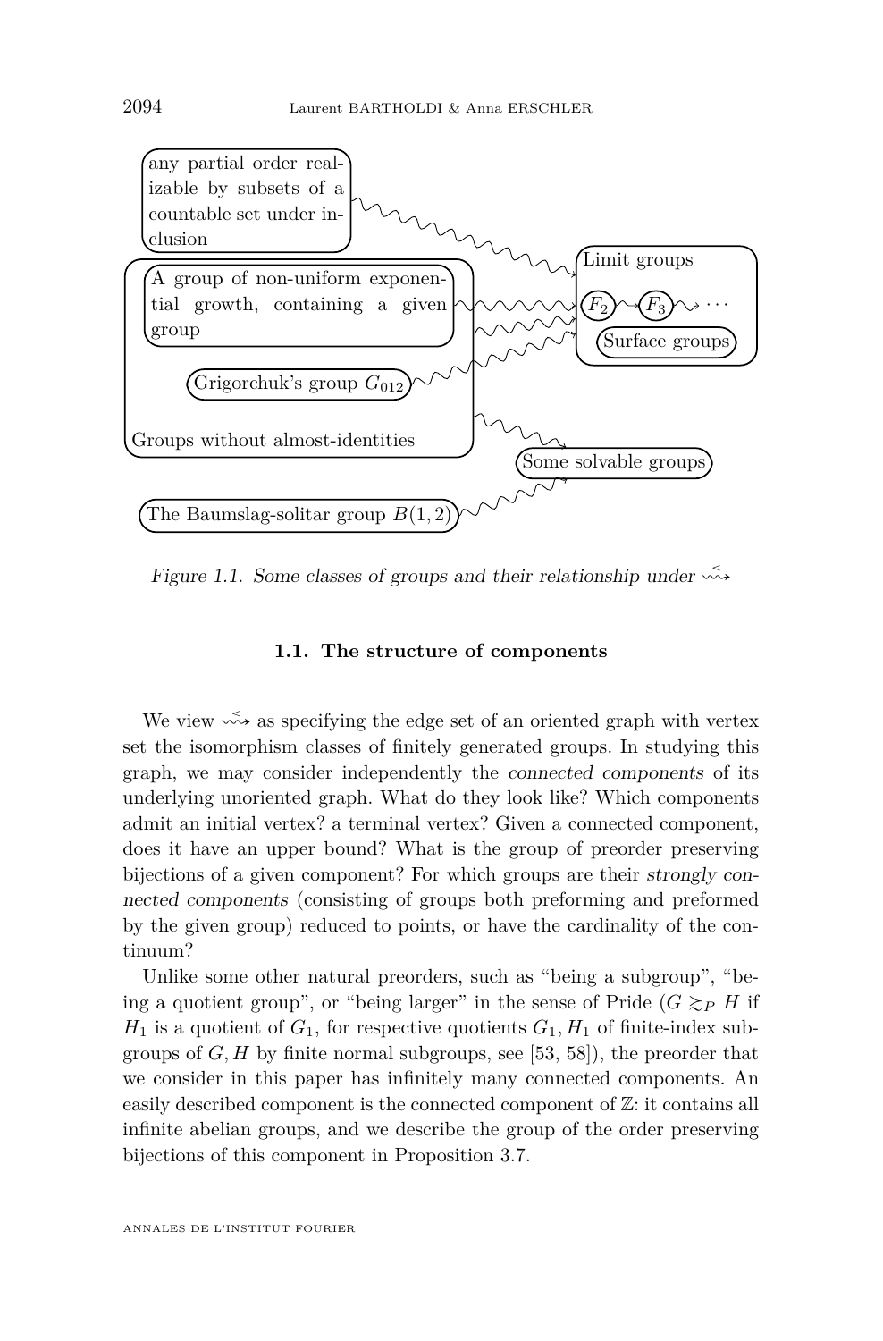any partial order realizable by subsets of a countable set under inclusion

Limit groups

A group of non-uniform exponential growth, containing a given group

$F_2$ $F_3$ $\cdots$

Surface groups

Grigorchuk's group $G_{012}$

Groups without almost-identities

Some solvable groups

The Baumslag-solitar group $B(1,2)$

*Figure 1.1. Some classes of groups and their relationship under* $\overset{<}{\rightsquigarrow}$

### 1.1. The structure of components

We view $\overset{<}{\rightsquigarrow}$ as specifying the edge set of an oriented graph with vertex set the isomorphism classes of finitely generated groups. In studying this graph, we may consider independently the *connected components* of its underlying unoriented graph. What do they look like? Which components admit an initial vertex? a terminal vertex? Given a connected component, does it have an upper bound? What is the group of preorder preserving bijections of a given component? For which groups are their *strongly connected components* (consisting of groups both preforming and preformed by the given group) reduced to points, or have the cardinality of the continuum?

Unlike some other natural preorders, such as "being a subgroup", "being a quotient group", or "being larger" in the sense of Pride ($G \gtrsim_P H$ if $H_1$ is a quotient of $G_1$, for respective quotients $G_1, H_1$ of finite-index subgroups of $G, H$ by finite normal subgroups, see [53, 58]), the preorder that we consider in this paper has infinitely many connected components. An easily described component is the connected component of $\mathbb{Z}$: it contains all infinite abelian groups, and we describe the group of the order preserving bijections of this component in Proposition 3.7.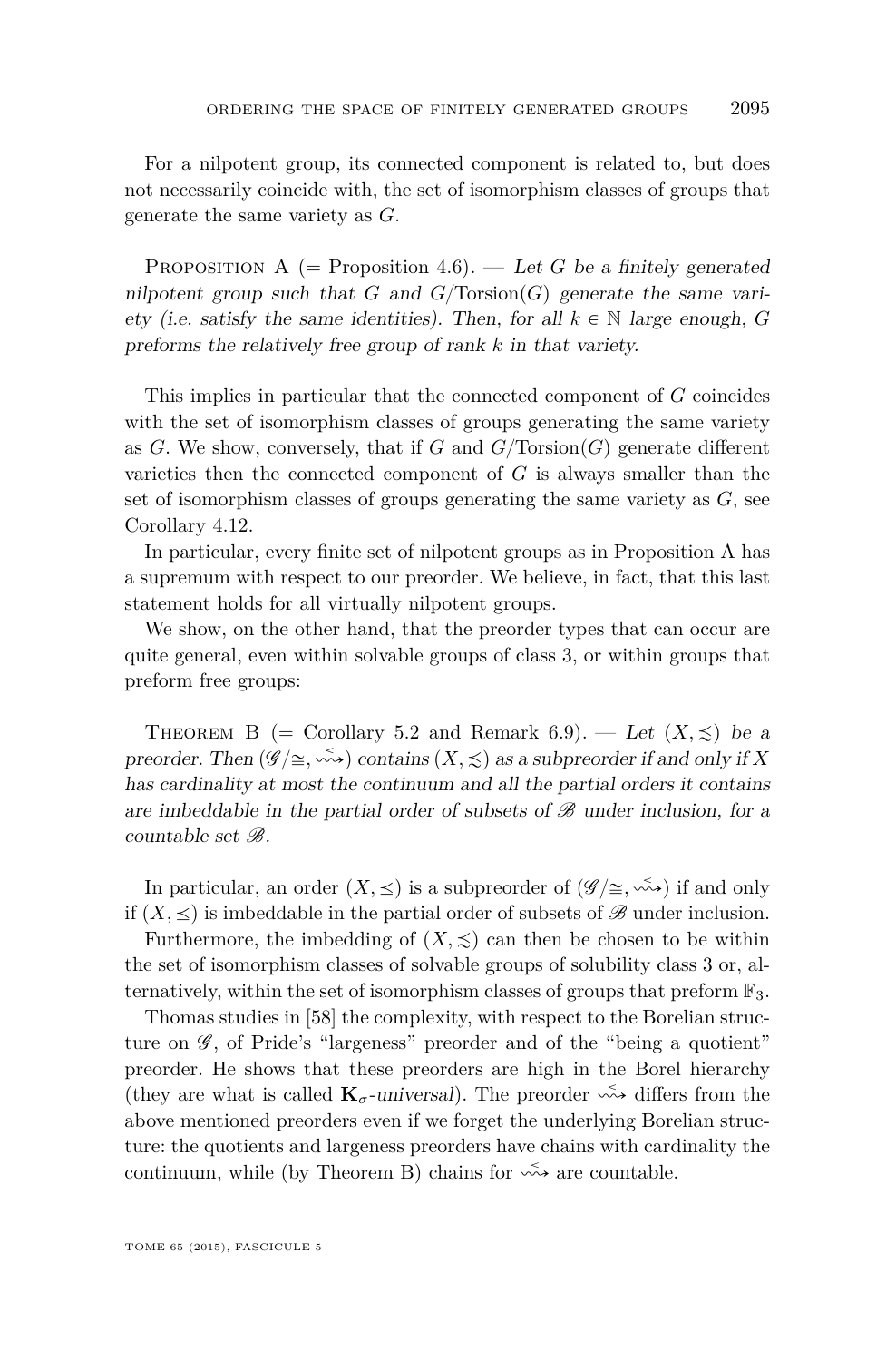For a nilpotent group, its connected component is related to, but does not necessarily coincide with, the set of isomorphism classes of groups that generate the same variety as $G$.

Proposition A (= Proposition 4.6). — *Let $G$ be a finitely generated nilpotent group such that $G$ and $G/\mathrm{Torsion}(G)$ generate the same variety (i.e. satisfy the same identities). Then, for all $k \in \mathbb{N}$ large enough, $G$ preforms the relatively free group of rank $k$ in that variety.*

This implies in particular that the connected component of $G$ coincides with the set of isomorphism classes of groups generating the same variety as $G$. We show, conversely, that if $G$ and $G/\mathrm{Torsion}(G)$ generate different varieties then the connected component of $G$ is always smaller than the set of isomorphism classes of groups generating the same variety as $G$, see Corollary 4.12.

In particular, every finite set of nilpotent groups as in Proposition A has a supremum with respect to our preorder. We believe, in fact, that this last statement holds for all virtually nilpotent groups.

We show, on the other hand, that the preorder types that can occur are quite general, even within solvable groups of class 3, or within groups that preform free groups:

Theorem B (= Corollary 5.2 and Remark 6.9). — *Let $(X, \precsim)$ be a preorder. Then $(\mathscr{G}/\cong, \overset{<}{\rightsquigarrow})$ contains $(X, \precsim)$ as a subpreorder if and only if $X$ has cardinality at most the continuum and all the partial orders it contains are imbeddable in the partial order of subsets of $\mathscr{B}$ under inclusion, for a countable set $\mathscr{B}$.*

In particular, an order $(X, \preceq)$ is a subpreorder of $(\mathscr{G}/\cong, \overset{<}{\rightsquigarrow})$ if and only if $(X, \preceq)$ is imbeddable in the partial order of subsets of $\mathscr{B}$ under inclusion.

Furthermore, the imbedding of $(X, \precsim)$ can then be chosen to be within the set of isomorphism classes of solvable groups of solubility class 3 or, alternatively, within the set of isomorphism classes of groups that preform $\mathbb{F}_3$.

Thomas studies in [58] the complexity, with respect to the Borelian structure on $\mathscr{G}$, of Pride's "largeness" preorder and of the "being a quotient" preorder. He shows that these preorders are high in the Borel hierarchy (they are what is called $\mathbf{K}_\sigma$*-universal*). The preorder $\overset{<}{\rightsquigarrow}$ differs from the above mentioned preorders even if we forget the underlying Borelian structure: the quotients and largeness preorders have chains with cardinality the continuum, while (by Theorem B) chains for $\overset{<}{\rightsquigarrow}$ are countable.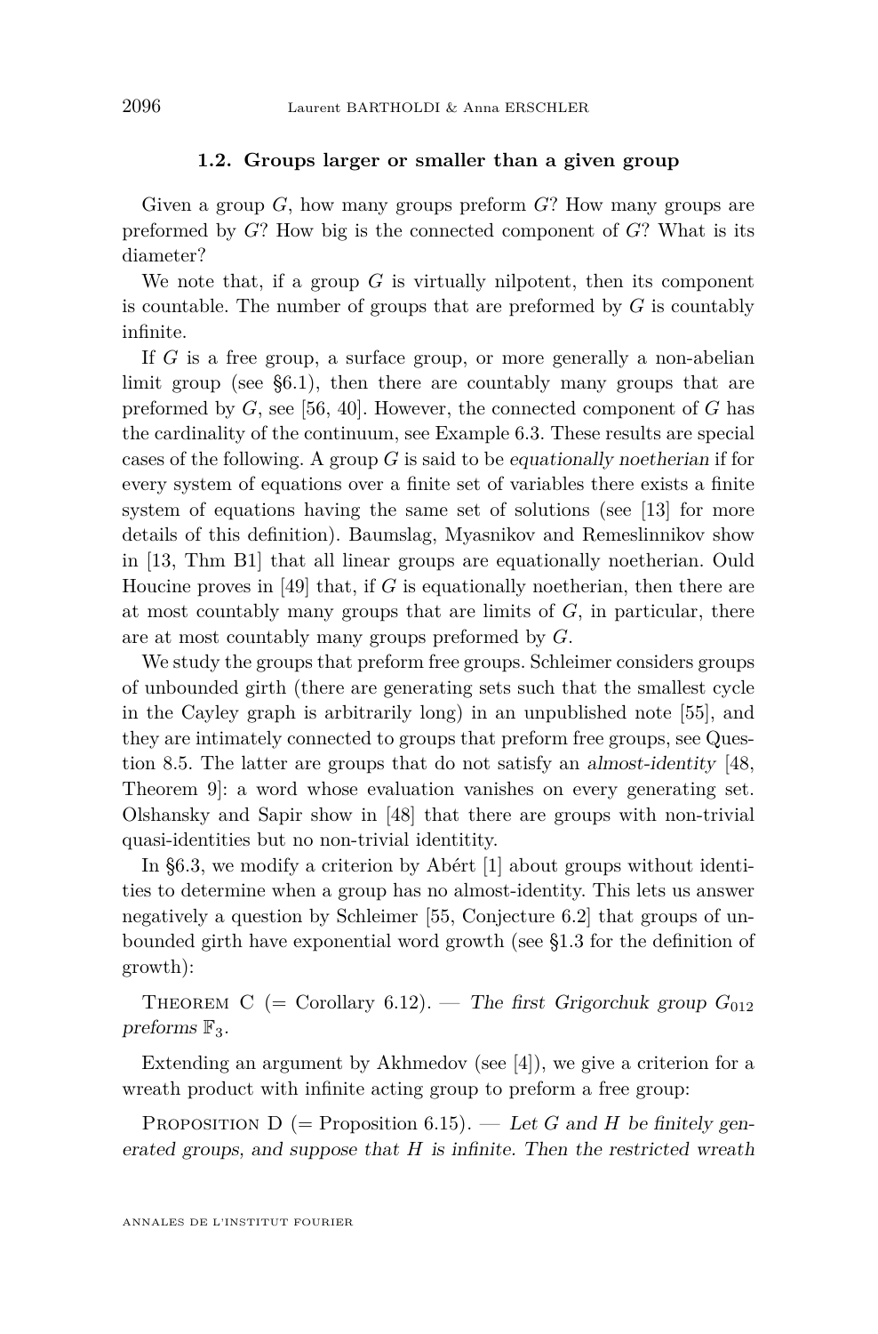### 1.2. Groups larger or smaller than a given group

Given a group $G$, how many groups preform $G$? How many groups are preformed by $G$? How big is the connected component of $G$? What is its diameter?

We note that, if a group $G$ is virtually nilpotent, then its component is countable. The number of groups that are preformed by $G$ is countably infinite.

If $G$ is a free group, a surface group, or more generally a non-abelian limit group (see §6.1), then there are countably many groups that are preformed by $G$, see [56, 40]. However, the connected component of $G$ has the cardinality of the continuum, see Example 6.3. These results are special cases of the following. A group $G$ is said to be *equationally noetherian* if for every system of equations over a finite set of variables there exists a finite system of equations having the same set of solutions (see [13] for more details of this definition). Baumslag, Myasnikov and Remeslinnikov show in [13, Thm B1] that all linear groups are equationally noetherian. Ould Houcine proves in [49] that, if $G$ is equationally noetherian, then there are at most countably many groups that are limits of $G$, in particular, there are at most countably many groups preformed by $G$.

We study the groups that preform free groups. Schleimer considers groups of unbounded girth (there are generating sets such that the smallest cycle in the Cayley graph is arbitrarily long) in an unpublished note [55], and they are intimately connected to groups that preform free groups, see Question 8.5. The latter are groups that do not satisfy an *almost-identity* [48, Theorem 9]: a word whose evaluation vanishes on every generating set. Olshansky and Sapir show in [48] that there are groups with non-trivial quasi-identities but no non-trivial identitity.

In §6.3, we modify a criterion by Abért [1] about groups without identities to determine when a group has no almost-identity. This lets us answer negatively a question by Schleimer [55, Conjecture 6.2] that groups of unbounded girth have exponential word growth (see §1.3 for the definition of growth):

Theorem C (= Corollary 6.12). — *The first Grigorchuk group $G_{012}$ preforms $\mathbb{F}_3$.*

Extending an argument by Akhmedov (see [4]), we give a criterion for a wreath product with infinite acting group to preform a free group:

Proposition D (= Proposition 6.15). — *Let $G$ and $H$ be finitely generated groups, and suppose that $H$ is infinite. Then the restricted wreath*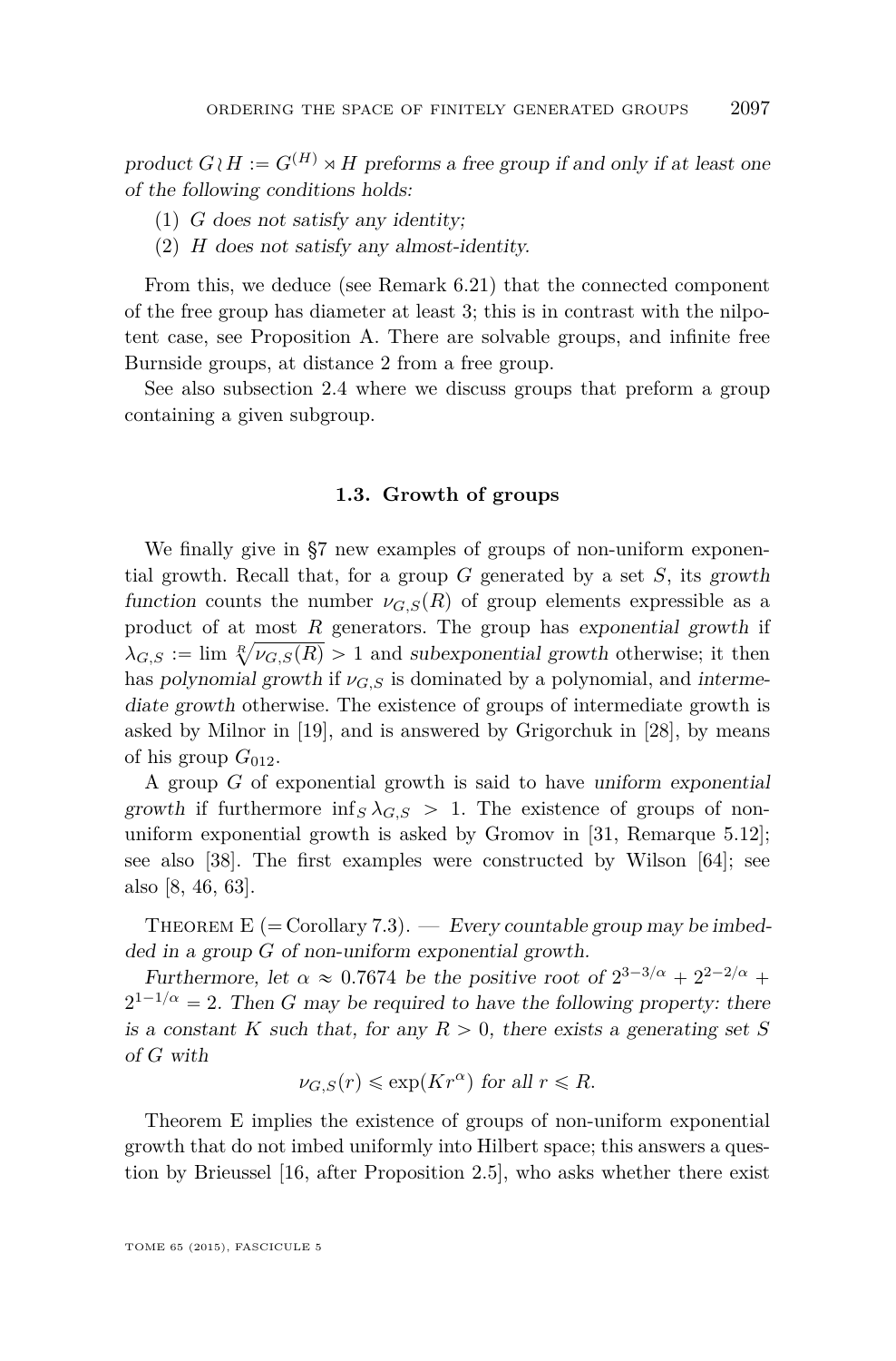*product $G \wr H := G^{(H)} \rtimes H$ preforms a free group if and only if at least one of the following conditions holds:*

1. *$G$ does not satisfy any identity;*
2. *$H$ does not satisfy any almost-identity.*

From this, we deduce (see Remark 6.21) that the connected component of the free group has diameter at least 3; this is in contrast with the nilpotent case, see Proposition A. There are solvable groups, and infinite free Burnside groups, at distance 2 from a free group.

See also subsection 2.4 where we discuss groups that preform a group containing a given subgroup.

### 1.3. Growth of groups

We finally give in §7 new examples of groups of non-uniform exponential growth. Recall that, for a group $G$ generated by a set $S$, its *growth function* counts the number $\nu_{G,S}(R)$ of group elements expressible as a product of at most $R$ generators. The group has *exponential growth* if $\lambda_{G,S} := \lim \sqrt[R]{\nu_{G,S}(R)} > 1$ and *subexponential growth* otherwise; it then has *polynomial growth* if $\nu_{G,S}$ is dominated by a polynomial, and *intermediate growth* otherwise. The existence of groups of intermediate growth is asked by Milnor in [19], and is answered by Grigorchuk in [28], by means of his group $G_{012}$.

A group $G$ of exponential growth is said to have *uniform exponential growth* if furthermore $\inf_S \lambda_{G,S} > 1$. The existence of groups of non-uniform exponential growth is asked by Gromov in [31, Remarque 5.12]; see also [38]. The first examples were constructed by Wilson [64]; see also [8, 46, 63].

Theorem E (= Corollary 7.3). — *Every countable group may be imbedded in a group $G$ of non-uniform exponential growth.*

*Furthermore, let $\alpha \approx 0.7674$ be the positive root of $2^{3-3/\alpha} + 2^{2-2/\alpha} + 2^{1-1/\alpha} = 2$. Then $G$ may be required to have the following property: there is a constant $K$ such that, for any $R > 0$, there exists a generating set $S$ of $G$ with*

$$\nu_{G,S}(r) \leqslant \exp(Kr^{\alpha}) \text{ for all } r \leqslant R.$$

Theorem E implies the existence of groups of non-uniform exponential growth that do not imbed uniformly into Hilbert space; this answers a question by Brieussel [16, after Proposition 2.5], who asks whether there exist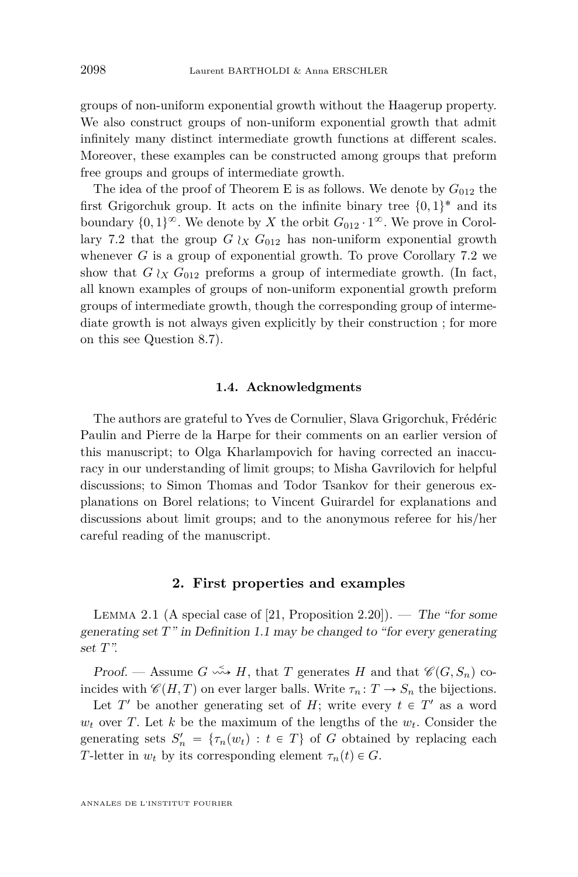groups of non-uniform exponential growth without the Haagerup property. We also construct groups of non-uniform exponential growth that admit infinitely many distinct intermediate growth functions at different scales. Moreover, these examples can be constructed among groups that preform free groups and groups of intermediate growth.

The idea of the proof of Theorem E is as follows. We denote by $G_{012}$ the first Grigorchuk group. It acts on the infinite binary tree $\{0,1\}^*$ and its boundary $\{0,1\}^\infty$. We denote by $X$ the orbit $G_{012} \cdot 1^\infty$. We prove in Corollary 7.2 that the group $G \wr_X G_{012}$ has non-uniform exponential growth whenever $G$ is a group of exponential growth. To prove Corollary 7.2 we show that $G \wr_X G_{012}$ preforms a group of intermediate growth. (In fact, all known examples of groups of non-uniform exponential growth preform groups of intermediate growth, though the corresponding group of intermediate growth is not always given explicitly by their construction ; for more on this see Question 8.7).

### 1.4. Acknowledgments

The authors are grateful to Yves de Cornulier, Slava Grigorchuk, Frédéric Paulin and Pierre de la Harpe for their comments on an earlier version of this manuscript; to Olga Kharlampovich for having corrected an inaccuracy in our understanding of limit groups; to Misha Gavrilovich for helpful discussions; to Simon Thomas and Todor Tsankov for their generous explanations on Borel relations; to Vincent Guirardel for explanations and discussions about limit groups; and to the anonymous referee for his/her careful reading of the manuscript.

## 2. First properties and examples

Lemma 2.1 (A special case of [21, Proposition 2.20]). — *The "for some generating set $T$" in Definition 1.1 may be changed to "for every generating set $T$".*

*Proof.* — Assume $G \overset{<}{\rightsquigarrow} H$, that $T$ generates $H$ and that $\mathscr{C}(G,S_n)$ coincides with $\mathscr{C}(H,T)$ on ever larger balls. Write $\tau_n\colon T \to S_n$ the bijections.

Let $T'$ be another generating set of $H$; write every $t \in T'$ as a word $w_t$ over $T$. Let $k$ be the maximum of the lengths of the $w_t$. Consider the generating sets $S'_n = \{\tau_n(w_t) : t \in T\}$ of $G$ obtained by replacing each $T$-letter in $w_t$ by its corresponding element $\tau_n(t) \in G$.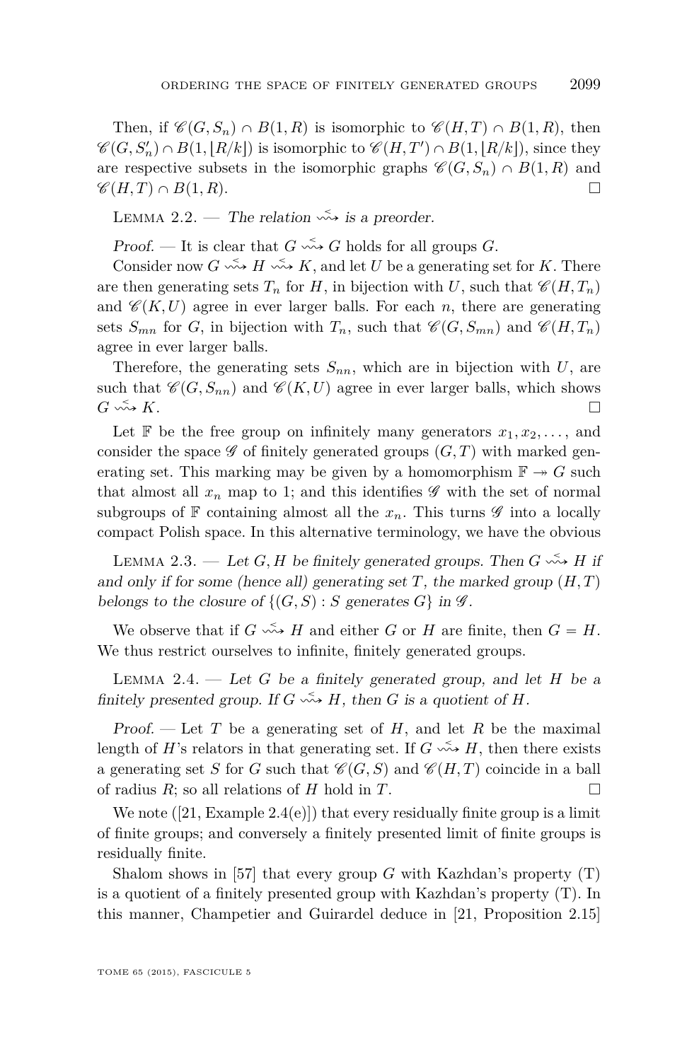Then, if $\mathscr{C}(G,S_n)\cap B(1,R)$ is isomorphic to $\mathscr{C}(H,T)\cap B(1,R)$, then $\mathscr{C}(G,S_n')\cap B(1,\lfloor R/k\rfloor)$ is isomorphic to $\mathscr{C}(H,T')\cap B(1,\lfloor R/k\rfloor)$, since they are respective subsets in the isomorphic graphs $\mathscr{C}(G,S_n)\cap B(1,R)$ and $\mathscr{C}(H,T)\cap B(1,R)$. □

Lemma 2.2. — *The relation $\overset{<}{\rightsquigarrow}$ is a preorder.*

*Proof.* — It is clear that $G \overset{<}{\rightsquigarrow} G$ holds for all groups $G$.

Consider now $G \overset{<}{\rightsquigarrow} H \overset{<}{\rightsquigarrow} K$, and let $U$ be a generating set for $K$. There are then generating sets $T_n$ for $H$, in bijection with $U$, such that $\mathscr{C}(H,T_n)$ and $\mathscr{C}(K,U)$ agree in ever larger balls. For each $n$, there are generating sets $S_{mn}$ for $G$, in bijection with $T_n$, such that $\mathscr{C}(G,S_{mn})$ and $\mathscr{C}(H,T_n)$ agree in ever larger balls.

Therefore, the generating sets $S_{nn}$, which are in bijection with $U$, are such that $\mathscr{C}(G,S_{nn})$ and $\mathscr{C}(K,U)$ agree in ever larger balls, which shows $G \overset{<}{\rightsquigarrow} K$. □

Let $\mathbb{F}$ be the free group on infinitely many generators $x_1,x_2,\dots$, and consider the space $\mathscr{G}$ of finitely generated groups $(G,T)$ with marked generating set. This marking may be given by a homomorphism $\mathbb{F}\twoheadrightarrow G$ such that almost all $x_n$ map to 1; and this identifies $\mathscr{G}$ with the set of normal subgroups of $\mathbb{F}$ containing almost all the $x_n$. This turns $\mathscr{G}$ into a locally compact Polish space. In this alternative terminology, we have the obvious

Lemma 2.3. — *Let $G,H$ be finitely generated groups. Then $G \overset{<}{\rightsquigarrow} H$ if and only if for some (hence all) generating set $T$, the marked group $(H,T)$ belongs to the closure of $\{(G,S) : S \text{ generates } G\}$ in $\mathscr{G}$.*

We observe that if $G \overset{<}{\rightsquigarrow} H$ and either $G$ or $H$ are finite, then $G=H$. We thus restrict ourselves to infinite, finitely generated groups.

Lemma 2.4. — *Let $G$ be a finitely generated group, and let $H$ be a finitely presented group. If $G \overset{<}{\rightsquigarrow} H$, then $G$ is a quotient of $H$.*

*Proof.* — Let $T$ be a generating set of $H$, and let $R$ be the maximal length of $H$'s relators in that generating set. If $G \overset{<}{\rightsquigarrow} H$, then there exists a generating set $S$ for $G$ such that $\mathscr{C}(G,S)$ and $\mathscr{C}(H,T)$ coincide in a ball of radius $R$; so all relations of $H$ hold in $T$. □

We note ([21, Example 2.4(e)]) that every residually finite group is a limit of finite groups; and conversely a finitely presented limit of finite groups is residually finite.

Shalom shows in [57] that every group $G$ with Kazhdan's property (T) is a quotient of a finitely presented group with Kazhdan's property (T). In this manner, Champetier and Guirardel deduce in [21, Proposition 2.15]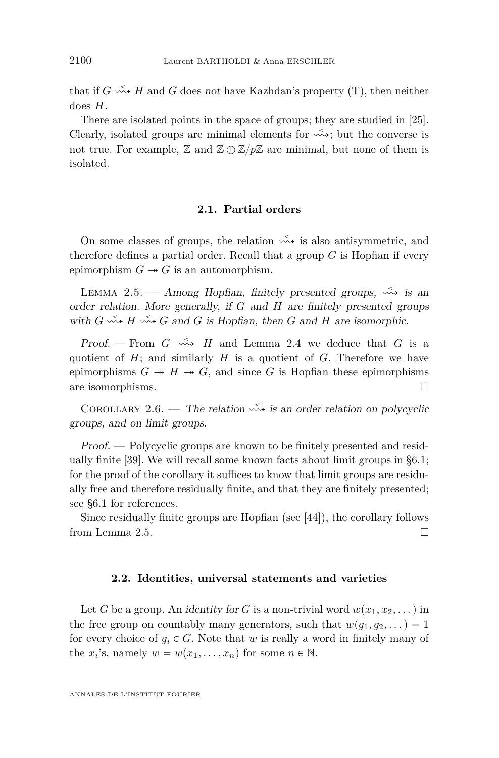that if $G \overset{<}{\rightsquigarrow} H$ and $G$ does *not* have Kazhdan's property (T), then neither does $H$.

There are isolated points in the space of groups; they are studied in [25]. Clearly, isolated groups are minimal elements for $\overset{<}{\rightsquigarrow}$; but the converse is not true. For example, $\mathbb{Z}$ and $\mathbb{Z} \oplus \mathbb{Z}/p\mathbb{Z}$ are minimal, but none of them is isolated.

## 2.1. Partial orders

On some classes of groups, the relation $\overset{<}{\rightsquigarrow}$ is also antisymmetric, and therefore defines a partial order. Recall that a group $G$ is Hopfian if every epimorphism $G \twoheadrightarrow G$ is an automorphism.

Lemma 2.5. — *Among Hopfian, finitely presented groups, $\overset{<}{\rightsquigarrow}$ is an order relation. More generally, if $G$ and $H$ are finitely presented groups with $G \overset{<}{\rightsquigarrow} H \overset{<}{\rightsquigarrow} G$ and $G$ is Hopfian, then $G$ and $H$ are isomorphic.*

*Proof.* — From $G \overset{<}{\rightsquigarrow} H$ and Lemma 2.4 we deduce that $G$ is a quotient of $H$; and similarly $H$ is a quotient of $G$. Therefore we have epimorphisms $G \twoheadrightarrow H \twoheadrightarrow G$, and since $G$ is Hopfian these epimorphisms are isomorphisms. □

Corollary 2.6. — *The relation $\overset{<}{\rightsquigarrow}$ is an order relation on polycyclic groups, and on limit groups.*

*Proof.* — Polycyclic groups are known to be finitely presented and residually finite [39]. We will recall some known facts about limit groups in §6.1; for the proof of the corollary it suffices to know that limit groups are residually free and therefore residually finite, and that they are finitely presented; see §6.1 for references.

Since residually finite groups are Hopfian (see [44]), the corollary follows from Lemma 2.5. □

## 2.2. Identities, universal statements and varieties

Let $G$ be a group. An *identity for* $G$ is a non-trivial word $w(x_1, x_2, \dots)$ in the free group on countably many generators, such that $w(g_1, g_2, \dots) = 1$ for every choice of $g_i \in G$. Note that $w$ is really a word in finitely many of the $x_i$'s, namely $w = w(x_1, \dots, x_n)$ for some $n \in \mathbb{N}$.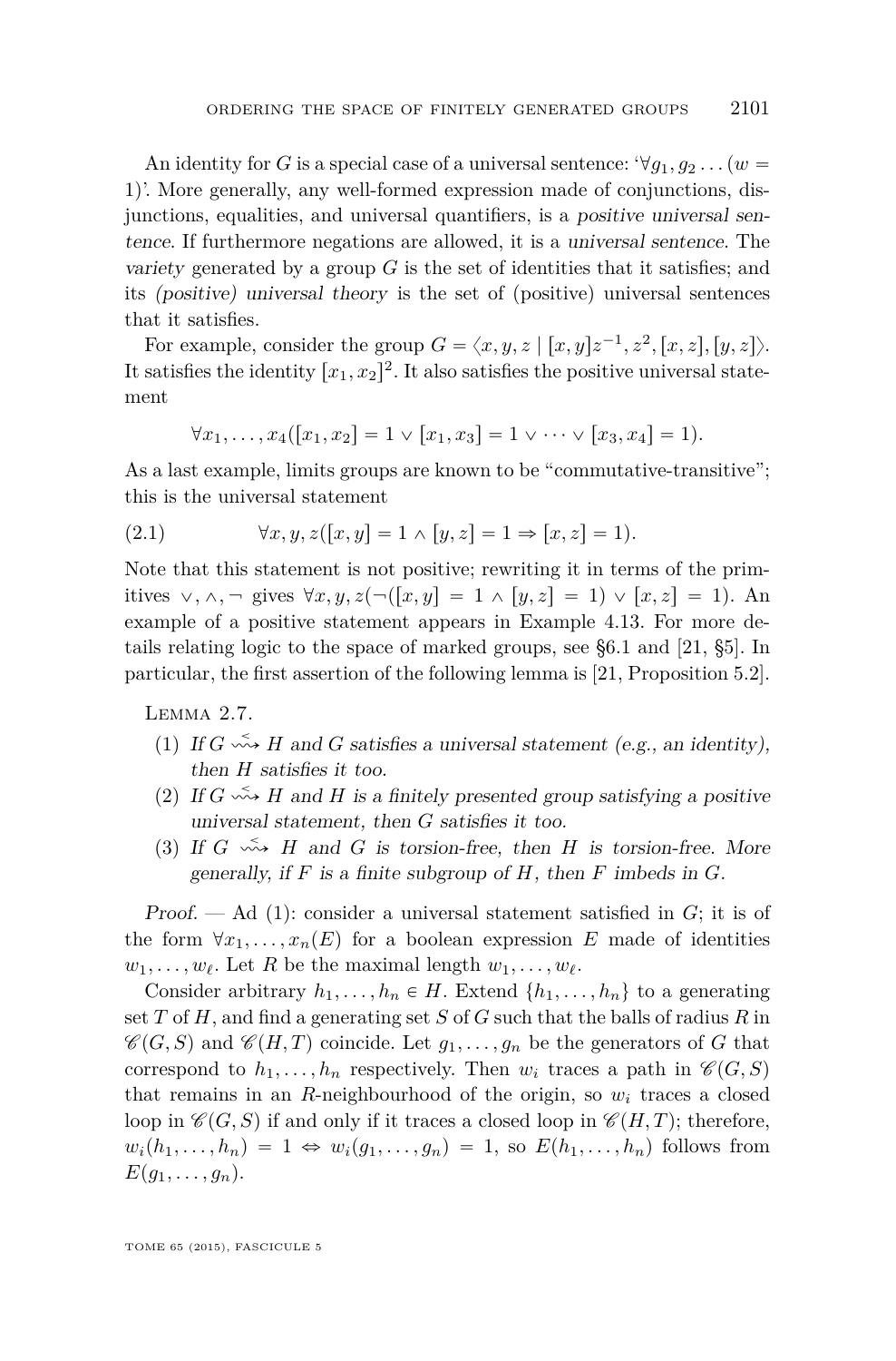An identity for $G$ is a special case of a universal sentence: '$\forall g_1, g_2 \ldots (w = 1)$'. More generally, any well-formed expression made of conjunctions, disjunctions, equalities, and universal quantifiers, is a *positive universal sentence*. If furthermore negations are allowed, it is a *universal sentence*. The *variety* generated by a group $G$ is the set of identities that it satisfies; and its *(positive) universal theory* is the set of (positive) universal sentences that it satisfies.

For example, consider the group $G = \langle x, y, z \mid [x, y]z^{-1}, z^2, [x, z], [y, z]\rangle$. It satisfies the identity $[x_1, x_2]^2$. It also satisfies the positive universal statement

$$\forall x_1, \ldots, x_4([x_1, x_2] = 1 \vee [x_1, x_3] = 1 \vee \cdots \vee [x_3, x_4] = 1).$$

As a last example, limits groups are known to be "commutative-transitive"; this is the universal statement

$$\forall x, y, z([x, y] = 1 \wedge [y, z] = 1 \Rightarrow [x, z] = 1). \tag{2.1}$$

Note that this statement is not positive; rewriting it in terms of the primitives $\vee, \wedge, \neg$ gives $\forall x, y, z(\neg([x, y] = 1 \wedge [y, z] = 1) \vee [x, z] = 1)$. An example of a positive statement appears in Example 4.13. For more details relating logic to the space of marked groups, see §6.1 and [21, §5]. In particular, the first assertion of the following lemma is [21, Proposition 5.2].

Lemma 2.7.

1. *If $G \overset{<}{\rightsquigarrow} H$ and $G$ satisfies a universal statement (e.g., an identity), then $H$ satisfies it too.*
2. *If $G \overset{<}{\rightsquigarrow} H$ and $H$ is a finitely presented group satisfying a positive universal statement, then $G$ satisfies it too.*
3. *If $G \overset{<}{\rightsquigarrow} H$ and $G$ is torsion-free, then $H$ is torsion-free. More generally, if $F$ is a finite subgroup of $H$, then $F$ imbeds in $G$.*

*Proof.* — Ad (1): consider a universal statement satisfied in $G$; it is of the form $\forall x_1, \ldots, x_n(E)$ for a boolean expression $E$ made of identities $w_1, \ldots, w_\ell$. Let $R$ be the maximal length $w_1, \ldots, w_\ell$.

Consider arbitrary $h_1, \ldots, h_n \in H$. Extend $\{h_1, \ldots, h_n\}$ to a generating set $T$ of $H$, and find a generating set $S$ of $G$ such that the balls of radius $R$ in $\mathscr{C}(G, S)$ and $\mathscr{C}(H, T)$ coincide. Let $g_1, \ldots, g_n$ be the generators of $G$ that correspond to $h_1, \ldots, h_n$ respectively. Then $w_i$ traces a path in $\mathscr{C}(G, S)$ that remains in an $R$-neighbourhood of the origin, so $w_i$ traces a closed loop in $\mathscr{C}(G, S)$ if and only if it traces a closed loop in $\mathscr{C}(H, T)$; therefore, $w_i(h_1, \ldots, h_n) = 1 \Leftrightarrow w_i(g_1, \ldots, g_n) = 1$, so $E(h_1, \ldots, h_n)$ follows from $E(g_1, \ldots, g_n)$.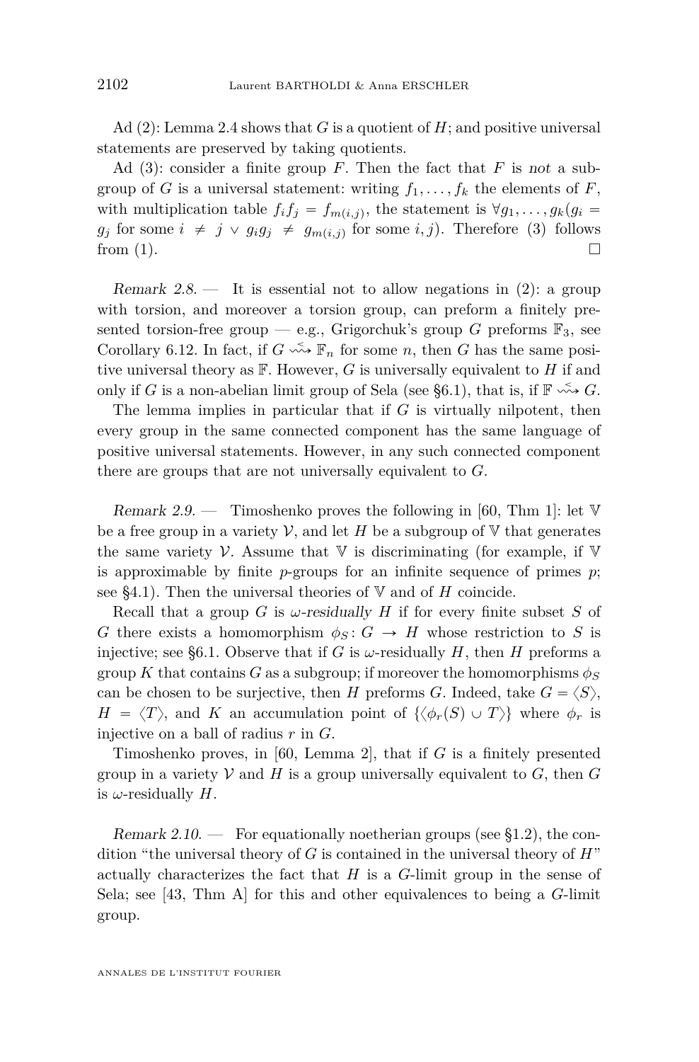Ad (2): Lemma 2.4 shows that $G$ is a quotient of $H$; and positive universal statements are preserved by taking quotients.

Ad (3): consider a finite group $F$. Then the fact that $F$ is *not* a subgroup of $G$ is a universal statement: writing $f_1, \dots, f_k$ the elements of $F$, with multiplication table $f_i f_j = f_{m(i,j)}$, the statement is $\forall g_1, \dots, g_k (g_i = g_j$ for some $i \neq j \vee g_i g_j \neq g_{m(i,j)}$ for some $i, j)$. Therefore (3) follows from (1). □

*Remark 2.8.* — It is essential not to allow negations in (2): a group with torsion, and moreover a torsion group, can preform a finitely presented torsion-free group — e.g., Grigorchuk's group $G$ preforms $\mathbb{F}_3$, see Corollary 6.12. In fact, if $G \overset{<}{\rightsquigarrow} \mathbb{F}_n$ for some $n$, then $G$ has the same positive universal theory as $\mathbb{F}$. However, $G$ is universally equivalent to $H$ if and only if $G$ is a non-abelian limit group of Sela (see §6.1), that is, if $\mathbb{F} \overset{<}{\rightsquigarrow} G$.

The lemma implies in particular that if $G$ is virtually nilpotent, then every group in the same connected component has the same language of positive universal statements. However, in any such connected component there are groups that are not universally equivalent to $G$.

*Remark 2.9.* — Timoshenko proves the following in [60, Thm 1]: let $\mathbb{V}$ be a free group in a variety $\mathcal{V}$, and let $H$ be a subgroup of $\mathbb{V}$ that generates the same variety $\mathcal{V}$. Assume that $\mathbb{V}$ is discriminating (for example, if $\mathbb{V}$ is approximable by finite $p$-groups for an infinite sequence of primes $p$; see §4.1). Then the universal theories of $\mathbb{V}$ and of $H$ coincide.

Recall that a group $G$ is *$\omega$-residually $H$* if for every finite subset $S$ of $G$ there exists a homomorphism $\phi_S\colon G \to H$ whose restriction to $S$ is injective; see §6.1. Observe that if $G$ is $\omega$-residually $H$, then $H$ preforms a group $K$ that contains $G$ as a subgroup; if moreover the homomorphisms $\phi_S$ can be chosen to be surjective, then $H$ preforms $G$. Indeed, take $G = \langle S \rangle$, $H = \langle T \rangle$, and $K$ an accumulation point of $\{\langle \phi_r(S) \cup T \rangle\}$ where $\phi_r$ is injective on a ball of radius $r$ in $G$.

Timoshenko proves, in [60, Lemma 2], that if $G$ is a finitely presented group in a variety $\mathcal{V}$ and $H$ is a group universally equivalent to $G$, then $G$ is $\omega$-residually $H$.

*Remark 2.10.* — For equationally noetherian groups (see §1.2), the condition "the universal theory of $G$ is contained in the universal theory of $H$" actually characterizes the fact that $H$ is a $G$-limit group in the sense of Sela; see [43, Thm A] for this and other equivalences to being a $G$-limit group.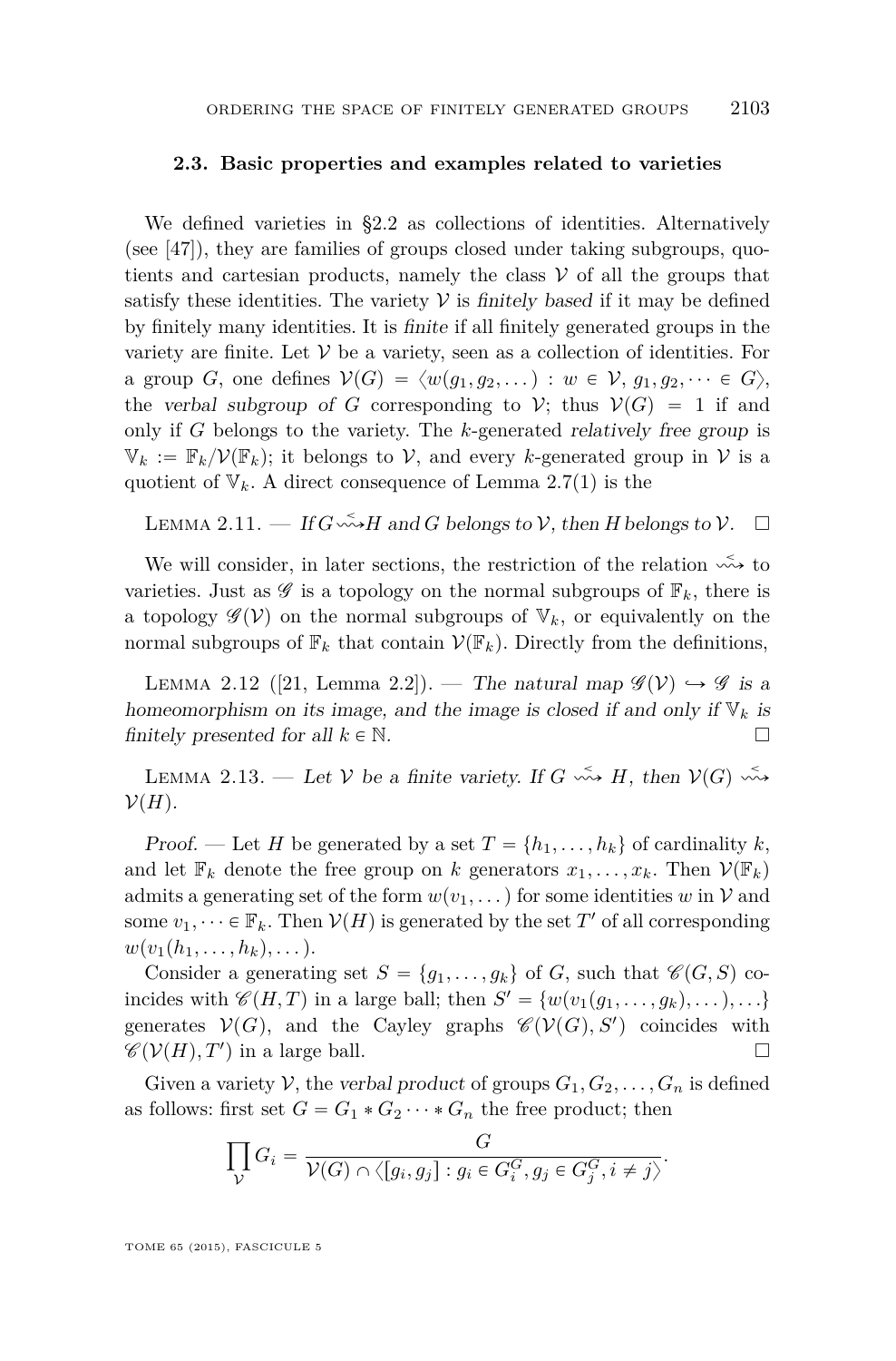### 2.3. Basic properties and examples related to varieties

We defined varieties in §2.2 as collections of identities. Alternatively (see [47]), they are families of groups closed under taking subgroups, quotients and cartesian products, namely the class $\mathcal{V}$ of all the groups that satisfy these identities. The variety $\mathcal{V}$ is *finitely based* if it may be defined by finitely many identities. It is *finite* if all finitely generated groups in the variety are finite. Let $\mathcal{V}$ be a variety, seen as a collection of identities. For a group $G$, one defines $\mathcal{V}(G) = \langle w(g_1, g_2, \dots) : w \in \mathcal{V}, g_1, g_2, \dots \in G\rangle$, the *verbal subgroup of* $G$ corresponding to $\mathcal{V}$; thus $\mathcal{V}(G) = 1$ if and only if $G$ belongs to the variety. The $k$-generated *relatively free group* is $\mathbb{V}_k := \mathbb{F}_k / \mathcal{V}(\mathbb{F}_k)$; it belongs to $\mathcal{V}$, and every $k$-generated group in $\mathcal{V}$ is a quotient of $\mathbb{V}_k$. A direct consequence of Lemma 2.7(1) is the

Lemma 2.11. — *If $G \overset{<}{\rightsquigarrow} H$ and $G$ belongs to $\mathcal{V}$, then $H$ belongs to $\mathcal{V}$.* □

We will consider, in later sections, the restriction of the relation $\overset{<}{\rightsquigarrow}$ to varieties. Just as $\mathscr{G}$ is a topology on the normal subgroups of $\mathbb{F}_k$, there is a topology $\mathscr{G}(\mathcal{V})$ on the normal subgroups of $\mathbb{V}_k$, or equivalently on the normal subgroups of $\mathbb{F}_k$ that contain $\mathcal{V}(\mathbb{F}_k)$. Directly from the definitions,

Lemma 2.12 ([21, Lemma 2.2]). — *The natural map $\mathscr{G}(\mathcal{V}) \hookrightarrow \mathscr{G}$ is a homeomorphism on its image, and the image is closed if and only if $\mathbb{V}_k$ is finitely presented for all $k \in \mathbb{N}$.* □

Lemma 2.13. — *Let $\mathcal{V}$ be a finite variety. If $G \overset{<}{\rightsquigarrow} H$, then $\mathcal{V}(G) \overset{<}{\rightsquigarrow} \mathcal{V}(H)$.*

*Proof.* — Let $H$ be generated by a set $T = \{h_1, \dots, h_k\}$ of cardinality $k$, and let $\mathbb{F}_k$ denote the free group on $k$ generators $x_1, \dots, x_k$. Then $\mathcal{V}(\mathbb{F}_k)$ admits a generating set of the form $w(v_1, \dots)$ for some identities $w$ in $\mathcal{V}$ and some $v_1, \dots \in \mathbb{F}_k$. Then $\mathcal{V}(H)$ is generated by the set $T'$ of all corresponding $w(v_1(h_1, \dots, h_k), \dots)$.

Consider a generating set $S = \{g_1, \dots, g_k\}$ of $G$, such that $\mathscr{C}(G, S)$ coincides with $\mathscr{C}(H, T)$ in a large ball; then $S' = \{w(v_1(g_1, \dots, g_k), \dots), \dots\}$ generates $\mathcal{V}(G)$, and the Cayley graphs $\mathscr{C}(\mathcal{V}(G), S')$ coincides with $\mathscr{C}(\mathcal{V}(H), T')$ in a large ball. □

Given a variety $\mathcal{V}$, the *verbal product* of groups $G_1, G_2, \dots, G_n$ is defined as follows: first set $G = G_1 * G_2 \cdots * G_n$ the free product; then

$$\prod_{\mathcal{V}} G_i = \frac{G}{\mathcal{V}(G) \cap \langle [g_i, g_j] : g_i \in G_i^G, g_j \in G_j^G, i \neq j\rangle}.$$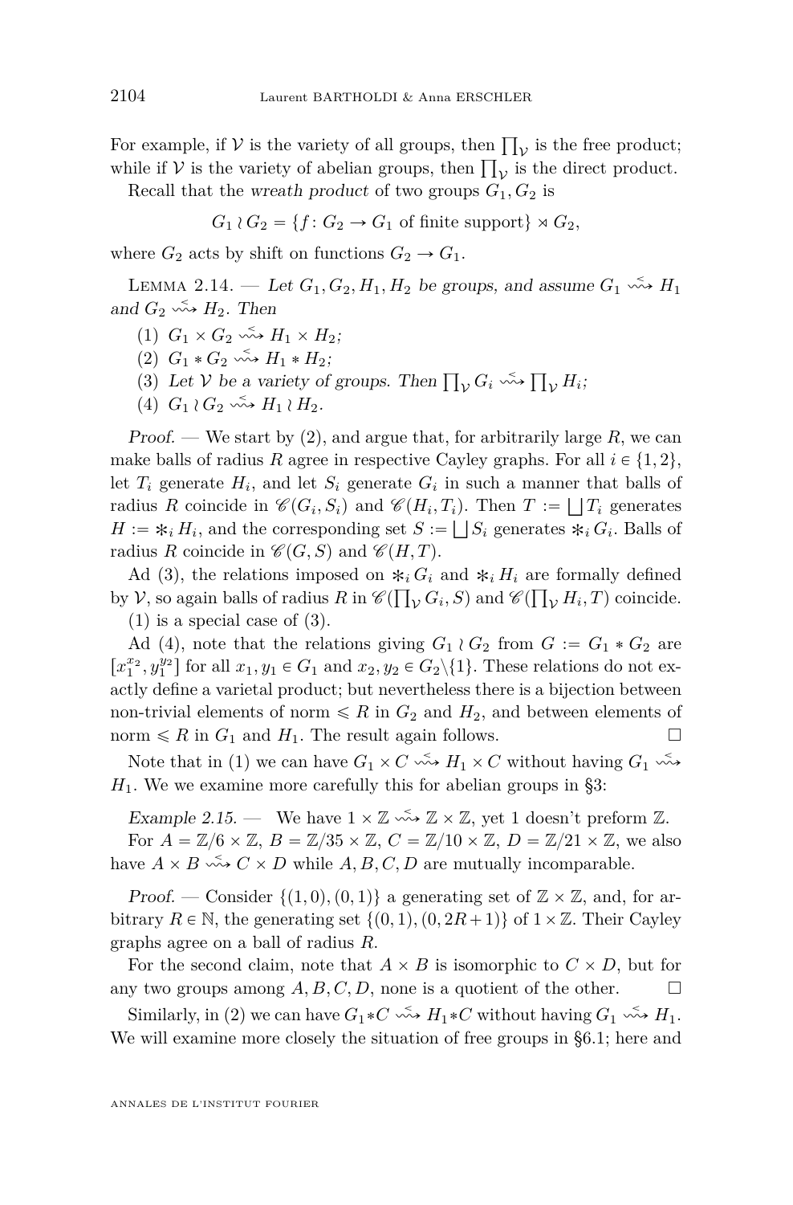For example, if $\mathcal{V}$ is the variety of all groups, then $\prod_{\mathcal{V}}$ is the free product; while if $\mathcal{V}$ is the variety of abelian groups, then $\prod_{\mathcal{V}}$ is the direct product.

Recall that the *wreath product* of two groups $G_1, G_2$ is

$$G_1 \wr G_2 = \{f\colon G_2 \to G_1 \text{ of finite support}\} \rtimes G_2,$$

where $G_2$ acts by shift on functions $G_2 \to G_1$.

Lemma 2.14. — *Let $G_1, G_2, H_1, H_2$ be groups, and assume $G_1 \overset{<}{\rightsquigarrow} H_1$ and $G_2 \overset{<}{\rightsquigarrow} H_2$. Then*

1. *$G_1 \times G_2 \overset{<}{\rightsquigarrow} H_1 \times H_2$;*
2. *$G_1 * G_2 \overset{<}{\rightsquigarrow} H_1 * H_2$;*
3. *Let $\mathcal{V}$ be a variety of groups. Then $\prod_{\mathcal{V}} G_i \overset{<}{\rightsquigarrow} \prod_{\mathcal{V}} H_i$;*
4. *$G_1 \wr G_2 \overset{<}{\rightsquigarrow} H_1 \wr H_2$.*

*Proof.* — We start by (2), and argue that, for arbitrarily large $R$, we can make balls of radius $R$ agree in respective Cayley graphs. For all $i \in \{1,2\}$, let $T_i$ generate $H_i$, and let $S_i$ generate $G_i$ in such a manner that balls of radius $R$ coincide in $\mathscr{C}(G_i, S_i)$ and $\mathscr{C}(H_i, T_i)$. Then $T := \bigsqcup T_i$ generates $H := \ast_i H_i$, and the corresponding set $S := \bigsqcup S_i$ generates $\ast_i G_i$. Balls of radius $R$ coincide in $\mathscr{C}(G, S)$ and $\mathscr{C}(H, T)$.

Ad (3), the relations imposed on $\ast_i G_i$ and $\ast_i H_i$ are formally defined by $\mathcal{V}$, so again balls of radius $R$ in $\mathscr{C}(\prod_{\mathcal{V}} G_i, S)$ and $\mathscr{C}(\prod_{\mathcal{V}} H_i, T)$ coincide.

(1) is a special case of (3).

Ad (4), note that the relations giving $G_1 \wr G_2$ from $G := G_1 * G_2$ are $[x_1^{x_2}, y_1^{y_2}]$ for all $x_1, y_1 \in G_1$ and $x_2, y_2 \in G_2 \backslash \{1\}$. These relations do not exactly define a varietal product; but nevertheless there is a bijection between non-trivial elements of norm $\leqslant R$ in $G_2$ and $H_2$, and between elements of norm $\leqslant R$ in $G_1$ and $H_1$. The result again follows. □

Note that in (1) we can have $G_1 \times C \overset{<}{\rightsquigarrow} H_1 \times C$ without having $G_1 \overset{<}{\rightsquigarrow} H_1$. We we examine more carefully this for abelian groups in §3:

*Example 2.15.* — We have $1 \times \mathbb{Z} \overset{<}{\rightsquigarrow} \mathbb{Z} \times \mathbb{Z}$, yet 1 doesn't preform $\mathbb{Z}$.

For $A = \mathbb{Z}/6 \times \mathbb{Z}$, $B = \mathbb{Z}/35 \times \mathbb{Z}$, $C = \mathbb{Z}/10 \times \mathbb{Z}$, $D = \mathbb{Z}/21 \times \mathbb{Z}$, we also have $A \times B \overset{<}{\rightsquigarrow} C \times D$ while $A, B, C, D$ are mutually incomparable.

*Proof.* — Consider $\{(1,0),(0,1)\}$ a generating set of $\mathbb{Z} \times \mathbb{Z}$, and, for arbitrary $R \in \mathbb{N}$, the generating set $\{(0,1),(0,2R+1)\}$ of $1 \times \mathbb{Z}$. Their Cayley graphs agree on a ball of radius $R$.

For the second claim, note that $A \times B$ is isomorphic to $C \times D$, but for any two groups among $A, B, C, D$, none is a quotient of the other. □

Similarly, in (2) we can have $G_1 * C \overset{<}{\rightsquigarrow} H_1 * C$ without having $G_1 \overset{<}{\rightsquigarrow} H_1$. We will examine more closely the situation of free groups in §6.1; here and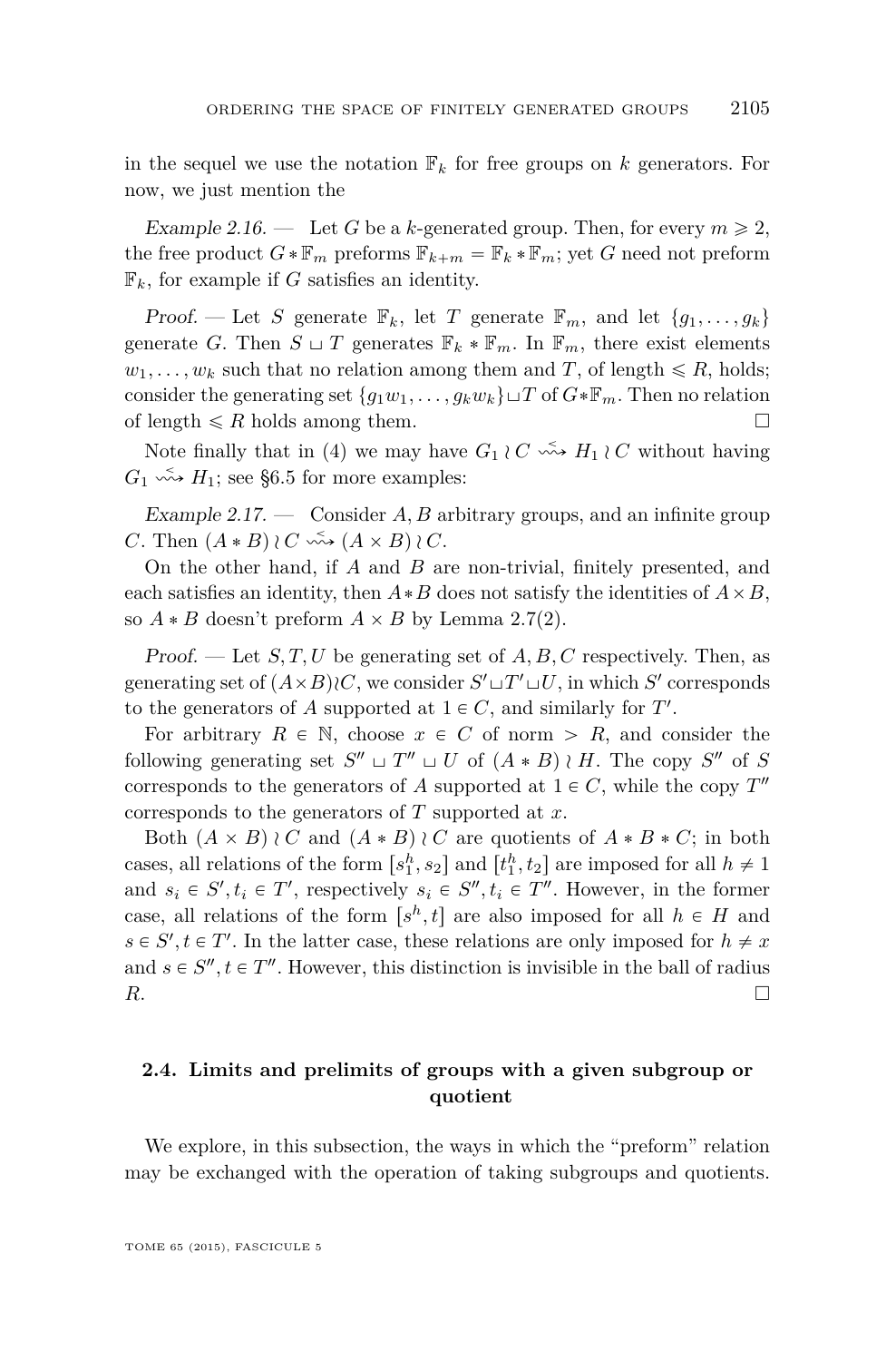in the sequel we use the notation $\mathbb{F}_k$ for free groups on $k$ generators. For now, we just mention the

*Example 2.16.* — Let $G$ be a $k$-generated group. Then, for every $m \geqslant 2$, the free product $G * \mathbb{F}_m$ preforms $\mathbb{F}_{k+m} = \mathbb{F}_k * \mathbb{F}_m$; yet $G$ need not preform $\mathbb{F}_k$, for example if $G$ satisfies an identity.

*Proof.* — Let $S$ generate $\mathbb{F}_k$, let $T$ generate $\mathbb{F}_m$, and let $\{g_1, \dots, g_k\}$ generate $G$. Then $S \sqcup T$ generates $\mathbb{F}_k * \mathbb{F}_m$. In $\mathbb{F}_m$, there exist elements $w_1, \dots, w_k$ such that no relation among them and $T$, of length $\leqslant R$, holds; consider the generating set $\{g_1 w_1, \dots, g_k w_k\} \sqcup T$ of $G * \mathbb{F}_m$. Then no relation of length $\leqslant R$ holds among them. □

Note finally that in (4) we may have $G_1 \wr C \overset{<}{\rightsquigarrow} H_1 \wr C$ without having $G_1 \overset{<}{\rightsquigarrow} H_1$; see §6.5 for more examples:

*Example 2.17.* — Consider $A, B$ arbitrary groups, and an infinite group $C$. Then $(A * B) \wr C \overset{<}{\rightsquigarrow} (A \times B) \wr C$.

On the other hand, if $A$ and $B$ are non-trivial, finitely presented, and each satisfies an identity, then $A * B$ does not satisfy the identities of $A \times B$, so $A * B$ doesn't preform $A \times B$ by Lemma 2.7(2).

*Proof.* — Let $S, T, U$ be generating set of $A, B, C$ respectively. Then, as generating set of $(A \times B) \wr C$, we consider $S' \sqcup T' \sqcup U$, in which $S'$ corresponds to the generators of $A$ supported at $1 \in C$, and similarly for $T'$.

For arbitrary $R \in \mathbb{N}$, choose $x \in C$ of norm $> R$, and consider the following generating set $S'' \sqcup T'' \sqcup U$ of $(A * B) \wr H$. The copy $S''$ of $S$ corresponds to the generators of $A$ supported at $1 \in C$, while the copy $T''$ corresponds to the generators of $T$ supported at $x$.

Both $(A \times B) \wr C$ and $(A * B) \wr C$ are quotients of $A * B * C$; in both cases, all relations of the form $[s_1^h, s_2]$ and $[t_1^h, t_2]$ are imposed for all $h \neq 1$ and $s_i \in S', t_i \in T'$, respectively $s_i \in S'', t_i \in T''$. However, in the former case, all relations of the form $[s^h, t]$ are also imposed for all $h \in H$ and $s \in S', t \in T'$. In the latter case, these relations are only imposed for $h \neq x$ and $s \in S'', t \in T''$. However, this distinction is invisible in the ball of radius $R$. □

### 2.4. Limits and prelimits of groups with a given subgroup or quotient

We explore, in this subsection, the ways in which the "preform" relation may be exchanged with the operation of taking subgroups and quotients.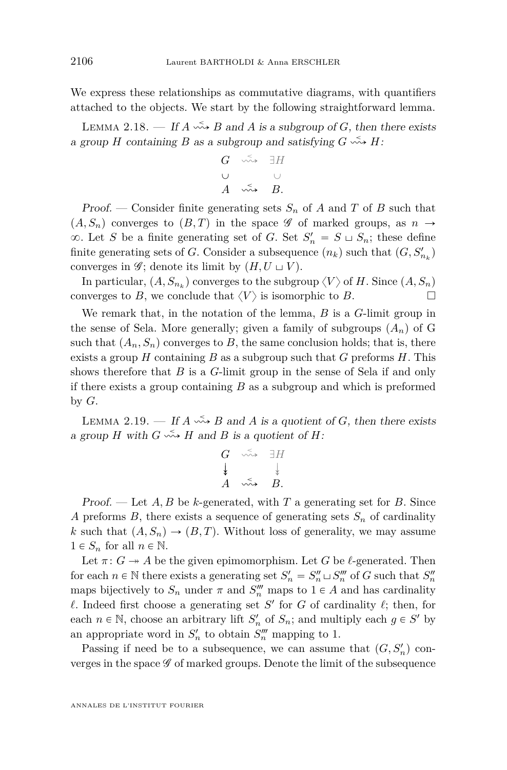We express these relationships as commutative diagrams, with quantifiers attached to the objects. We start by the following straightforward lemma.

Lemma 2.18. — *If $A \overset{<}{\rightsquigarrow} B$ and $A$ is a subgroup of $G$, then there exists a group $H$ containing $B$ as a subgroup and satisfying $G \overset{<}{\rightsquigarrow} H$:*

$$\begin{array}{ccc} G & \overset{<}{\rightsquigarrow} & \exists H \\ \cup & & \cup \\ A & \overset{<}{\rightsquigarrow} & B. \end{array}$$

*Proof.* — Consider finite generating sets $S_n$ of $A$ and $T$ of $B$ such that $(A, S_n)$ converges to $(B, T)$ in the space $\mathscr{G}$ of marked groups, as $n \to \infty$. Let $S$ be a finite generating set of $G$. Set $S'_n = S \sqcup S_n$; these define finite generating sets of $G$. Consider a subsequence $(n_k)$ such that $(G, S'_{n_k})$ converges in $\mathscr{G}$; denote its limit by $(H, U \sqcup V)$.

In particular, $(A, S_{n_k})$ converges to the subgroup $\langle V \rangle$ of $H$. Since $(A, S_n)$ converges to $B$, we conclude that $\langle V \rangle$ is isomorphic to $B$. □

We remark that, in the notation of the lemma, $B$ is a $G$-limit group in the sense of Sela. More generally; given a family of subgroups $(A_n)$ of G such that $(A_n, S_n)$ converges to $B$, the same conclusion holds; that is, there exists a group $H$ containing $B$ as a subgroup such that $G$ preforms $H$. This shows therefore that $B$ is a $G$-limit group in the sense of Sela if and only if there exists a group containing $B$ as a subgroup and which is preformed by $G$.

Lemma 2.19. — *If $A \overset{<}{\rightsquigarrow} B$ and $A$ is a quotient of $G$, then there exists a group $H$ with $G \overset{<}{\rightsquigarrow} H$ and $B$ is a quotient of $H$:*

$$\begin{array}{ccc} G & \overset{<}{\rightsquigarrow} & \exists H \\ \downarrow & & \downarrow \\ A & \overset{<}{\rightsquigarrow} & B. \end{array}$$

*Proof.* — Let $A, B$ be $k$-generated, with $T$ a generating set for $B$. Since $A$ preforms $B$, there exists a sequence of generating sets $S_n$ of cardinality $k$ such that $(A, S_n) \to (B, T)$. Without loss of generality, we may assume $1 \in S_n$ for all $n \in \mathbb{N}$.

Let $\pi \colon G \twoheadrightarrow A$ be the given epimomorphism. Let $G$ be $\ell$-generated. Then for each $n \in \mathbb{N}$ there exists a generating set $S'_n = S''_n \sqcup S'''_n$ of $G$ such that $S''_n$ maps bijectively to $S_n$ under $\pi$ and $S'''_n$ maps to $1 \in A$ and has cardinality $\ell$. Indeed first choose a generating set $S'$ for $G$ of cardinality $\ell$; then, for each $n \in \mathbb{N}$, choose an arbitrary lift $S'_n$ of $S_n$; and multiply each $g \in S'$ by an appropriate word in $S'_n$ to obtain $S'''_n$ mapping to 1.

Passing if need be to a subsequence, we can assume that $(G, S'_n)$ converges in the space $\mathscr{G}$ of marked groups. Denote the limit of the subsequence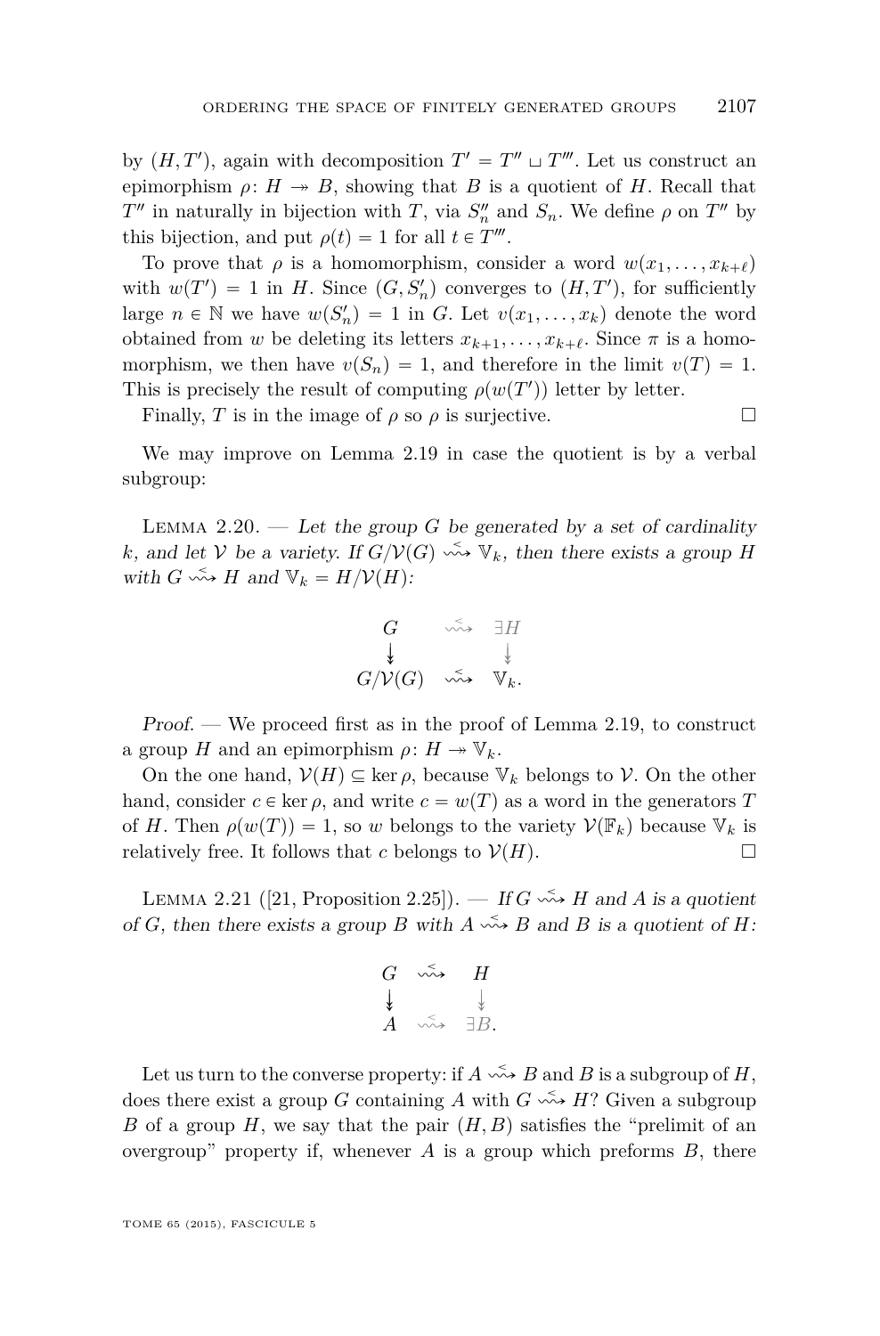by $(H, T')$, again with decomposition $T' = T'' \sqcup T'''$. Let us construct an epimorphism $\rho\colon H \twoheadrightarrow B$, showing that $B$ is a quotient of $H$. Recall that $T''$ in naturally in bijection with $T$, via $S''_n$ and $S_n$. We define $\rho$ on $T''$ by this bijection, and put $\rho(t) = 1$ for all $t \in T'''$.

To prove that $\rho$ is a homomorphism, consider a word $w(x_1, \dots, x_{k+\ell})$ with $w(T') = 1$ in $H$. Since $(G, S'_n)$ converges to $(H, T')$, for sufficiently large $n \in \mathbb{N}$ we have $w(S'_n) = 1$ in $G$. Let $v(x_1, \dots, x_k)$ denote the word obtained from $w$ be deleting its letters $x_{k+1}, \dots, x_{k+\ell}$. Since $\pi$ is a homomorphism, we then have $v(S_n) = 1$, and therefore in the limit $v(T) = 1$. This is precisely the result of computing $\rho(w(T'))$ letter by letter.

Finally, $T$ is in the image of $\rho$ so $\rho$ is surjective. □

We may improve on Lemma 2.19 in case the quotient is by a verbal subgroup:

Lemma 2.20. — *Let the group $G$ be generated by a set of cardinality $k$, and let $\mathcal{V}$ be a variety. If $G/\mathcal{V}(G) \overset{<}{\rightsquigarrow} \mathbb{V}_k$, then there exists a group $H$ with $G \overset{<}{\rightsquigarrow} H$ and $\mathbb{V}_k = H/\mathcal{V}(H)$:*

$$\begin{array}{ccc} G & \overset{<}{\rightsquigarrow} & \exists H \\ \downarrow & & \downarrow \\ G/\mathcal{V}(G) & \overset{<}{\rightsquigarrow} & \mathbb{V}_k. \end{array}$$

*Proof.* — We proceed first as in the proof of Lemma 2.19, to construct a group $H$ and an epimorphism $\rho\colon H \twoheadrightarrow \mathbb{V}_k$.

On the one hand, $\mathcal{V}(H) \subseteq \ker\rho$, because $\mathbb{V}_k$ belongs to $\mathcal{V}$. On the other hand, consider $c \in \ker\rho$, and write $c = w(T)$ as a word in the generators $T$ of $H$. Then $\rho(w(T)) = 1$, so $w$ belongs to the variety $\mathcal{V}(\mathbb{F}_k)$ because $\mathbb{V}_k$ is relatively free. It follows that $c$ belongs to $\mathcal{V}(H)$. □

Lemma 2.21 ([21, Proposition 2.25]). — *If $G \overset{<}{\rightsquigarrow} H$ and $A$ is a quotient of $G$, then there exists a group $B$ with $A \overset{<}{\rightsquigarrow} B$ and $B$ is a quotient of $H$:*

$$\begin{array}{ccc} G & \overset{<}{\rightsquigarrow} & H \\ \downarrow & & \downarrow \\ A & \overset{<}{\rightsquigarrow} & \exists B. \end{array}$$

Let us turn to the converse property: if $A \overset{<}{\rightsquigarrow} B$ and $B$ is a subgroup of $H$, does there exist a group $G$ containing $A$ with $G \overset{<}{\rightsquigarrow} H$? Given a subgroup $B$ of a group $H$, we say that the pair $(H, B)$ satisfies the "prelimit of an overgroup" property if, whenever $A$ is a group which preforms $B$, there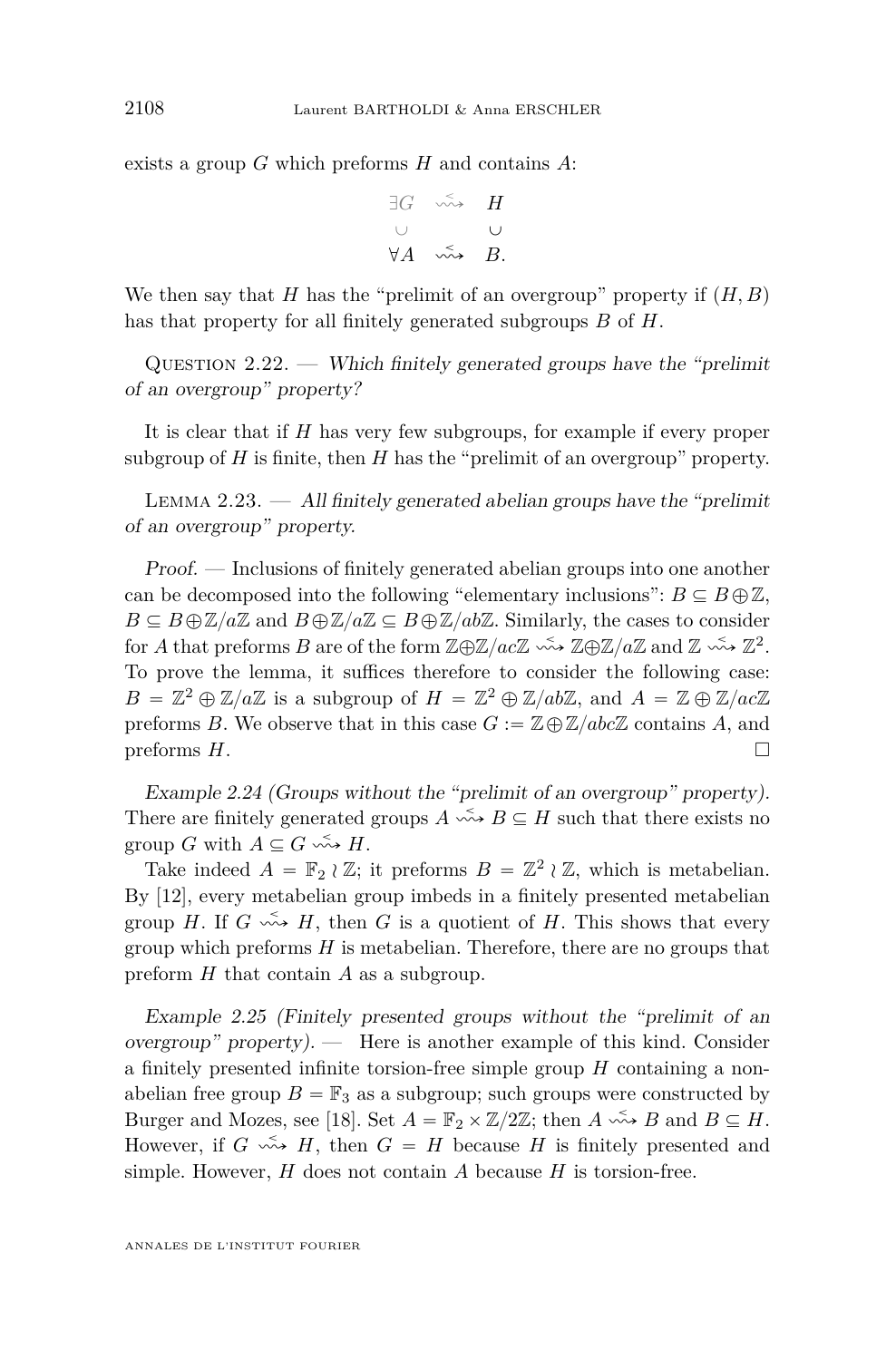exists a group $G$ which preforms $H$ and contains $A$:

$$\begin{array}{ccc} \exists G & \overset{<}{\rightsquigarrow} & H \\ \cup & & \cup \\ \forall A & \overset{<}{\rightsquigarrow} & B. \end{array}$$

We then say that $H$ has the "prelimit of an overgroup" property if $(H,B)$ has that property for all finitely generated subgroups $B$ of $H$.

Question 2.22. — *Which finitely generated groups have the "prelimit of an overgroup" property?*

It is clear that if $H$ has very few subgroups, for example if every proper subgroup of $H$ is finite, then $H$ has the "prelimit of an overgroup" property.

Lemma 2.23. — *All finitely generated abelian groups have the "prelimit of an overgroup" property.*

*Proof.* — Inclusions of finitely generated abelian groups into one another can be decomposed into the following "elementary inclusions": $B \subseteq B\oplus\mathbb{Z}$, $B \subseteq B\oplus\mathbb{Z}/a\mathbb{Z}$ and $B\oplus\mathbb{Z}/a\mathbb{Z} \subseteq B\oplus\mathbb{Z}/ab\mathbb{Z}$. Similarly, the cases to consider for $A$ that preforms $B$ are of the form $\mathbb{Z}\oplus\mathbb{Z}/ac\mathbb{Z} \overset{<}{\rightsquigarrow} \mathbb{Z}\oplus\mathbb{Z}/a\mathbb{Z}$ and $\mathbb{Z} \overset{<}{\rightsquigarrow} \mathbb{Z}^2$. To prove the lemma, it suffices therefore to consider the following case: $B = \mathbb{Z}^2 \oplus \mathbb{Z}/a\mathbb{Z}$ is a subgroup of $H = \mathbb{Z}^2 \oplus \mathbb{Z}/ab\mathbb{Z}$, and $A = \mathbb{Z} \oplus \mathbb{Z}/ac\mathbb{Z}$ preforms $B$. We observe that in this case $G := \mathbb{Z}\oplus\mathbb{Z}/abc\mathbb{Z}$ contains $A$, and preforms $H$. □

*Example 2.24 (Groups without the "prelimit of an overgroup" property).* There are finitely generated groups $A \overset{<}{\rightsquigarrow} B \subseteq H$ such that there exists no group $G$ with $A \subseteq G \overset{<}{\rightsquigarrow} H$.

Take indeed $A = \mathbb{F}_2 \wr \mathbb{Z}$; it preforms $B = \mathbb{Z}^2 \wr \mathbb{Z}$, which is metabelian. By [12], every metabelian group imbeds in a finitely presented metabelian group $H$. If $G \overset{<}{\rightsquigarrow} H$, then $G$ is a quotient of $H$. This shows that every group which preforms $H$ is metabelian. Therefore, there are no groups that preform $H$ that contain $A$ as a subgroup.

*Example 2.25 (Finitely presented groups without the "prelimit of an overgroup" property).* — Here is another example of this kind. Consider a finitely presented infinite torsion-free simple group $H$ containing a non-abelian free group $B = \mathbb{F}_3$ as a subgroup; such groups were constructed by Burger and Mozes, see [18]. Set $A = \mathbb{F}_2 \times \mathbb{Z}/2\mathbb{Z}$; then $A \overset{<}{\rightsquigarrow} B$ and $B \subseteq H$. However, if $G \overset{<}{\rightsquigarrow} H$, then $G = H$ because $H$ is finitely presented and simple. However, $H$ does not contain $A$ because $H$ is torsion-free.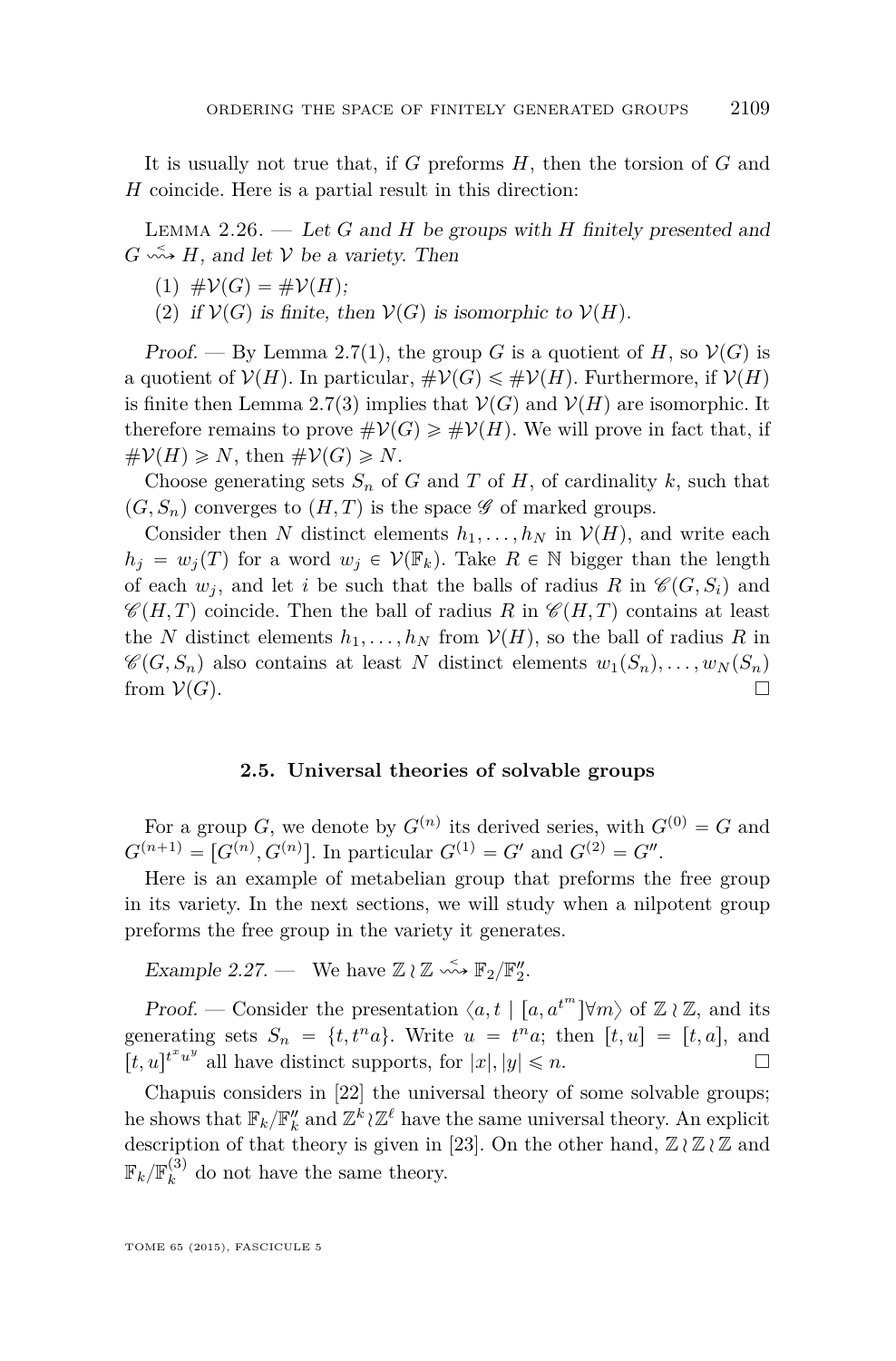It is usually not true that, if $G$ preforms $H$, then the torsion of $G$ and $H$ coincide. Here is a partial result in this direction:

Lemma 2.26. — *Let $G$ and $H$ be groups with $H$ finitely presented and $G \overset{<}{\rightsquigarrow} H$, and let $\mathcal{V}$ be a variety. Then*

1. $\#\mathcal{V}(G) = \#\mathcal{V}(H)$;
2. *if $\mathcal{V}(G)$ is finite, then $\mathcal{V}(G)$ is isomorphic to $\mathcal{V}(H)$.*

*Proof.* — By Lemma 2.7(1), the group $G$ is a quotient of $H$, so $\mathcal{V}(G)$ is a quotient of $\mathcal{V}(H)$. In particular, $\#\mathcal{V}(G) \leqslant \#\mathcal{V}(H)$. Furthermore, if $\mathcal{V}(H)$ is finite then Lemma 2.7(3) implies that $\mathcal{V}(G)$ and $\mathcal{V}(H)$ are isomorphic. It therefore remains to prove $\#\mathcal{V}(G) \geqslant \#\mathcal{V}(H)$. We will prove in fact that, if $\#\mathcal{V}(H) \geqslant N$, then $\#\mathcal{V}(G) \geqslant N$.

Choose generating sets $S_n$ of $G$ and $T$ of $H$, of cardinality $k$, such that $(G, S_n)$ converges to $(H, T)$ is the space $\mathscr{G}$ of marked groups.

Consider then $N$ distinct elements $h_1, \ldots, h_N$ in $\mathcal{V}(H)$, and write each $h_j = w_j(T)$ for a word $w_j \in \mathcal{V}(\mathbb{F}_k)$. Take $R \in \mathbb{N}$ bigger than the length of each $w_j$, and let $i$ be such that the balls of radius $R$ in $\mathscr{C}(G, S_i)$ and $\mathscr{C}(H, T)$ coincide. Then the ball of radius $R$ in $\mathscr{C}(H, T)$ contains at least the $N$ distinct elements $h_1, \ldots, h_N$ from $\mathcal{V}(H)$, so the ball of radius $R$ in $\mathscr{C}(G, S_n)$ also contains at least $N$ distinct elements $w_1(S_n), \ldots, w_N(S_n)$ from $\mathcal{V}(G)$. □

### 2.5. Universal theories of solvable groups

For a group $G$, we denote by $G^{(n)}$ its derived series, with $G^{(0)} = G$ and $G^{(n+1)} = [G^{(n)}, G^{(n)}]$. In particular $G^{(1)} = G'$ and $G^{(2)} = G''$.

Here is an example of metabelian group that preforms the free group in its variety. In the next sections, we will study when a nilpotent group preforms the free group in the variety it generates.

*Example 2.27.* — We have $\mathbb{Z} \wr \mathbb{Z} \overset{<}{\rightsquigarrow} \mathbb{F}_2/\mathbb{F}_2''$.

*Proof.* — Consider the presentation $\langle a, t \mid [a, a^{t^m}] \forall m \rangle$ of $\mathbb{Z} \wr \mathbb{Z}$, and its generating sets $S_n = \{t, t^n a\}$. Write $u = t^n a$; then $[t, u] = [t, a]$, and $[t, u]^{t^x u^y}$ all have distinct supports, for $|x|, |y| \leqslant n$. □

Chapuis considers in [22] the universal theory of some solvable groups; he shows that $\mathbb{F}_k/\mathbb{F}_k''$ and $\mathbb{Z}^k \wr \mathbb{Z}^\ell$ have the same universal theory. An explicit description of that theory is given in [23]. On the other hand, $\mathbb{Z} \wr \mathbb{Z} \wr \mathbb{Z}$ and $\mathbb{F}_k/\mathbb{F}_k^{(3)}$ do not have the same theory.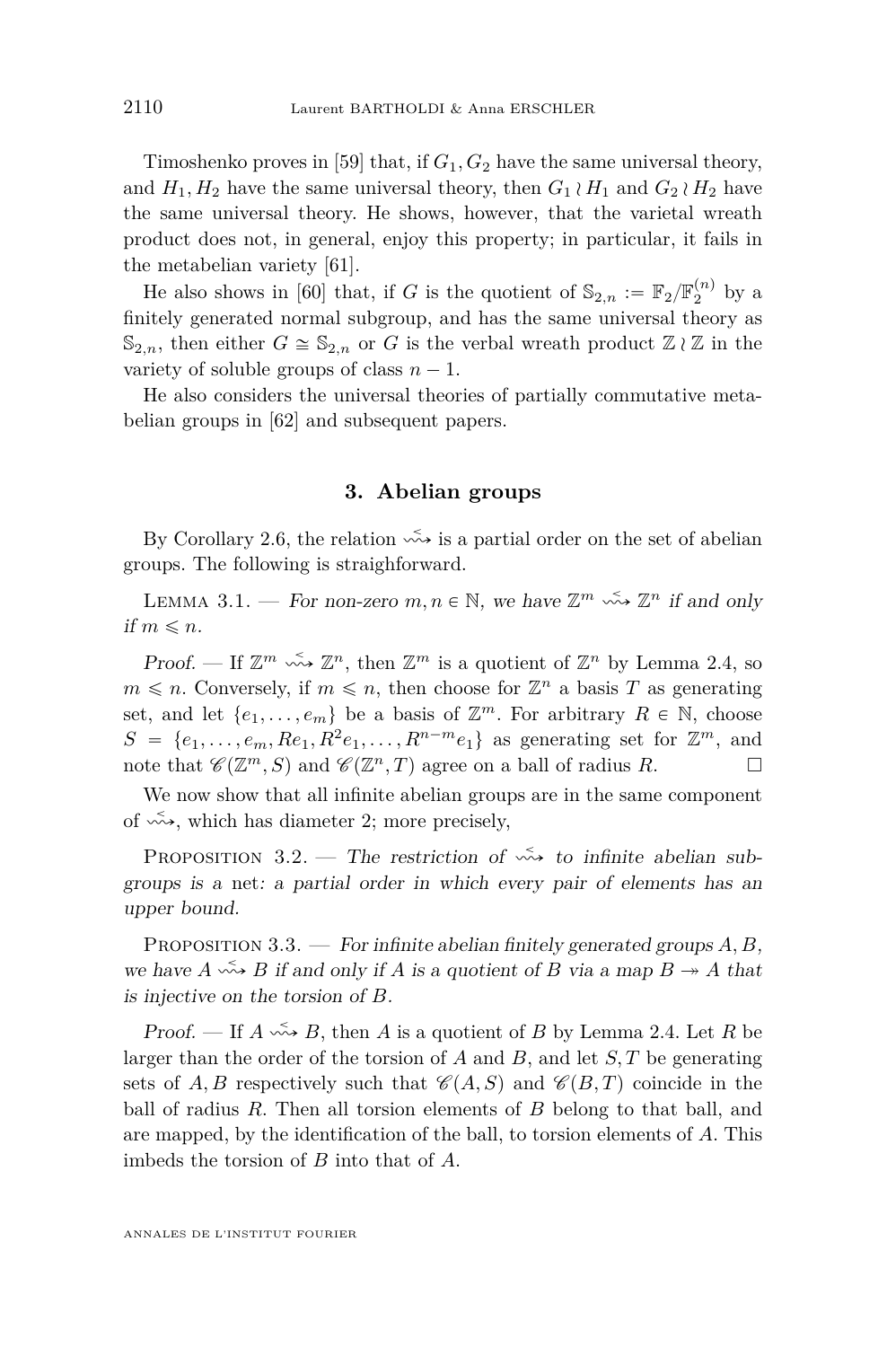Timoshenko proves in [59] that, if $G_1, G_2$ have the same universal theory, and $H_1, H_2$ have the same universal theory, then $G_1 \wr H_1$ and $G_2 \wr H_2$ have the same universal theory. He shows, however, that the varietal wreath product does not, in general, enjoy this property; in particular, it fails in the metabelian variety [61].

He also shows in [60] that, if $G$ is the quotient of $\mathbb{S}_{2,n} := \mathbb{F}_2/\mathbb{F}_2^{(n)}$ by a finitely generated normal subgroup, and has the same universal theory as $\mathbb{S}_{2,n}$, then either $G \cong \mathbb{S}_{2,n}$ or $G$ is the verbal wreath product $\mathbb{Z} \wr \mathbb{Z}$ in the variety of soluble groups of class $n-1$.

He also considers the universal theories of partially commutative metabelian groups in [62] and subsequent papers.

## 3. Abelian groups

By Corollary 2.6, the relation $\overset{<}{\rightsquigarrow}$ is a partial order on the set of abelian groups. The following is straighforward.

Lemma 3.1. — *For non-zero $m, n \in \mathbb{N}$, we have $\mathbb{Z}^m \overset{<}{\rightsquigarrow} \mathbb{Z}^n$ if and only if $m \leqslant n$.*

*Proof.* — If $\mathbb{Z}^m \overset{<}{\rightsquigarrow} \mathbb{Z}^n$, then $\mathbb{Z}^m$ is a quotient of $\mathbb{Z}^n$ by Lemma 2.4, so $m \leqslant n$. Conversely, if $m \leqslant n$, then choose for $\mathbb{Z}^n$ a basis $T$ as generating set, and let $\{e_1, \dots, e_m\}$ be a basis of $\mathbb{Z}^m$. For arbitrary $R \in \mathbb{N}$, choose $S = \{e_1, \dots, e_m, Re_1, R^2e_1, \dots, R^{n-m}e_1\}$ as generating set for $\mathbb{Z}^m$, and note that $\mathscr{C}(\mathbb{Z}^m, S)$ and $\mathscr{C}(\mathbb{Z}^n, T)$ agree on a ball of radius $R$. □

We now show that all infinite abelian groups are in the same component of $\overset{<}{\rightsquigarrow}$, which has diameter 2; more precisely,

Proposition 3.2. — *The restriction of $\overset{<}{\rightsquigarrow}$ to infinite abelian subgroups is a* net*: a partial order in which every pair of elements has an upper bound.*

Proposition 3.3. — *For infinite abelian finitely generated groups $A, B$, we have $A \overset{<}{\rightsquigarrow} B$ if and only if $A$ is a quotient of $B$ via a map $B \twoheadrightarrow A$ that is injective on the torsion of $B$.*

*Proof.* — If $A \overset{<}{\rightsquigarrow} B$, then $A$ is a quotient of $B$ by Lemma 2.4. Let $R$ be larger than the order of the torsion of $A$ and $B$, and let $S, T$ be generating sets of $A, B$ respectively such that $\mathscr{C}(A, S)$ and $\mathscr{C}(B, T)$ coincide in the ball of radius $R$. Then all torsion elements of $B$ belong to that ball, and are mapped, by the identification of the ball, to torsion elements of $A$. This imbeds the torsion of $B$ into that of $A$.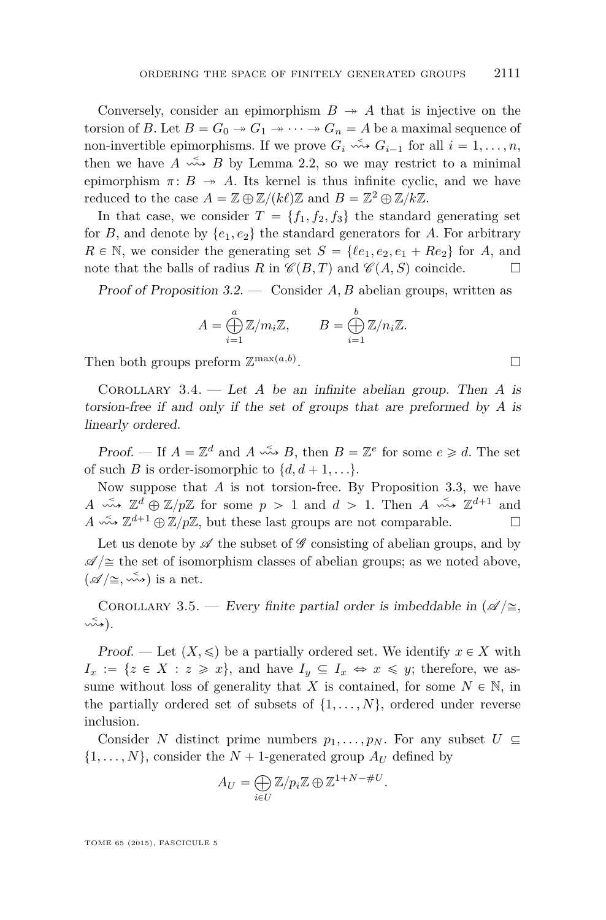Conversely, consider an epimorphism $B \twoheadrightarrow A$ that is injective on the torsion of $B$. Let $B = G_0 \twoheadrightarrow G_1 \twoheadrightarrow \cdots \twoheadrightarrow G_n = A$ be a maximal sequence of non-invertible epimorphisms. If we prove $G_i \overset{<}{\rightsquigarrow} G_{i-1}$ for all $i = 1, \ldots, n$, then we have $A \overset{<}{\rightsquigarrow} B$ by Lemma 2.2, so we may restrict to a minimal epimorphism $\pi \colon B \twoheadrightarrow A$. Its kernel is thus infinite cyclic, and we have reduced to the case $A = \mathbb{Z} \oplus \mathbb{Z}/(k\ell)\mathbb{Z}$ and $B = \mathbb{Z}^2 \oplus \mathbb{Z}/k\mathbb{Z}$.

In that case, we consider $T = \{f_1, f_2, f_3\}$ the standard generating set for $B$, and denote by $\{e_1, e_2\}$ the standard generators for $A$. For arbitrary $R \in \mathbb{N}$, we consider the generating set $S = \{\ell e_1, e_2, e_1 + Re_2\}$ for $A$, and note that the balls of radius $R$ in $\mathscr{C}(B, T)$ and $\mathscr{C}(A, S)$ coincide. □

*Proof of Proposition 3.2.* — Consider $A, B$ abelian groups, written as

$$A = \bigoplus_{i=1}^{a} \mathbb{Z}/m_i\mathbb{Z}, \qquad B = \bigoplus_{i=1}^{b} \mathbb{Z}/n_i\mathbb{Z}.$$

Then both groups preform $\mathbb{Z}^{\max(a,b)}$. □

Corollary 3.4. — *Let $A$ be an infinite abelian group. Then $A$ is torsion-free if and only if the set of groups that are preformed by $A$ is linearly ordered.*

*Proof.* — If $A = \mathbb{Z}^d$ and $A \overset{<}{\rightsquigarrow} B$, then $B = \mathbb{Z}^e$ for some $e \geqslant d$. The set of such $B$ is order-isomorphic to $\{d, d+1, \ldots\}$.

Now suppose that $A$ is not torsion-free. By Proposition 3.3, we have $A \overset{<}{\rightsquigarrow} \mathbb{Z}^d \oplus \mathbb{Z}/p\mathbb{Z}$ for some $p > 1$ and $d > 1$. Then $A \overset{<}{\rightsquigarrow} \mathbb{Z}^{d+1}$ and $A \overset{<}{\rightsquigarrow} \mathbb{Z}^{d+1} \oplus \mathbb{Z}/p\mathbb{Z}$, but these last groups are not comparable. □

Let us denote by $\mathscr{A}$ the subset of $\mathscr{G}$ consisting of abelian groups, and by $\mathscr{A}/{\cong}$ the set of isomorphism classes of abelian groups; as we noted above, $(\mathscr{A}/{\cong}, \overset{<}{\rightsquigarrow})$ is a net.

Corollary 3.5. — *Every finite partial order is imbeddable in $(\mathscr{A}/{\cong}, \overset{<}{\rightsquigarrow})$.*

*Proof.* — Let $(X, \leqslant)$ be a partially ordered set. We identify $x \in X$ with $I_x := \{z \in X : z \geqslant x\}$, and have $I_y \subseteq I_x \Leftrightarrow x \leqslant y$; therefore, we assume without loss of generality that $X$ is contained, for some $N \in \mathbb{N}$, in the partially ordered set of subsets of $\{1, \ldots, N\}$, ordered under reverse inclusion.

Consider $N$ distinct prime numbers $p_1, \ldots, p_N$. For any subset $U \subseteq \{1, \ldots, N\}$, consider the $N+1$-generated group $A_U$ defined by

$$A_U = \bigoplus_{i \in U} \mathbb{Z}/p_i\mathbb{Z} \oplus \mathbb{Z}^{1+N-\#U}.$$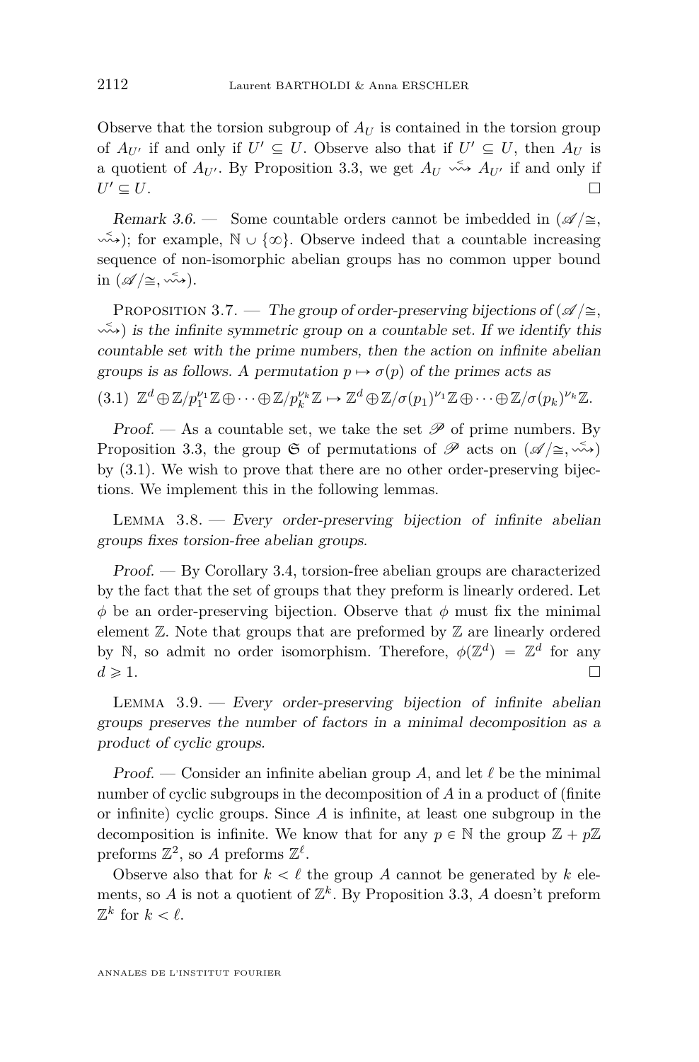Observe that the torsion subgroup of $A_U$ is contained in the torsion group of $A_{U'}$ if and only if $U' \subseteq U$. Observe also that if $U' \subseteq U$, then $A_U$ is a quotient of $A_{U'}$. By Proposition 3.3, we get $A_U \overset{<}{\rightsquigarrow} A_{U'}$ if and only if $U' \subseteq U$. □

*Remark 3.6.* — Some countable orders cannot be imbedded in $(\mathscr{A}/\cong, \overset{<}{\rightsquigarrow})$; for example, $\mathbb{N} \cup \{\infty\}$. Observe indeed that a countable increasing sequence of non-isomorphic abelian groups has no common upper bound in $(\mathscr{A}/\cong, \overset{<}{\rightsquigarrow})$.

Proposition 3.7. — *The group of order-preserving bijections of $(\mathscr{A}/\cong, \overset{<}{\rightsquigarrow})$ is the infinite symmetric group on a countable set. If we identify this countable set with the prime numbers, then the action on infinite abelian groups is as follows. A permutation $p \mapsto \sigma(p)$ of the primes acts as*

$$\mathbb{Z}^d \oplus \mathbb{Z}/p_1^{\nu_1}\mathbb{Z} \oplus \cdots \oplus \mathbb{Z}/p_k^{\nu_k}\mathbb{Z} \mapsto \mathbb{Z}^d \oplus \mathbb{Z}/\sigma(p_1)^{\nu_1}\mathbb{Z} \oplus \cdots \oplus \mathbb{Z}/\sigma(p_k)^{\nu_k}\mathbb{Z}. \tag{3.1}$$

*Proof.* — As a countable set, we take the set $\mathscr{P}$ of prime numbers. By Proposition 3.3, the group $\mathfrak{S}$ of permutations of $\mathscr{P}$ acts on $(\mathscr{A}/\cong, \overset{<}{\rightsquigarrow})$ by (3.1). We wish to prove that there are no other order-preserving bijections. We implement this in the following lemmas.

Lemma 3.8. — *Every order-preserving bijection of infinite abelian groups fixes torsion-free abelian groups.*

*Proof.* — By Corollary 3.4, torsion-free abelian groups are characterized by the fact that the set of groups that they preform is linearly ordered. Let $\phi$ be an order-preserving bijection. Observe that $\phi$ must fix the minimal element $\mathbb{Z}$. Note that groups that are preformed by $\mathbb{Z}$ are linearly ordered by $\mathbb{N}$, so admit no order isomorphism. Therefore, $\phi(\mathbb{Z}^d) = \mathbb{Z}^d$ for any $d \geqslant 1$. □

Lemma 3.9. — *Every order-preserving bijection of infinite abelian groups preserves the number of factors in a minimal decomposition as a product of cyclic groups.*

*Proof.* — Consider an infinite abelian group $A$, and let $\ell$ be the minimal number of cyclic subgroups in the decomposition of $A$ in a product of (finite or infinite) cyclic groups. Since $A$ is infinite, at least one subgroup in the decomposition is infinite. We know that for any $p \in \mathbb{N}$ the group $\mathbb{Z} + p\mathbb{Z}$ preforms $\mathbb{Z}^2$, so $A$ preforms $\mathbb{Z}^\ell$.

Observe also that for $k < \ell$ the group $A$ cannot be generated by $k$ elements, so $A$ is not a quotient of $\mathbb{Z}^k$. By Proposition 3.3, $A$ doesn't preform $\mathbb{Z}^k$ for $k < \ell$.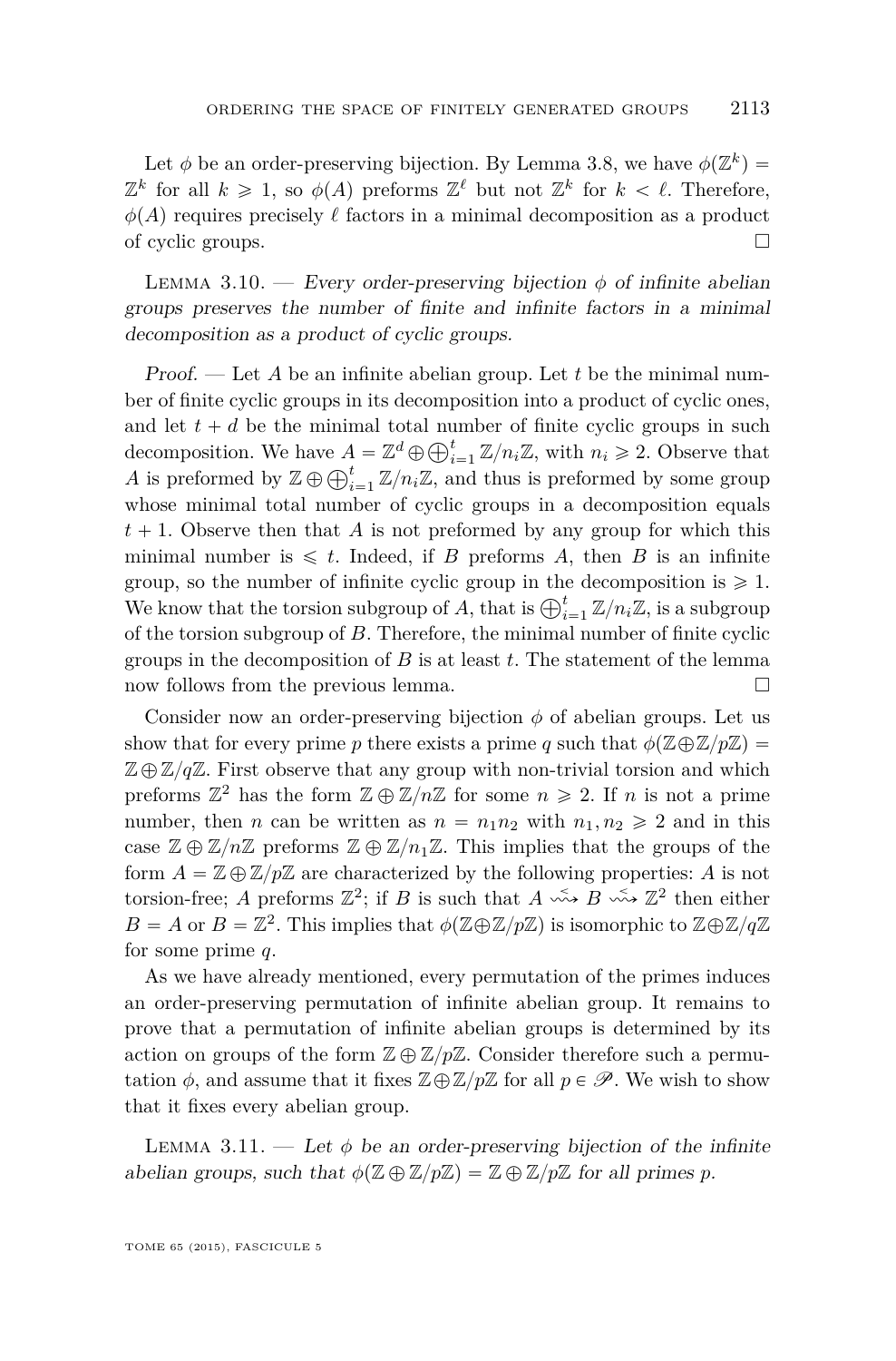Let $\phi$ be an order-preserving bijection. By Lemma 3.8, we have $\phi(\mathbb{Z}^k) = \mathbb{Z}^k$ for all $k \geqslant 1$, so $\phi(A)$ preforms $\mathbb{Z}^\ell$ but not $\mathbb{Z}^k$ for $k < \ell$. Therefore, $\phi(A)$ requires precisely $\ell$ factors in a minimal decomposition as a product of cyclic groups. □

Lemma 3.10. — *Every order-preserving bijection $\phi$ of infinite abelian groups preserves the number of finite and infinite factors in a minimal decomposition as a product of cyclic groups.*

*Proof.* — Let $A$ be an infinite abelian group. Let $t$ be the minimal number of finite cyclic groups in its decomposition into a product of cyclic ones, and let $t + d$ be the minimal total number of finite cyclic groups in such decomposition. We have $A = \mathbb{Z}^d \oplus \bigoplus_{i=1}^t \mathbb{Z}/n_i\mathbb{Z}$, with $n_i \geqslant 2$. Observe that $A$ is preformed by $\mathbb{Z} \oplus \bigoplus_{i=1}^t \mathbb{Z}/n_i\mathbb{Z}$, and thus is preformed by some group whose minimal total number of cyclic groups in a decomposition equals $t + 1$. Observe then that $A$ is not preformed by any group for which this minimal number is $\leqslant t$. Indeed, if $B$ preforms $A$, then $B$ is an infinite group, so the number of infinite cyclic group in the decomposition is $\geqslant 1$. We know that the torsion subgroup of $A$, that is $\bigoplus_{i=1}^t \mathbb{Z}/n_i\mathbb{Z}$, is a subgroup of the torsion subgroup of $B$. Therefore, the minimal number of finite cyclic groups in the decomposition of $B$ is at least $t$. The statement of the lemma now follows from the previous lemma. □

Consider now an order-preserving bijection $\phi$ of abelian groups. Let us show that for every prime $p$ there exists a prime $q$ such that $\phi(\mathbb{Z} \oplus \mathbb{Z}/p\mathbb{Z}) = \mathbb{Z} \oplus \mathbb{Z}/q\mathbb{Z}$. First observe that any group with non-trivial torsion and which preforms $\mathbb{Z}^2$ has the form $\mathbb{Z} \oplus \mathbb{Z}/n\mathbb{Z}$ for some $n \geqslant 2$. If $n$ is not a prime number, then $n$ can be written as $n = n_1 n_2$ with $n_1, n_2 \geqslant 2$ and in this case $\mathbb{Z} \oplus \mathbb{Z}/n\mathbb{Z}$ preforms $\mathbb{Z} \oplus \mathbb{Z}/n_1\mathbb{Z}$. This implies that the groups of the form $A = \mathbb{Z} \oplus \mathbb{Z}/p\mathbb{Z}$ are characterized by the following properties: $A$ is not torsion-free; $A$ preforms $\mathbb{Z}^2$; if $B$ is such that $A \overset{<}{\rightsquigarrow} B \overset{<}{\rightsquigarrow} \mathbb{Z}^2$ then either $B = A$ or $B = \mathbb{Z}^2$. This implies that $\phi(\mathbb{Z} \oplus \mathbb{Z}/p\mathbb{Z})$ is isomorphic to $\mathbb{Z} \oplus \mathbb{Z}/q\mathbb{Z}$ for some prime $q$.

As we have already mentioned, every permutation of the primes induces an order-preserving permutation of infinite abelian group. It remains to prove that a permutation of infinite abelian groups is determined by its action on groups of the form $\mathbb{Z} \oplus \mathbb{Z}/p\mathbb{Z}$. Consider therefore such a permutation $\phi$, and assume that it fixes $\mathbb{Z} \oplus \mathbb{Z}/p\mathbb{Z}$ for all $p \in \mathscr{P}$. We wish to show that it fixes every abelian group.

Lemma 3.11. — *Let $\phi$ be an order-preserving bijection of the infinite abelian groups, such that $\phi(\mathbb{Z} \oplus \mathbb{Z}/p\mathbb{Z}) = \mathbb{Z} \oplus \mathbb{Z}/p\mathbb{Z}$ for all primes $p$.*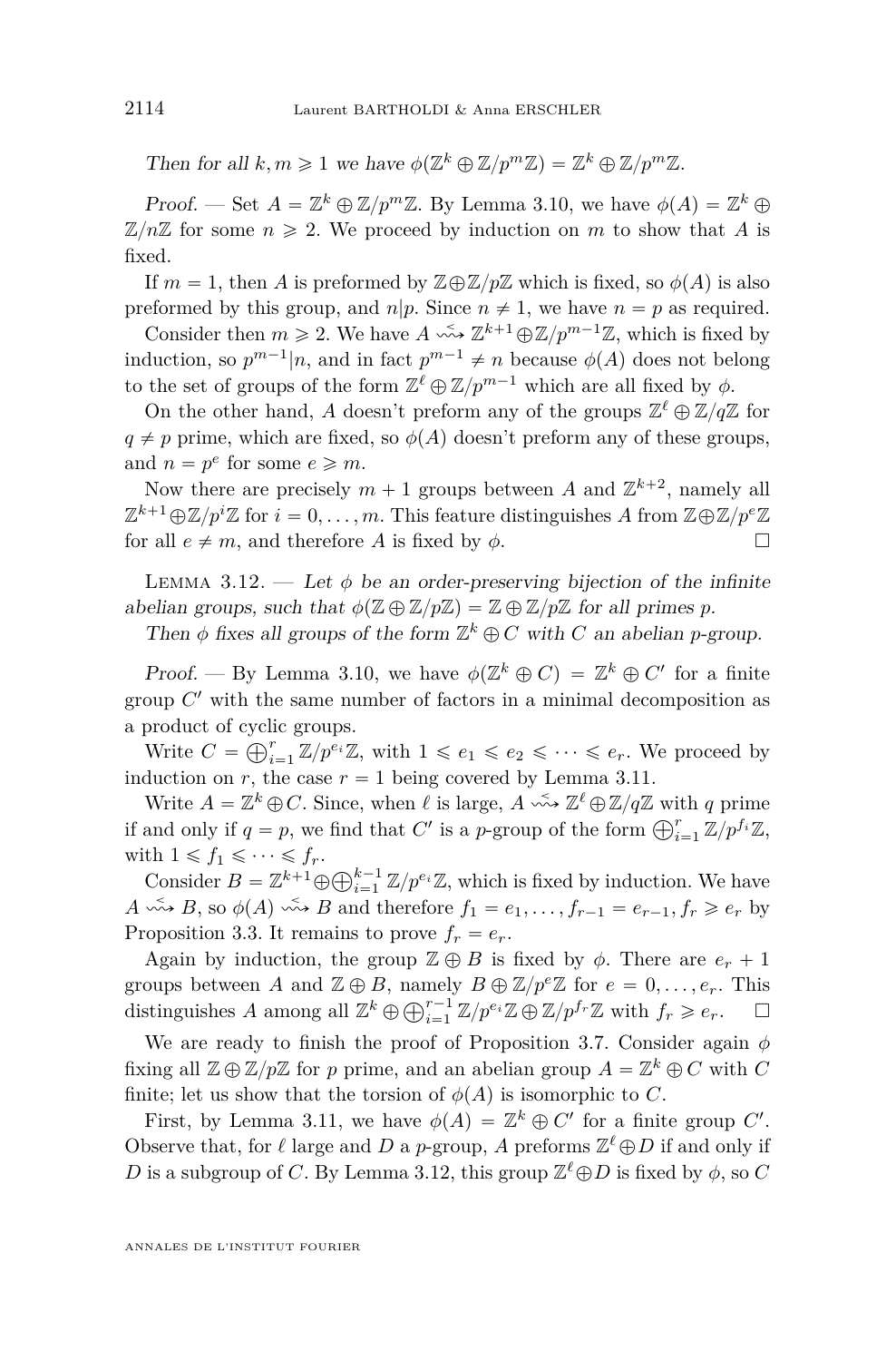*Then for all $k, m \geqslant 1$ we have $\phi(\mathbb{Z}^k \oplus \mathbb{Z}/p^m\mathbb{Z}) = \mathbb{Z}^k \oplus \mathbb{Z}/p^m\mathbb{Z}$.*

*Proof.* — Set $A = \mathbb{Z}^k \oplus \mathbb{Z}/p^m\mathbb{Z}$. By Lemma 3.10, we have $\phi(A) = \mathbb{Z}^k \oplus \mathbb{Z}/n\mathbb{Z}$ for some $n \geqslant 2$. We proceed by induction on $m$ to show that $A$ is fixed.

If $m = 1$, then $A$ is preformed by $\mathbb{Z} \oplus \mathbb{Z}/p\mathbb{Z}$ which is fixed, so $\phi(A)$ is also preformed by this group, and $n|p$. Since $n \neq 1$, we have $n = p$ as required.

Consider then $m \geqslant 2$. We have $A \overset{<}{\rightsquigarrow} \mathbb{Z}^{k+1} \oplus \mathbb{Z}/p^{m-1}\mathbb{Z}$, which is fixed by induction, so $p^{m-1}|n$, and in fact $p^{m-1} \neq n$ because $\phi(A)$ does not belong to the set of groups of the form $\mathbb{Z}^\ell \oplus \mathbb{Z}/p^{m-1}$ which are all fixed by $\phi$.

On the other hand, $A$ doesn't preform any of the groups $\mathbb{Z}^\ell \oplus \mathbb{Z}/q\mathbb{Z}$ for $q \neq p$ prime, which are fixed, so $\phi(A)$ doesn't preform any of these groups, and $n = p^e$ for some $e \geqslant m$.

Now there are precisely $m + 1$ groups between $A$ and $\mathbb{Z}^{k+2}$, namely all $\mathbb{Z}^{k+1} \oplus \mathbb{Z}/p^i\mathbb{Z}$ for $i = 0, \dots, m$. This feature distinguishes $A$ from $\mathbb{Z} \oplus \mathbb{Z}/p^e\mathbb{Z}$ for all $e \neq m$, and therefore $A$ is fixed by $\phi$. $\square$

Lemma 3.12. — *Let $\phi$ be an order-preserving bijection of the infinite abelian groups, such that $\phi(\mathbb{Z} \oplus \mathbb{Z}/p\mathbb{Z}) = \mathbb{Z} \oplus \mathbb{Z}/p\mathbb{Z}$ for all primes $p$.*

*Then $\phi$ fixes all groups of the form $\mathbb{Z}^k \oplus C$ with $C$ an abelian $p$-group.*

*Proof.* — By Lemma 3.10, we have $\phi(\mathbb{Z}^k \oplus C) = \mathbb{Z}^k \oplus C'$ for a finite group $C'$ with the same number of factors in a minimal decomposition as a product of cyclic groups.

Write $C = \bigoplus_{i=1}^r \mathbb{Z}/p^{e_i}\mathbb{Z}$, with $1 \leqslant e_1 \leqslant e_2 \leqslant \cdots \leqslant e_r$. We proceed by induction on $r$, the case $r = 1$ being covered by Lemma 3.11.

Write $A = \mathbb{Z}^k \oplus C$. Since, when $\ell$ is large, $A \overset{<}{\rightsquigarrow} \mathbb{Z}^\ell \oplus \mathbb{Z}/q\mathbb{Z}$ with $q$ prime if and only if $q = p$, we find that $C'$ is a $p$-group of the form $\bigoplus_{i=1}^r \mathbb{Z}/p^{f_i}\mathbb{Z}$, with $1 \leqslant f_1 \leqslant \cdots \leqslant f_r$.

Consider $B = \mathbb{Z}^{k+1} \oplus \bigoplus_{i=1}^{k-1} \mathbb{Z}/p^{e_i}\mathbb{Z}$, which is fixed by induction. We have $A \overset{<}{\rightsquigarrow} B$, so $\phi(A) \overset{<}{\rightsquigarrow} B$ and therefore $f_1 = e_1, \dots, f_{r-1} = e_{r-1}, f_r \geqslant e_r$ by Proposition 3.3. It remains to prove $f_r = e_r$.

Again by induction, the group $\mathbb{Z} \oplus B$ is fixed by $\phi$. There are $e_r + 1$ groups between $A$ and $\mathbb{Z} \oplus B$, namely $B \oplus \mathbb{Z}/p^e\mathbb{Z}$ for $e = 0, \dots, e_r$. This distinguishes $A$ among all $\mathbb{Z}^k \oplus \bigoplus_{i=1}^{r-1} \mathbb{Z}/p^{e_i}\mathbb{Z} \oplus \mathbb{Z}/p^{f_r}\mathbb{Z}$ with $f_r \geqslant e_r$. $\square$

We are ready to finish the proof of Proposition 3.7. Consider again $\phi$ fixing all $\mathbb{Z} \oplus \mathbb{Z}/p\mathbb{Z}$ for $p$ prime, and an abelian group $A = \mathbb{Z}^k \oplus C$ with $C$ finite; let us show that the torsion of $\phi(A)$ is isomorphic to $C$.

First, by Lemma 3.11, we have $\phi(A) = \mathbb{Z}^k \oplus C'$ for a finite group $C'$. Observe that, for $\ell$ large and $D$ a $p$-group, $A$ preforms $\mathbb{Z}^\ell \oplus D$ if and only if $D$ is a subgroup of $C$. By Lemma 3.12, this group $\mathbb{Z}^\ell \oplus D$ is fixed by $\phi$, so $C$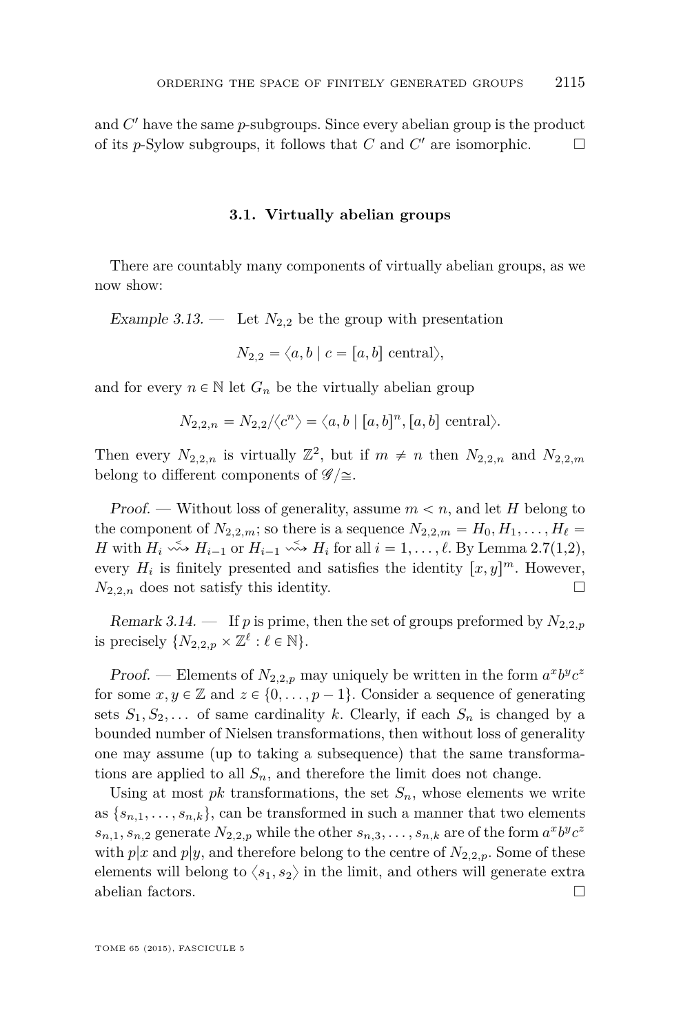and $C'$ have the same $p$-subgroups. Since every abelian group is the product of its $p$-Sylow subgroups, it follows that $C$ and $C'$ are isomorphic. □

### 3.1. Virtually abelian groups

There are countably many components of virtually abelian groups, as we now show:

*Example 3.13.* — Let $N_{2,2}$ be the group with presentation

$$N_{2,2} = \langle a, b \mid c = [a, b] \text{ central}\rangle,$$

and for every $n \in \mathbb{N}$ let $G_n$ be the virtually abelian group

$$N_{2,2,n} = N_{2,2}/\langle c^n \rangle = \langle a, b \mid [a, b]^n, [a, b] \text{ central}\rangle.$$

Then every $N_{2,2,n}$ is virtually $\mathbb{Z}^2$, but if $m \neq n$ then $N_{2,2,n}$ and $N_{2,2,m}$ belong to different components of $\mathscr{G}/\cong$.

*Proof.* — Without loss of generality, assume $m < n$, and let $H$ belong to the component of $N_{2,2,m}$; so there is a sequence $N_{2,2,m} = H_0, H_1, \ldots, H_\ell = H$ with $H_i \overset{<}{\rightsquigarrow} H_{i-1}$ or $H_{i-1} \overset{<}{\rightsquigarrow} H_i$ for all $i = 1, \ldots, \ell$. By Lemma 2.7(1,2), every $H_i$ is finitely presented and satisfies the identity $[x, y]^m$. However, $N_{2,2,n}$ does not satisfy this identity. □

*Remark 3.14.* — If $p$ is prime, then the set of groups preformed by $N_{2,2,p}$ is precisely $\{N_{2,2,p} \times \mathbb{Z}^\ell : \ell \in \mathbb{N}\}$.

*Proof.* — Elements of $N_{2,2,p}$ may uniquely be written in the form $a^x b^y c^z$ for some $x, y \in \mathbb{Z}$ and $z \in \{0, \ldots, p-1\}$. Consider a sequence of generating sets $S_1, S_2, \ldots$ of same cardinality $k$. Clearly, if each $S_n$ is changed by a bounded number of Nielsen transformations, then without loss of generality one may assume (up to taking a subsequence) that the same transformations are applied to all $S_n$, and therefore the limit does not change.

Using at most $pk$ transformations, the set $S_n$, whose elements we write as $\{s_{n,1}, \ldots, s_{n,k}\}$, can be transformed in such a manner that two elements $s_{n,1}, s_{n,2}$ generate $N_{2,2,p}$ while the other $s_{n,3}, \ldots, s_{n,k}$ are of the form $a^x b^y c^z$ with $p|x$ and $p|y$, and therefore belong to the centre of $N_{2,2,p}$. Some of these elements will belong to $\langle s_1, s_2 \rangle$ in the limit, and others will generate extra abelian factors. □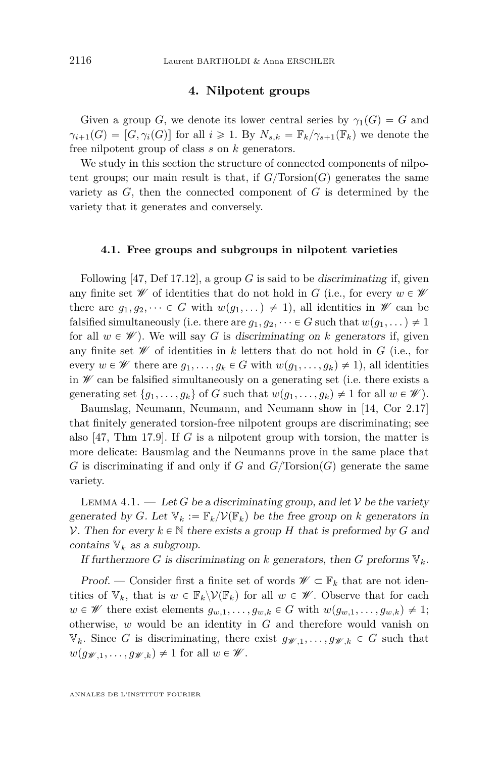## 4. Nilpotent groups

Given a group $G$, we denote its lower central series by $\gamma_1(G) = G$ and $\gamma_{i+1}(G) = [G, \gamma_i(G)]$ for all $i \geqslant 1$. By $N_{s,k} = \mathbb{F}_k/\gamma_{s+1}(\mathbb{F}_k)$ we denote the free nilpotent group of class $s$ on $k$ generators.

We study in this section the structure of connected components of nilpotent groups; our main result is that, if $G/\mathrm{Torsion}(G)$ generates the same variety as $G$, then the connected component of $G$ is determined by the variety that it generates and conversely.

### 4.1. Free groups and subgroups in nilpotent varieties

Following [47, Def 17.12], a group $G$ is said to be *discriminating* if, given any finite set $\mathscr{W}$ of identities that do not hold in $G$ (i.e., for every $w \in \mathscr{W}$ there are $g_1, g_2, \dots \in G$ with $w(g_1, \dots) \neq 1$), all identities in $\mathscr{W}$ can be falsified simultaneously (i.e. there are $g_1, g_2, \dots \in G$ such that $w(g_1, \dots) \neq 1$ for all $w \in \mathscr{W}$). We will say $G$ is *discriminating on $k$ generators* if, given any finite set $\mathscr{W}$ of identities in $k$ letters that do not hold in $G$ (i.e., for every $w \in \mathscr{W}$ there are $g_1, \dots, g_k \in G$ with $w(g_1, \dots, g_k) \neq 1$), all identities in $\mathscr{W}$ can be falsified simultaneously on a generating set (i.e. there exists a generating set $\{g_1, \dots, g_k\}$ of $G$ such that $w(g_1, \dots, g_k) \neq 1$ for all $w \in \mathscr{W}$).

Baumslag, Neumann, Neumann, and Neumann show in [14, Cor 2.17] that finitely generated torsion-free nilpotent groups are discriminating; see also [47, Thm 17.9]. If $G$ is a nilpotent group with torsion, the matter is more delicate: Bausmlag and the Neumanns prove in the same place that $G$ is discriminating if and only if $G$ and $G/\mathrm{Torsion}(G)$ generate the same variety.

Lemma 4.1. — *Let $G$ be a discriminating group, and let $\mathcal{V}$ be the variety generated by $G$. Let $\mathbb{V}_k := \mathbb{F}_k/\mathcal{V}(\mathbb{F}_k)$ be the free group on $k$ generators in $\mathcal{V}$. Then for every $k \in \mathbb{N}$ there exists a group $H$ that is preformed by $G$ and contains $\mathbb{V}_k$ as a subgroup.*

*If furthermore $G$ is discriminating on $k$ generators, then $G$ preforms $\mathbb{V}_k$.*

*Proof.* — Consider first a finite set of words $\mathscr{W} \subset \mathbb{F}_k$ that are not identities of $\mathbb{V}_k$, that is $w \in \mathbb{F}_k \backslash \mathcal{V}(\mathbb{F}_k)$ for all $w \in \mathscr{W}$. Observe that for each $w \in \mathscr{W}$ there exist elements $g_{w,1}, \dots, g_{w,k} \in G$ with $w(g_{w,1}, \dots, g_{w,k}) \neq 1$; otherwise, $w$ would be an identity in $G$ and therefore would vanish on $\mathbb{V}_k$. Since $G$ is discriminating, there exist $g_{\mathscr{W},1}, \dots, g_{\mathscr{W},k} \in G$ such that $w(g_{\mathscr{W},1}, \dots, g_{\mathscr{W},k}) \neq 1$ for all $w \in \mathscr{W}$.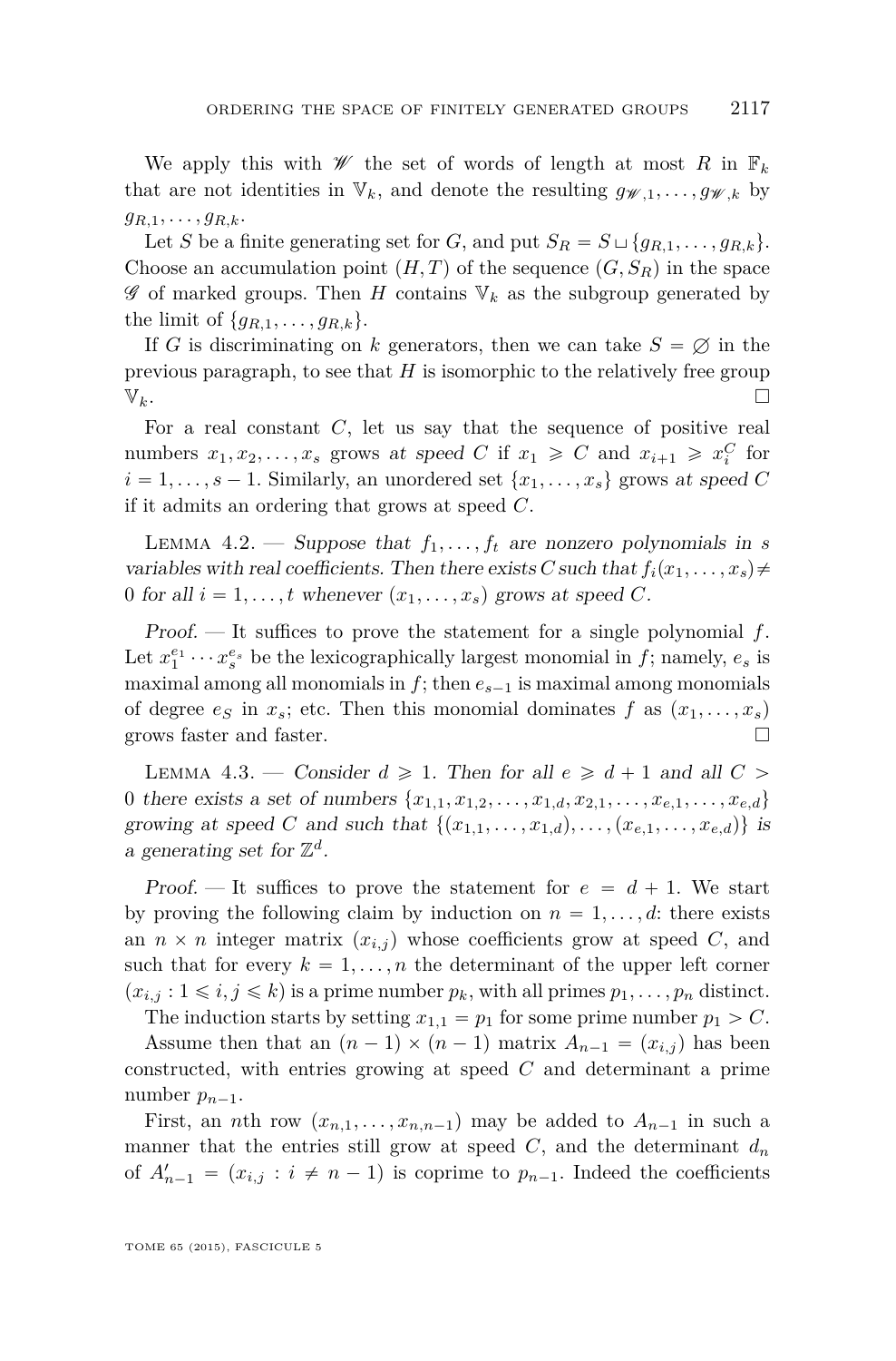We apply this with $\mathscr{W}$ the set of words of length at most $R$ in $\mathbb{F}_k$ that are not identities in $\mathbb{V}_k$, and denote the resulting $g_{\mathscr{W},1},\dots,g_{\mathscr{W},k}$ by $g_{R,1},\dots,g_{R,k}$.

Let $S$ be a finite generating set for $G$, and put $S_R = S \sqcup \{g_{R,1},\dots,g_{R,k}\}$. Choose an accumulation point $(H,T)$ of the sequence $(G,S_R)$ in the space $\mathscr{G}$ of marked groups. Then $H$ contains $\mathbb{V}_k$ as the subgroup generated by the limit of $\{g_{R,1},\dots,g_{R,k}\}$.

If $G$ is discriminating on $k$ generators, then we can take $S=\varnothing$ in the previous paragraph, to see that $H$ is isomorphic to the relatively free group $\mathbb{V}_k$. □

For a real constant $C$, let us say that the sequence of positive real numbers $x_1,x_2,\dots,x_s$ grows *at speed* $C$ if $x_1 \geqslant C$ and $x_{i+1} \geqslant x_i^C$ for $i=1,\dots,s-1$. Similarly, an unordered set $\{x_1,\dots,x_s\}$ grows *at speed* $C$ if it admits an ordering that grows at speed $C$.

Lemma 4.2. — *Suppose that $f_1,\dots,f_t$ are nonzero polynomials in $s$ variables with real coefficients. Then there exists $C$ such that $f_i(x_1,\dots,x_s)\neq 0$ for all $i=1,\dots,t$ whenever $(x_1,\dots,x_s)$ grows at speed $C$.*

*Proof.* — It suffices to prove the statement for a single polynomial $f$. Let $x_1^{e_1}\cdots x_s^{e_s}$ be the lexicographically largest monomial in $f$; namely, $e_s$ is maximal among all monomials in $f$; then $e_{s-1}$ is maximal among monomials of degree $e_S$ in $x_s$; etc. Then this monomial dominates $f$ as $(x_1,\dots,x_s)$ grows faster and faster. □

Lemma 4.3. — *Consider $d \geqslant 1$. Then for all $e \geqslant d+1$ and all $C > 0$ there exists a set of numbers $\{x_{1,1},x_{1,2},\dots,x_{1,d},x_{2,1},\dots,x_{e,1},\dots,x_{e,d}\}$ growing at speed $C$ and such that $\{(x_{1,1},\dots,x_{1,d}),\dots,(x_{e,1},\dots,x_{e,d})\}$ is a generating set for $\mathbb{Z}^d$.*

*Proof.* — It suffices to prove the statement for $e=d+1$. We start by proving the following claim by induction on $n=1,\dots,d$: there exists an $n\times n$ integer matrix $(x_{i,j})$ whose coefficients grow at speed $C$, and such that for every $k=1,\dots,n$ the determinant of the upper left corner $(x_{i,j} : 1\leqslant i,j\leqslant k)$ is a prime number $p_k$, with all primes $p_1,\dots,p_n$ distinct.

The induction starts by setting $x_{1,1}=p_1$ for some prime number $p_1>C$.

Assume then that an $(n-1)\times(n-1)$ matrix $A_{n-1}=(x_{i,j})$ has been constructed, with entries growing at speed $C$ and determinant a prime number $p_{n-1}$.

First, an $n$th row $(x_{n,1},\dots,x_{n,n-1})$ may be added to $A_{n-1}$ in such a manner that the entries still grow at speed $C$, and the determinant $d_n$ of $A'_{n-1}=(x_{i,j} : i\neq n-1)$ is coprime to $p_{n-1}$. Indeed the coefficients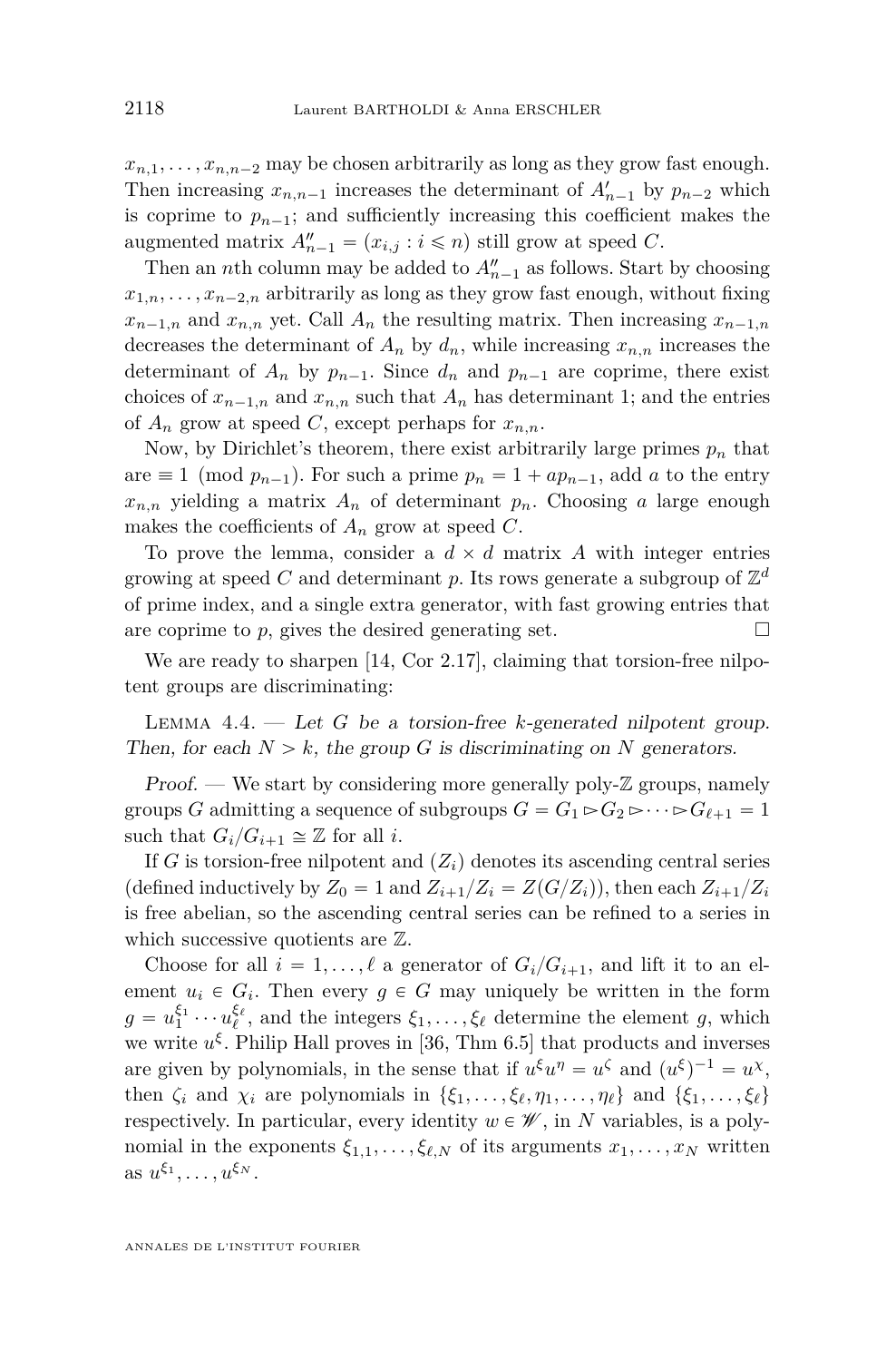$x_{n,1}, \dots, x_{n,n-2}$ may be chosen arbitrarily as long as they grow fast enough. Then increasing $x_{n,n-1}$ increases the determinant of $A'_{n-1}$ by $p_{n-2}$ which is coprime to $p_{n-1}$; and sufficiently increasing this coefficient makes the augmented matrix $A''_{n-1} = (x_{i,j} : i \leqslant n)$ still grow at speed $C$.

Then an $n$th column may be added to $A''_{n-1}$ as follows. Start by choosing $x_{1,n}, \dots, x_{n-2,n}$ arbitrarily as long as they grow fast enough, without fixing $x_{n-1,n}$ and $x_{n,n}$ yet. Call $A_n$ the resulting matrix. Then increasing $x_{n-1,n}$ decreases the determinant of $A_n$ by $d_n$, while increasing $x_{n,n}$ increases the determinant of $A_n$ by $p_{n-1}$. Since $d_n$ and $p_{n-1}$ are coprime, there exist choices of $x_{n-1,n}$ and $x_{n,n}$ such that $A_n$ has determinant 1; and the entries of $A_n$ grow at speed $C$, except perhaps for $x_{n,n}$.

Now, by Dirichlet's theorem, there exist arbitrarily large primes $p_n$ that are $\equiv 1 \pmod{p_{n-1}}$. For such a prime $p_n = 1 + ap_{n-1}$, add $a$ to the entry $x_{n,n}$ yielding a matrix $A_n$ of determinant $p_n$. Choosing $a$ large enough makes the coefficients of $A_n$ grow at speed $C$.

To prove the lemma, consider a $d \times d$ matrix $A$ with integer entries growing at speed $C$ and determinant $p$. Its rows generate a subgroup of $\mathbb{Z}^d$ of prime index, and a single extra generator, with fast growing entries that are coprime to $p$, gives the desired generating set. □

We are ready to sharpen [14, Cor 2.17], claiming that torsion-free nilpotent groups are discriminating:

Lemma 4.4. — *Let $G$ be a torsion-free $k$-generated nilpotent group. Then, for each $N > k$, the group $G$ is discriminating on $N$ generators.*

*Proof.* — We start by considering more generally poly-$\mathbb{Z}$ groups, namely groups $G$ admitting a sequence of subgroups $G = G_1 \rhd G_2 \rhd \cdots \rhd G_{\ell+1} = 1$ such that $G_i/G_{i+1} \cong \mathbb{Z}$ for all $i$.

If $G$ is torsion-free nilpotent and $(Z_i)$ denotes its ascending central series (defined inductively by $Z_0 = 1$ and $Z_{i+1}/Z_i = Z(G/Z_i)$), then each $Z_{i+1}/Z_i$ is free abelian, so the ascending central series can be refined to a series in which successive quotients are $\mathbb{Z}$.

Choose for all $i = 1, \dots, \ell$ a generator of $G_i/G_{i+1}$, and lift it to an element $u_i \in G_i$. Then every $g \in G$ may uniquely be written in the form $g = u_1^{\xi_1} \cdots u_\ell^{\xi_\ell}$, and the integers $\xi_1, \dots, \xi_\ell$ determine the element $g$, which we write $u^\xi$. Philip Hall proves in [36, Thm 6.5] that products and inverses are given by polynomials, in the sense that if $u^\xi u^\eta = u^\zeta$ and $(u^\xi)^{-1} = u^\chi$, then $\zeta_i$ and $\chi_i$ are polynomials in $\{\xi_1, \dots, \xi_\ell, \eta_1, \dots, \eta_\ell\}$ and $\{\xi_1, \dots, \xi_\ell\}$ respectively. In particular, every identity $w \in \mathscr{W}$, in $N$ variables, is a polynomial in the exponents $\xi_{1,1}, \dots, \xi_{\ell,N}$ of its arguments $x_1, \dots, x_N$ written as $u^{\xi_1}, \dots, u^{\xi_N}$.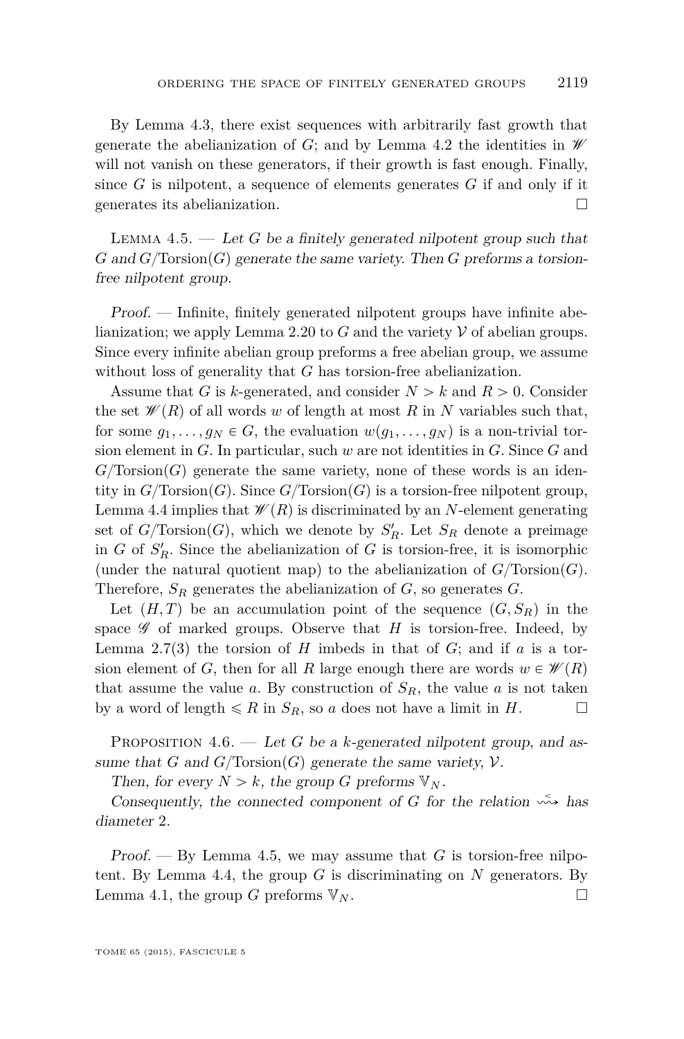By Lemma 4.3, there exist sequences with arbitrarily fast growth that generate the abelianization of $G$; and by Lemma 4.2 the identities in $\mathscr{W}$ will not vanish on these generators, if their growth is fast enough. Finally, since $G$ is nilpotent, a sequence of elements generates $G$ if and only if it generates its abelianization. □

Lemma 4.5. — *Let $G$ be a finitely generated nilpotent group such that $G$ and $G/\mathrm{Torsion}(G)$ generate the same variety. Then $G$ preforms a torsion-free nilpotent group.*

*Proof.* — Infinite, finitely generated nilpotent groups have infinite abelianization; we apply Lemma 2.20 to $G$ and the variety $\mathcal{V}$ of abelian groups. Since every infinite abelian group preforms a free abelian group, we assume without loss of generality that $G$ has torsion-free abelianization.

Assume that $G$ is $k$-generated, and consider $N > k$ and $R > 0$. Consider the set $\mathscr{W}(R)$ of all words $w$ of length at most $R$ in $N$ variables such that, for some $g_1, \ldots, g_N \in G$, the evaluation $w(g_1, \ldots, g_N)$ is a non-trivial torsion element in $G$. In particular, such $w$ are not identities in $G$. Since $G$ and $G/\mathrm{Torsion}(G)$ generate the same variety, none of these words is an identity in $G/\mathrm{Torsion}(G)$. Since $G/\mathrm{Torsion}(G)$ is a torsion-free nilpotent group, Lemma 4.4 implies that $\mathscr{W}(R)$ is discriminated by an $N$-element generating set of $G/\mathrm{Torsion}(G)$, which we denote by $S'_R$. Let $S_R$ denote a preimage in $G$ of $S'_R$. Since the abelianization of $G$ is torsion-free, it is isomorphic (under the natural quotient map) to the abelianization of $G/\mathrm{Torsion}(G)$. Therefore, $S_R$ generates the abelianization of $G$, so generates $G$.

Let $(H, T)$ be an accumulation point of the sequence $(G, S_R)$ in the space $\mathscr{G}$ of marked groups. Observe that $H$ is torsion-free. Indeed, by Lemma 2.7(3) the torsion of $H$ imbeds in that of $G$; and if $a$ is a torsion element of $G$, then for all $R$ large enough there are words $w \in \mathscr{W}(R)$ that assume the value $a$. By construction of $S_R$, the value $a$ is not taken by a word of length $\leqslant R$ in $S_R$, so $a$ does not have a limit in $H$. □

Proposition 4.6. — *Let $G$ be a $k$-generated nilpotent group, and assume that $G$ and $G/\mathrm{Torsion}(G)$ generate the same variety, $\mathcal{V}$.*

*Then, for every $N > k$, the group $G$ preforms $\mathbb{V}_N$.*

*Consequently, the connected component of $G$ for the relation $\overset{<}{\rightsquigarrow}$ has diameter 2.*

*Proof.* — By Lemma 4.5, we may assume that $G$ is torsion-free nilpotent. By Lemma 4.4, the group $G$ is discriminating on $N$ generators. By Lemma 4.1, the group $G$ preforms $\mathbb{V}_N$. □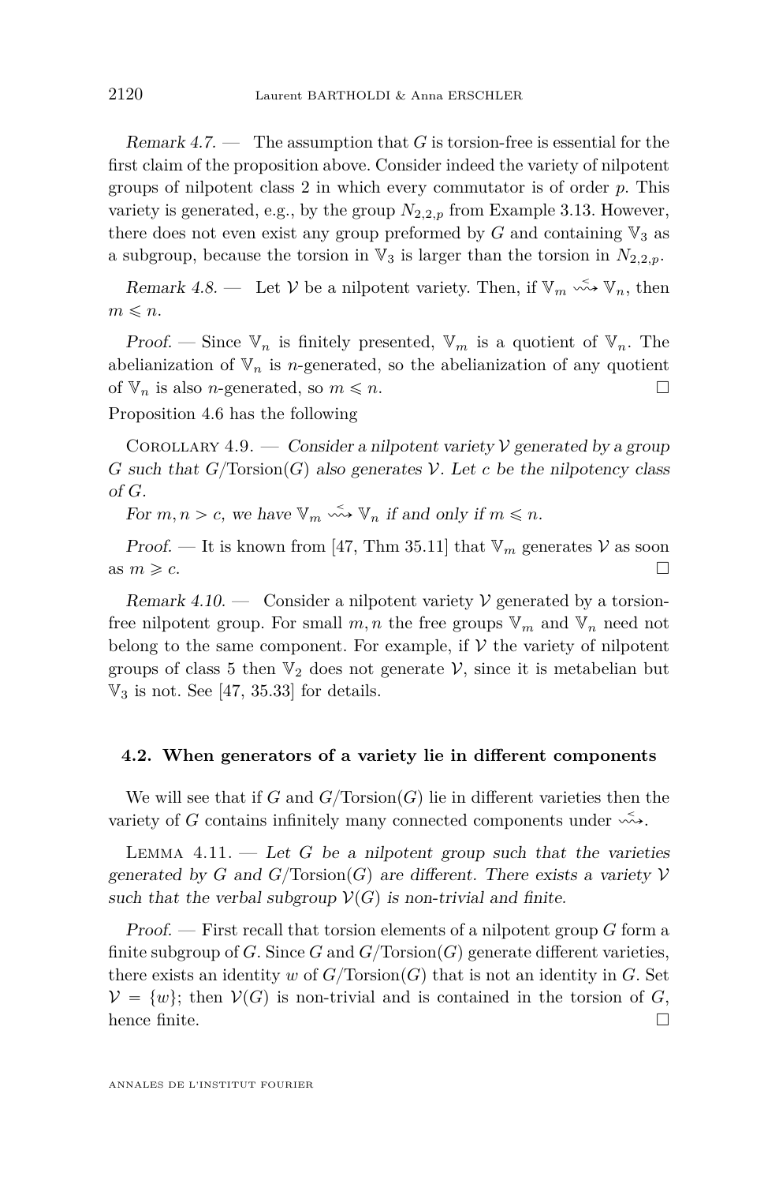*Remark 4.7.* — The assumption that $G$ is torsion-free is essential for the first claim of the proposition above. Consider indeed the variety of nilpotent groups of nilpotent class 2 in which every commutator is of order $p$. This variety is generated, e.g., by the group $N_{2,2,p}$ from Example 3.13. However, there does not even exist any group preformed by $G$ and containing $\mathbb{V}_3$ as a subgroup, because the torsion in $\mathbb{V}_3$ is larger than the torsion in $N_{2,2,p}$.

*Remark 4.8.* — Let $\mathcal{V}$ be a nilpotent variety. Then, if $\mathbb{V}_m \overset{<}{\rightsquigarrow} \mathbb{V}_n$, then $m \leqslant n$.

*Proof.* — Since $\mathbb{V}_n$ is finitely presented, $\mathbb{V}_m$ is a quotient of $\mathbb{V}_n$. The abelianization of $\mathbb{V}_n$ is $n$-generated, so the abelianization of any quotient of $\mathbb{V}_n$ is also $n$-generated, so $m \leqslant n$. □

Proposition 4.6 has the following

Corollary 4.9. — *Consider a nilpotent variety $\mathcal{V}$ generated by a group $G$ such that $G/\mathrm{Torsion}(G)$ also generates $\mathcal{V}$. Let $c$ be the nilpotency class of $G$.*

*For $m, n > c$, we have $\mathbb{V}_m \overset{<}{\rightsquigarrow} \mathbb{V}_n$ if and only if $m \leqslant n$.*

*Proof.* — It is known from [47, Thm 35.11] that $\mathbb{V}_m$ generates $\mathcal{V}$ as soon as $m \geqslant c$. □

*Remark 4.10.* — Consider a nilpotent variety $\mathcal{V}$ generated by a torsion-free nilpotent group. For small $m, n$ the free groups $\mathbb{V}_m$ and $\mathbb{V}_n$ need not belong to the same component. For example, if $\mathcal{V}$ the variety of nilpotent groups of class 5 then $\mathbb{V}_2$ does not generate $\mathcal{V}$, since it is metabelian but $\mathbb{V}_3$ is not. See [47, 35.33] for details.

### 4.2. When generators of a variety lie in different components

We will see that if $G$ and $G/\mathrm{Torsion}(G)$ lie in different varieties then the variety of $G$ contains infinitely many connected components under $\overset{<}{\rightsquigarrow}$.

Lemma 4.11. — *Let $G$ be a nilpotent group such that the varieties generated by $G$ and $G/\mathrm{Torsion}(G)$ are different. There exists a variety $\mathcal{V}$ such that the verbal subgroup $\mathcal{V}(G)$ is non-trivial and finite.*

*Proof.* — First recall that torsion elements of a nilpotent group $G$ form a finite subgroup of $G$. Since $G$ and $G/\mathrm{Torsion}(G)$ generate different varieties, there exists an identity $w$ of $G/\mathrm{Torsion}(G)$ that is not an identity in $G$. Set $\mathcal{V} = \{w\}$; then $\mathcal{V}(G)$ is non-trivial and is contained in the torsion of $G$, hence finite. □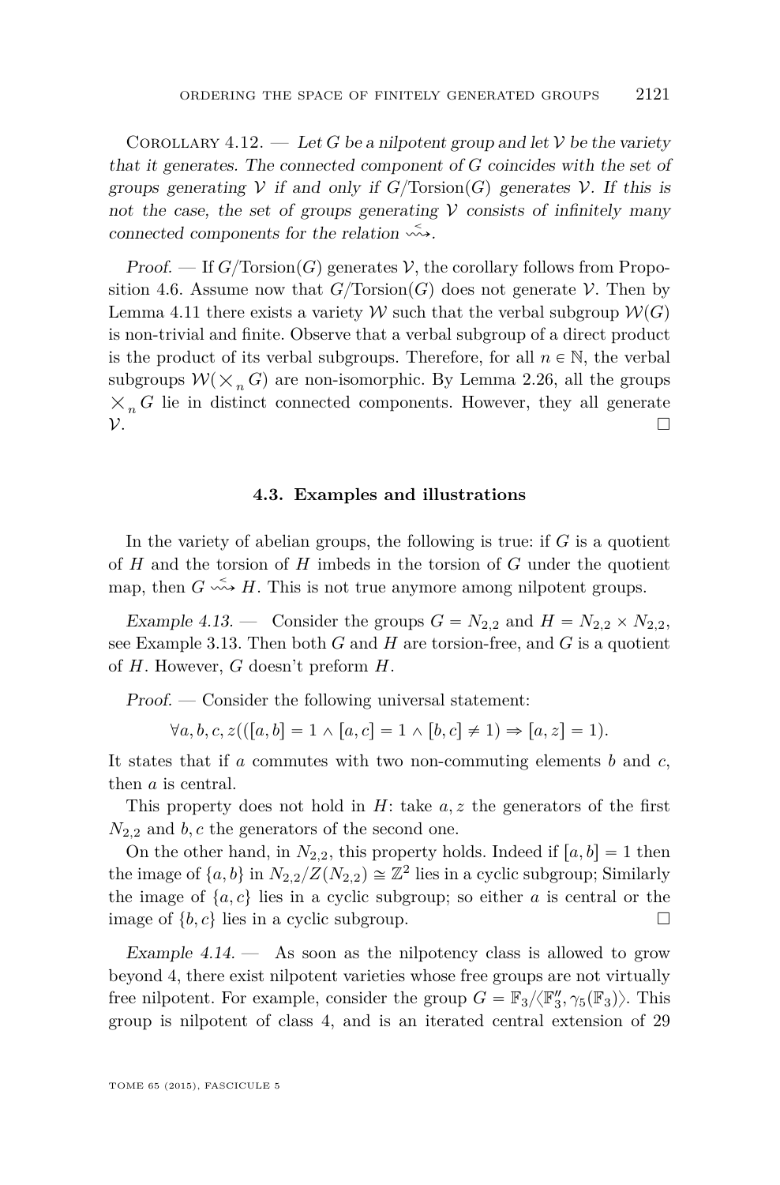Corollary 4.12. — *Let $G$ be a nilpotent group and let $\mathcal{V}$ be the variety that it generates. The connected component of $G$ coincides with the set of groups generating $\mathcal{V}$ if and only if $G/\mathrm{Torsion}(G)$ generates $\mathcal{V}$. If this is not the case, the set of groups generating $\mathcal{V}$ consists of infinitely many connected components for the relation $\overset{<}{\rightsquigarrow}$.*

*Proof.* — If $G/\mathrm{Torsion}(G)$ generates $\mathcal{V}$, the corollary follows from Proposition 4.6. Assume now that $G/\mathrm{Torsion}(G)$ does not generate $\mathcal{V}$. Then by Lemma 4.11 there exists a variety $\mathcal{W}$ such that the verbal subgroup $\mathcal{W}(G)$ is non-trivial and finite. Observe that a verbal subgroup of a direct product is the product of its verbal subgroups. Therefore, for all $n \in \mathbb{N}$, the verbal subgroups $\mathcal{W}(\times_n G)$ are non-isomorphic. By Lemma 2.26, all the groups $\times_n G$ lie in distinct connected components. However, they all generate $\mathcal{V}$. □

### 4.3. Examples and illustrations

In the variety of abelian groups, the following is true: if $G$ is a quotient of $H$ and the torsion of $H$ imbeds in the torsion of $G$ under the quotient map, then $G \overset{<}{\rightsquigarrow} H$. This is not true anymore among nilpotent groups.

*Example 4.13.* — Consider the groups $G = N_{2,2}$ and $H = N_{2,2} \times N_{2,2}$, see Example 3.13. Then both $G$ and $H$ are torsion-free, and $G$ is a quotient of $H$. However, $G$ doesn't preform $H$.

*Proof.* — Consider the following universal statement:

$$\forall a, b, c, z(([a,b] = 1 \wedge [a,c] = 1 \wedge [b,c] \neq 1) \Rightarrow [a,z] = 1).$$

It states that if $a$ commutes with two non-commuting elements $b$ and $c$, then $a$ is central.

This property does not hold in $H$: take $a, z$ the generators of the first $N_{2,2}$ and $b, c$ the generators of the second one.

On the other hand, in $N_{2,2}$, this property holds. Indeed if $[a,b] = 1$ then the image of $\{a,b\}$ in $N_{2,2}/Z(N_{2,2}) \cong \mathbb{Z}^2$ lies in a cyclic subgroup; Similarly the image of $\{a,c\}$ lies in a cyclic subgroup; so either $a$ is central or the image of $\{b,c\}$ lies in a cyclic subgroup. □

*Example 4.14.* — As soon as the nilpotency class is allowed to grow beyond 4, there exist nilpotent varieties whose free groups are not virtually free nilpotent. For example, consider the group $G = \mathbb{F}_3/\langle \mathbb{F}_3'', \gamma_5(\mathbb{F}_3)\rangle$. This group is nilpotent of class 4, and is an iterated central extension of 29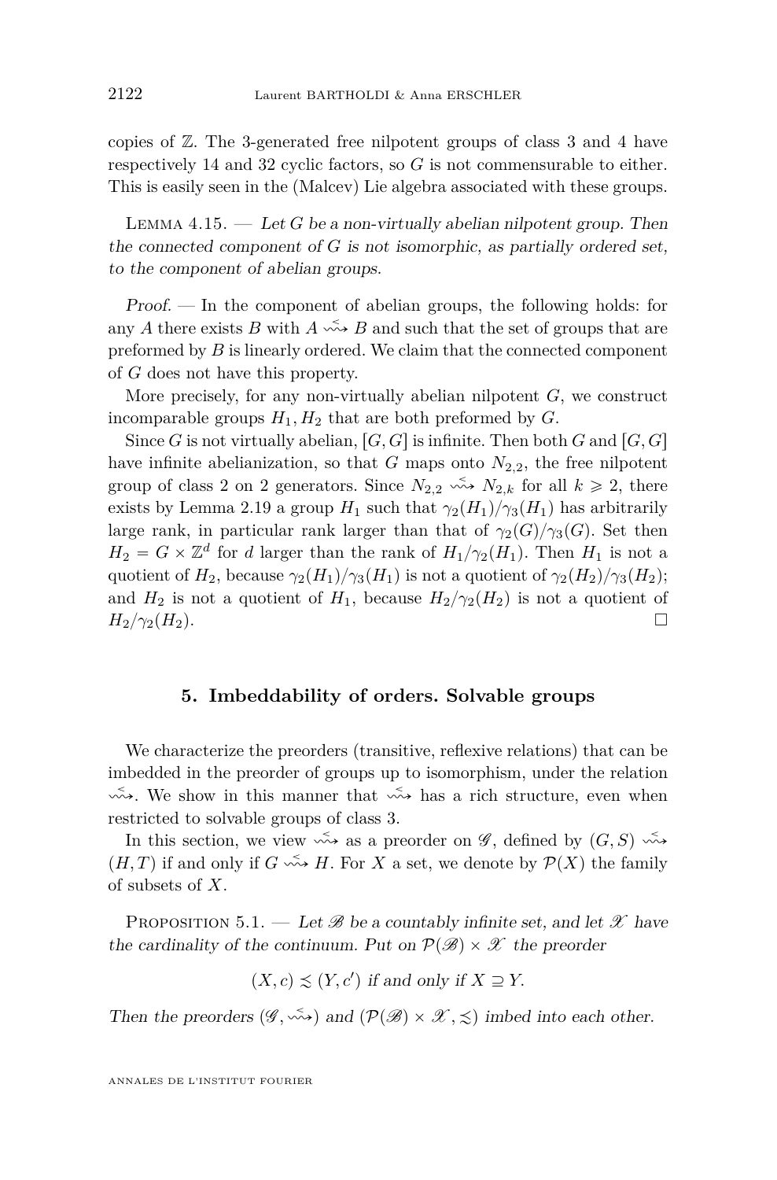copies of $\mathbb{Z}$. The 3-generated free nilpotent groups of class 3 and 4 have respectively 14 and 32 cyclic factors, so $G$ is not commensurable to either. This is easily seen in the (Malcev) Lie algebra associated with these groups.

Lemma 4.15. — *Let $G$ be a non-virtually abelian nilpotent group. Then the connected component of $G$ is not isomorphic, as partially ordered set, to the component of abelian groups.*

*Proof.* — In the component of abelian groups, the following holds: for any $A$ there exists $B$ with $A \overset{<}{\rightsquigarrow} B$ and such that the set of groups that are preformed by $B$ is linearly ordered. We claim that the connected component of $G$ does not have this property.

More precisely, for any non-virtually abelian nilpotent $G$, we construct incomparable groups $H_1, H_2$ that are both preformed by $G$.

Since $G$ is not virtually abelian, $[G,G]$ is infinite. Then both $G$ and $[G,G]$ have infinite abelianization, so that $G$ maps onto $N_{2,2}$, the free nilpotent group of class 2 on 2 generators. Since $N_{2,2} \overset{<}{\rightsquigarrow} N_{2,k}$ for all $k \geqslant 2$, there exists by Lemma 2.19 a group $H_1$ such that $\gamma_2(H_1)/\gamma_3(H_1)$ has arbitrarily large rank, in particular rank larger than that of $\gamma_2(G)/\gamma_3(G)$. Set then $H_2 = G \times \mathbb{Z}^d$ for $d$ larger than the rank of $H_1/\gamma_2(H_1)$. Then $H_1$ is not a quotient of $H_2$, because $\gamma_2(H_1)/\gamma_3(H_1)$ is not a quotient of $\gamma_2(H_2)/\gamma_3(H_2)$; and $H_2$ is not a quotient of $H_1$, because $H_2/\gamma_2(H_2)$ is not a quotient of $H_2/\gamma_2(H_2)$. □

## 5. Imbeddability of orders. Solvable groups

We characterize the preorders (transitive, reflexive relations) that can be imbedded in the preorder of groups up to isomorphism, under the relation $\overset{<}{\rightsquigarrow}$. We show in this manner that $\overset{<}{\rightsquigarrow}$ has a rich structure, even when restricted to solvable groups of class 3.

In this section, we view $\overset{<}{\rightsquigarrow}$ as a preorder on $\mathscr{G}$, defined by $(G,S) \overset{<}{\rightsquigarrow} (H,T)$ if and only if $G \overset{<}{\rightsquigarrow} H$. For $X$ a set, we denote by $\mathcal{P}(X)$ the family of subsets of $X$.

Proposition 5.1. — *Let $\mathscr{B}$ be a countably infinite set, and let $\mathscr{X}$ have the cardinality of the continuum. Put on $\mathcal{P}(\mathscr{B}) \times \mathscr{X}$ the preorder*

$$(X, c) \precsim (Y, c') \text{ if and only if } X \supseteq Y.$$

*Then the preorders $(\mathscr{G}, \overset{<}{\rightsquigarrow})$ and $(\mathcal{P}(\mathscr{B}) \times \mathscr{X}, \precsim)$ imbed into each other.*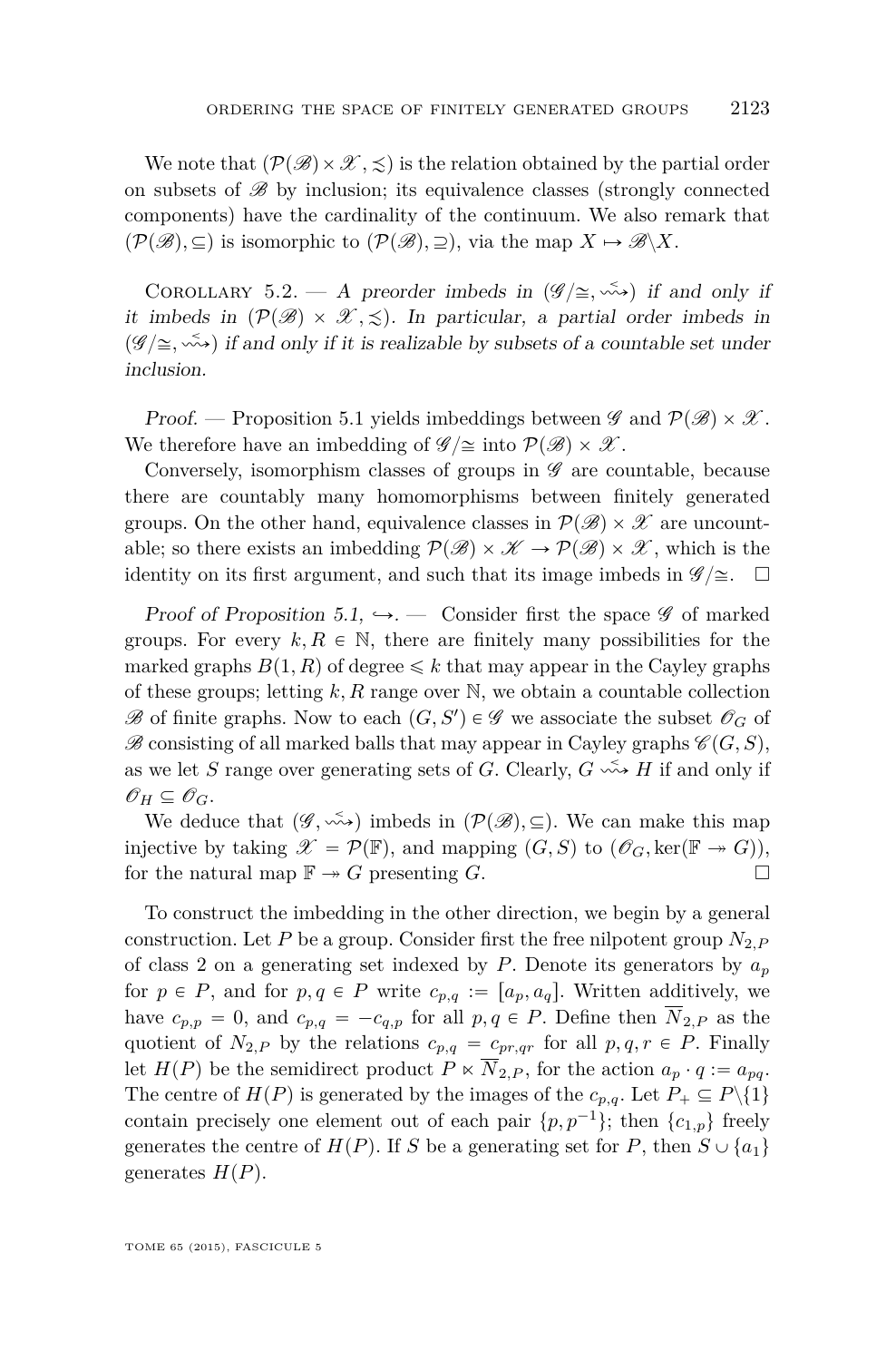We note that $(\mathcal{P}(\mathscr{B})\times\mathscr{X},\precsim)$ is the relation obtained by the partial order on subsets of $\mathscr{B}$ by inclusion; its equivalence classes (strongly connected components) have the cardinality of the continuum. We also remark that $(\mathcal{P}(\mathscr{B}),\subseteq)$ is isomorphic to $(\mathcal{P}(\mathscr{B}),\supseteq)$, via the map $X\mapsto\mathscr{B}\backslash X$.

Corollary 5.2. — *A preorder imbeds in $(\mathscr{G}/{\cong},\overset{<}{\rightsquigarrow})$ if and only if it imbeds in $(\mathcal{P}(\mathscr{B})\times\mathscr{X},\precsim)$. In particular, a partial order imbeds in $(\mathscr{G}/{\cong},\overset{<}{\rightsquigarrow})$ if and only if it is realizable by subsets of a countable set under inclusion.*

*Proof.* — Proposition 5.1 yields imbeddings between $\mathscr{G}$ and $\mathcal{P}(\mathscr{B})\times\mathscr{X}$. We therefore have an imbedding of $\mathscr{G}/{\cong}$ into $\mathcal{P}(\mathscr{B})\times\mathscr{X}$.

Conversely, isomorphism classes of groups in $\mathscr{G}$ are countable, because there are countably many homomorphisms between finitely generated groups. On the other hand, equivalence classes in $\mathcal{P}(\mathscr{B})\times\mathscr{X}$ are uncountable; so there exists an imbedding $\mathcal{P}(\mathscr{B})\times\mathscr{K}\to\mathcal{P}(\mathscr{B})\times\mathscr{X}$, which is the identity on its first argument, and such that its image imbeds in $\mathscr{G}/{\cong}$. $\square$

*Proof of Proposition 5.1, $\hookrightarrow$.* — Consider first the space $\mathscr{G}$ of marked groups. For every $k,R\in\mathbb{N}$, there are finitely many possibilities for the marked graphs $B(1,R)$ of degree $\leqslant k$ that may appear in the Cayley graphs of these groups; letting $k,R$ range over $\mathbb{N}$, we obtain a countable collection $\mathscr{B}$ of finite graphs. Now to each $(G,S')\in\mathscr{G}$ we associate the subset $\mathscr{O}_G$ of $\mathscr{B}$ consisting of all marked balls that may appear in Cayley graphs $\mathscr{C}(G,S)$, as we let $S$ range over generating sets of $G$. Clearly, $G\overset{<}{\rightsquigarrow}H$ if and only if $\mathscr{O}_H\subseteq\mathscr{O}_G$.

We deduce that $(\mathscr{G},\overset{<}{\rightsquigarrow})$ imbeds in $(\mathcal{P}(\mathscr{B}),\subseteq)$. We can make this map injective by taking $\mathscr{X}=\mathcal{P}(\mathbb{F})$, and mapping $(G,S)$ to $(\mathscr{O}_G,\ker(\mathbb{F}\twoheadrightarrow G))$, for the natural map $\mathbb{F}\twoheadrightarrow G$ presenting $G$. $\square$

To construct the imbedding in the other direction, we begin by a general construction. Let $P$ be a group. Consider first the free nilpotent group $N_{2,P}$ of class 2 on a generating set indexed by $P$. Denote its generators by $a_p$ for $p\in P$, and for $p,q\in P$ write $c_{p,q}:=[a_p,a_q]$. Written additively, we have $c_{p,p}=0$, and $c_{p,q}=-c_{q,p}$ for all $p,q\in P$. Define then $\overline{N}_{2,P}$ as the quotient of $N_{2,P}$ by the relations $c_{p,q}=c_{pr,qr}$ for all $p,q,r\in P$. Finally let $H(P)$ be the semidirect product $P\ltimes\overline{N}_{2,P}$, for the action $a_p\cdot q:=a_{pq}$. The centre of $H(P)$ is generated by the images of the $c_{p,q}$. Let $P_+\subseteq P\backslash\{1\}$ contain precisely one element out of each pair $\{p,p^{-1}\}$; then $\{c_{1,p}\}$ freely generates the centre of $H(P)$. If $S$ be a generating set for $P$, then $S\cup\{a_1\}$ generates $H(P)$.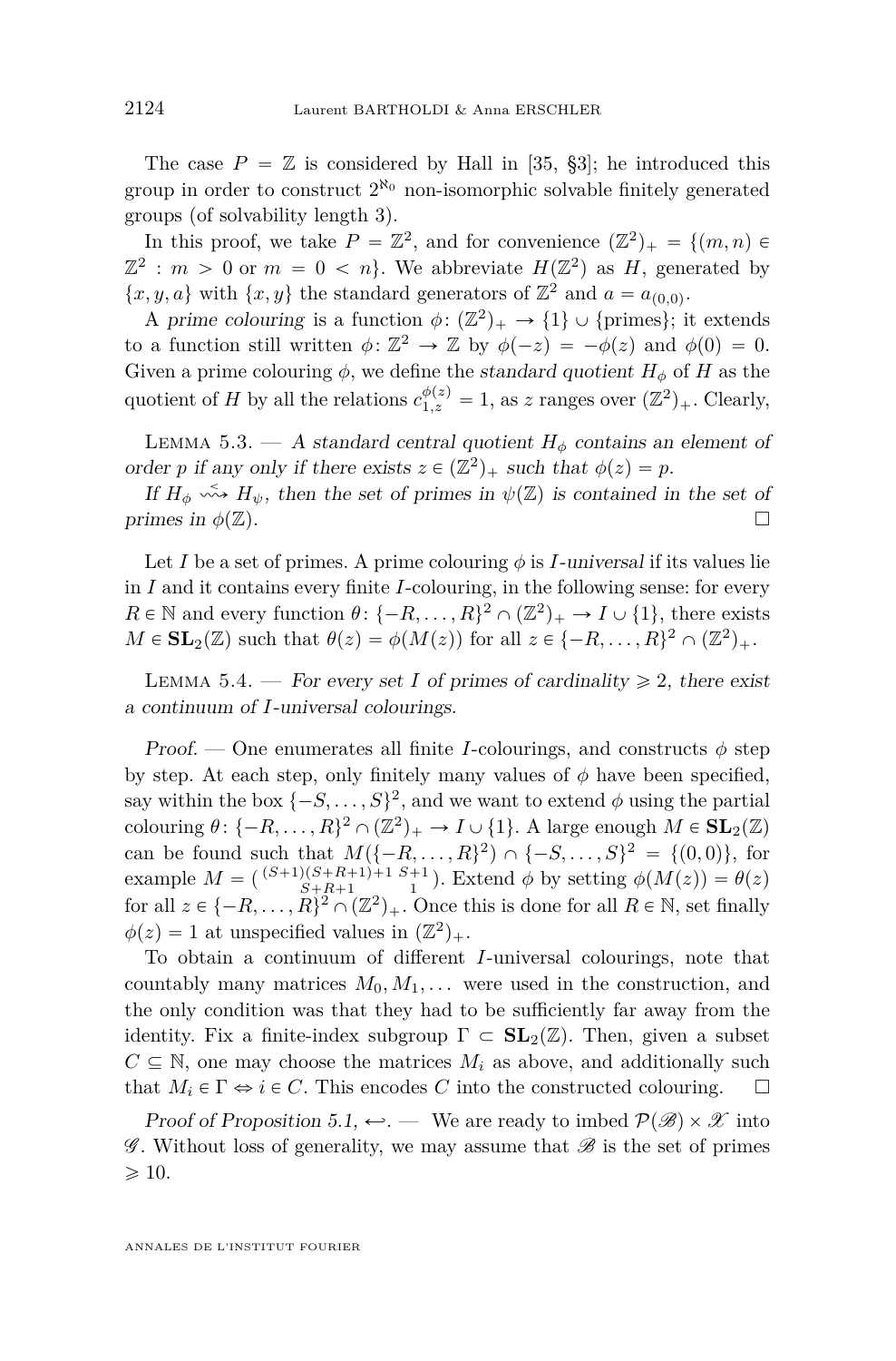The case $P = \mathbb{Z}$ is considered by Hall in [35, §3]; he introduced this group in order to construct $2^{\aleph_0}$ non-isomorphic solvable finitely generated groups (of solvability length 3).

In this proof, we take $P = \mathbb{Z}^2$, and for convenience $(\mathbb{Z}^2)_+ = \{(m,n) \in \mathbb{Z}^2 : m > 0 \text{ or } m = 0 < n\}$. We abbreviate $H(\mathbb{Z}^2)$ as $H$, generated by $\{x, y, a\}$ with $\{x, y\}$ the standard generators of $\mathbb{Z}^2$ and $a = a_{(0,0)}$.

A *prime colouring* is a function $\phi\colon (\mathbb{Z}^2)_+ \to \{1\} \cup \{\text{primes}\}$; it extends to a function still written $\phi\colon \mathbb{Z}^2 \to \mathbb{Z}$ by $\phi(-z) = -\phi(z)$ and $\phi(0) = 0$. Given a prime colouring $\phi$, we define the *standard quotient* $H_\phi$ of $H$ as the quotient of $H$ by all the relations $c_{1,z}^{\phi(z)} = 1$, as $z$ ranges over $(\mathbb{Z}^2)_+$. Clearly,

Lemma 5.3. — *A standard central quotient $H_\phi$ contains an element of order $p$ if any only if there exists $z \in (\mathbb{Z}^2)_+$ such that $\phi(z) = p$.*

*If $H_\phi \overset{<}{\rightsquigarrow} H_\psi$, then the set of primes in $\psi(\mathbb{Z})$ is contained in the set of primes in $\phi(\mathbb{Z})$.* □

Let $I$ be a set of primes. A prime colouring $\phi$ is *$I$-universal* if its values lie in $I$ and it contains every finite $I$-colouring, in the following sense: for every $R \in \mathbb{N}$ and every function $\theta\colon \{-R, \dots, R\}^2 \cap (\mathbb{Z}^2)_+ \to I \cup \{1\}$, there exists $M \in \mathbf{SL}_2(\mathbb{Z})$ such that $\theta(z) = \phi(M(z))$ for all $z \in \{-R, \dots, R\}^2 \cap (\mathbb{Z}^2)_+$.

Lemma 5.4. — *For every set $I$ of primes of cardinality $\geqslant 2$, there exist a continuum of $I$-universal colourings.*

*Proof.* — One enumerates all finite $I$-colourings, and constructs $\phi$ step by step. At each step, only finitely many values of $\phi$ have been specified, say within the box $\{-S, \dots, S\}^2$, and we want to extend $\phi$ using the partial colouring $\theta\colon \{-R, \dots, R\}^2 \cap (\mathbb{Z}^2)_+ \to I \cup \{1\}$. A large enough $M \in \mathbf{SL}_2(\mathbb{Z})$ can be found such that $M(\{-R, \dots, R\}^2) \cap \{-S, \dots, S\}^2 = \{(0,0)\}$, for example $M = \begin{pmatrix} (S+1)(S+R+1)+1 & S+1 \\ S+R+1 & 1 \end{pmatrix}$. Extend $\phi$ by setting $\phi(M(z)) = \theta(z)$ for all $z \in \{-R, \dots, R\}^2 \cap (\mathbb{Z}^2)_+$. Once this is done for all $R \in \mathbb{N}$, set finally $\phi(z) = 1$ at unspecified values in $(\mathbb{Z}^2)_+$.

To obtain a continuum of different $I$-universal colourings, note that countably many matrices $M_0, M_1, \dots$ were used in the construction, and the only condition was that they had to be sufficiently far away from the identity. Fix a finite-index subgroup $\Gamma \subset \mathbf{SL}_2(\mathbb{Z})$. Then, given a subset $C \subseteq \mathbb{N}$, one may choose the matrices $M_i$ as above, and additionally such that $M_i \in \Gamma \Leftrightarrow i \in C$. This encodes $C$ into the constructed colouring. □

*Proof of Proposition 5.1, $\hookleftarrow$.* — We are ready to imbed $\mathcal{P}(\mathscr{B}) \times \mathscr{X}$ into $\mathscr{G}$. Without loss of generality, we may assume that $\mathscr{B}$ is the set of primes $\geqslant 10$.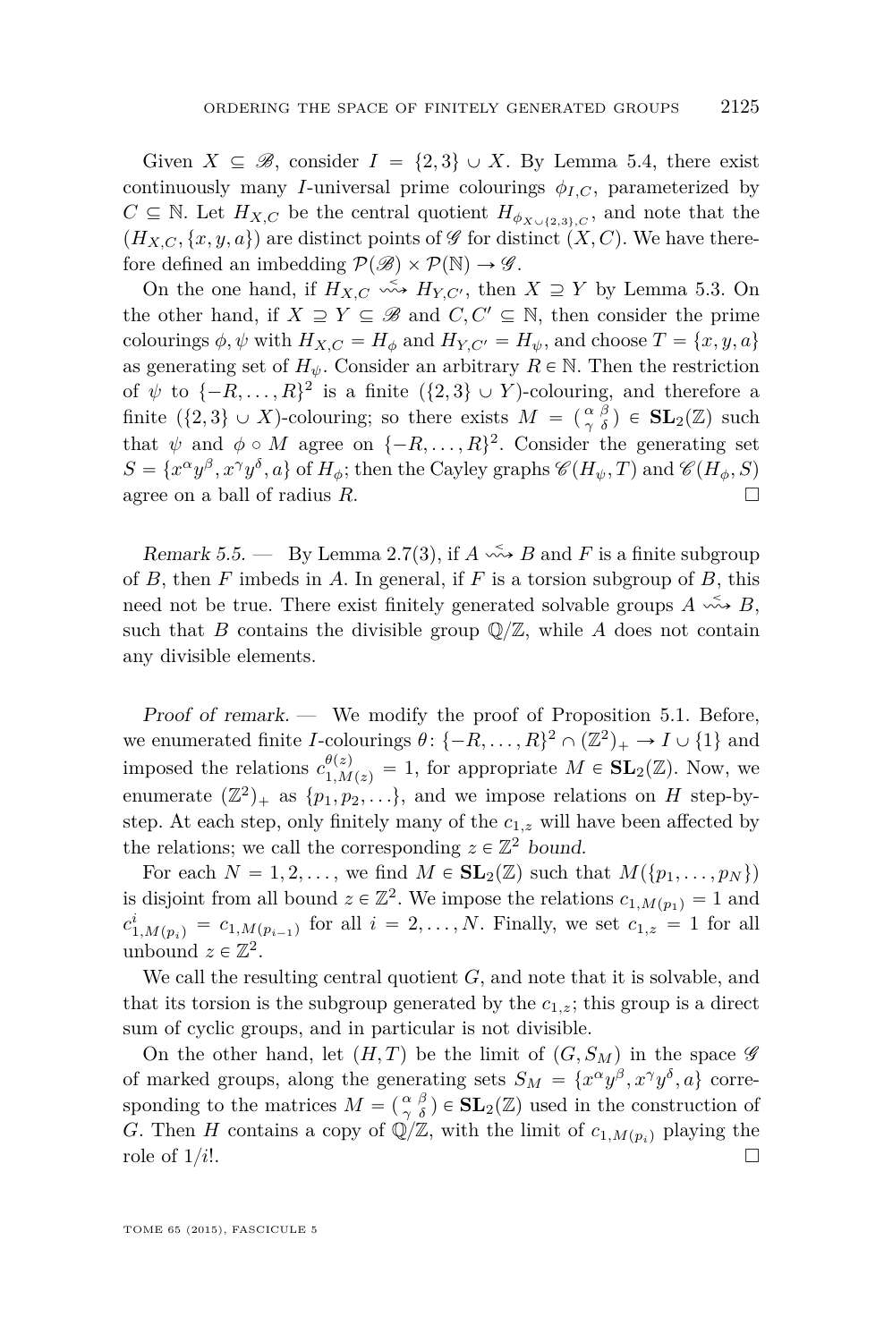Given $X \subseteq \mathscr{B}$, consider $I = \{2,3\} \cup X$. By Lemma 5.4, there exist continuously many $I$-universal prime colourings $\phi_{I,C}$, parameterized by $C \subseteq \mathbb{N}$. Let $H_{X,C}$ be the central quotient $H_{\phi_{X\cup\{2,3\},C}}$, and note that the $(H_{X,C}, \{x,y,a\})$ are distinct points of $\mathscr{G}$ for distinct $(X,C)$. We have therefore defined an imbedding $\mathcal{P}(\mathscr{B}) \times \mathcal{P}(\mathbb{N}) \to \mathscr{G}$.

On the one hand, if $H_{X,C} \overset{<}{\rightsquigarrow} H_{Y,C'}$, then $X \supseteq Y$ by Lemma 5.3. On the other hand, if $X \supseteq Y \subseteq \mathscr{B}$ and $C, C' \subseteq \mathbb{N}$, then consider the prime colourings $\phi, \psi$ with $H_{X,C} = H_\phi$ and $H_{Y,C'} = H_\psi$, and choose $T = \{x,y,a\}$ as generating set of $H_\psi$. Consider an arbitrary $R \in \mathbb{N}$. Then the restriction of $\psi$ to $\{-R,\dots,R\}^2$ is a finite $(\{2,3\} \cup Y)$-colouring, and therefore a finite $(\{2,3\} \cup X)$-colouring; so there exists $M = \left(\begin{smallmatrix}\alpha & \beta \\ \gamma & \delta\end{smallmatrix}\right) \in \mathbf{SL}_2(\mathbb{Z})$ such that $\psi$ and $\phi \circ M$ agree on $\{-R,\dots,R\}^2$. Consider the generating set $S = \{x^\alpha y^\beta, x^\gamma y^\delta, a\}$ of $H_\phi$; then the Cayley graphs $\mathscr{C}(H_\psi, T)$ and $\mathscr{C}(H_\phi, S)$ agree on a ball of radius $R$. $\square$

*Remark 5.5.* — By Lemma 2.7(3), if $A \overset{<}{\rightsquigarrow} B$ and $F$ is a finite subgroup of $B$, then $F$ imbeds in $A$. In general, if $F$ is a torsion subgroup of $B$, this need not be true. There exist finitely generated solvable groups $A \overset{<}{\rightsquigarrow} B$, such that $B$ contains the divisible group $\mathbb{Q}/\mathbb{Z}$, while $A$ does not contain any divisible elements.

*Proof of remark.* — We modify the proof of Proposition 5.1. Before, we enumerated finite $I$-colourings $\theta\colon \{-R,\dots,R\}^2 \cap (\mathbb{Z}^2)_+ \to I \cup \{1\}$ and imposed the relations $c_{1,M(z)}^{\theta(z)} = 1$, for appropriate $M \in \mathbf{SL}_2(\mathbb{Z})$. Now, we enumerate $(\mathbb{Z}^2)_+$ as $\{p_1, p_2, \dots\}$, and we impose relations on $H$ step-by-step. At each step, only finitely many of the $c_{1,z}$ will have been affected by the relations; we call the corresponding $z \in \mathbb{Z}^2$ *bound*.

For each $N = 1, 2, \dots$, we find $M \in \mathbf{SL}_2(\mathbb{Z})$ such that $M(\{p_1,\dots,p_N\})$ is disjoint from all bound $z \in \mathbb{Z}^2$. We impose the relations $c_{1,M(p_1)} = 1$ and $c_{1,M(p_i)}^i = c_{1,M(p_{i-1})}$ for all $i = 2,\dots,N$. Finally, we set $c_{1,z} = 1$ for all unbound $z \in \mathbb{Z}^2$.

We call the resulting central quotient $G$, and note that it is solvable, and that its torsion is the subgroup generated by the $c_{1,z}$; this group is a direct sum of cyclic groups, and in particular is not divisible.

On the other hand, let $(H,T)$ be the limit of $(G, S_M)$ in the space $\mathscr{G}$ of marked groups, along the generating sets $S_M = \{x^\alpha y^\beta, x^\gamma y^\delta, a\}$ corresponding to the matrices $M = \left(\begin{smallmatrix}\alpha & \beta \\ \gamma & \delta\end{smallmatrix}\right) \in \mathbf{SL}_2(\mathbb{Z})$ used in the construction of $G$. Then $H$ contains a copy of $\mathbb{Q}/\mathbb{Z}$, with the limit of $c_{1,M(p_i)}$ playing the role of $1/i!$. $\square$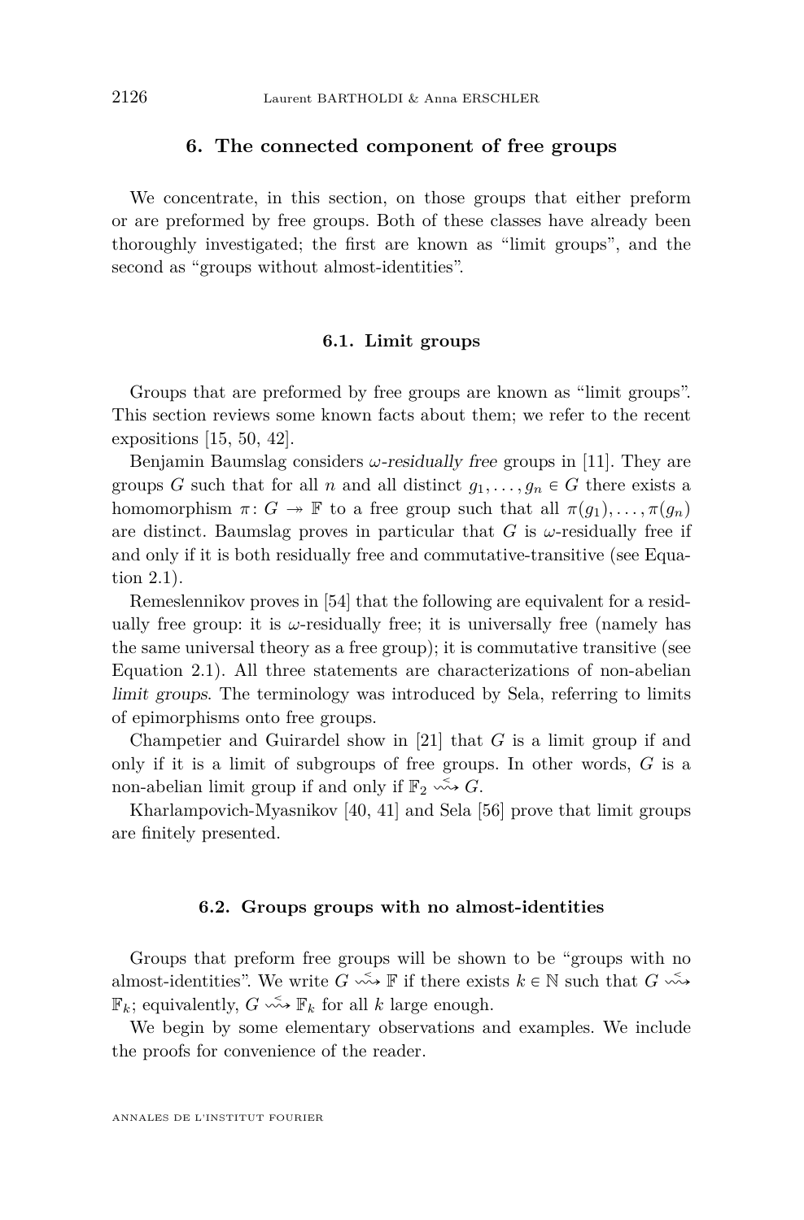## 6. The connected component of free groups

We concentrate, in this section, on those groups that either preform or are preformed by free groups. Both of these classes have already been thoroughly investigated; the first are known as "limit groups", and the second as "groups without almost-identities".

### 6.1. Limit groups

Groups that are preformed by free groups are known as "limit groups". This section reviews some known facts about them; we refer to the recent expositions [15, 50, 42].

Benjamin Baumslag considers *ω-residually free* groups in [11]. They are groups $G$ such that for all $n$ and all distinct $g_1, \dots, g_n \in G$ there exists a homomorphism $\pi\colon G \twoheadrightarrow \mathbb{F}$ to a free group such that all $\pi(g_1), \dots, \pi(g_n)$ are distinct. Baumslag proves in particular that $G$ is $\omega$-residually free if and only if it is both residually free and commutative-transitive (see Equation 2.1).

Remeslennikov proves in [54] that the following are equivalent for a residually free group: it is $\omega$-residually free; it is universally free (namely has the same universal theory as a free group); it is commutative transitive (see Equation 2.1). All three statements are characterizations of non-abelian *limit groups*. The terminology was introduced by Sela, referring to limits of epimorphisms onto free groups.

Champetier and Guirardel show in [21] that $G$ is a limit group if and only if it is a limit of subgroups of free groups. In other words, $G$ is a non-abelian limit group if and only if $\mathbb{F}_2 \overset{<}{\rightsquigarrow} G$.

Kharlampovich-Myasnikov [40, 41] and Sela [56] prove that limit groups are finitely presented.

### 6.2. Groups groups with no almost-identities

Groups that preform free groups will be shown to be "groups with no almost-identities". We write $G \overset{<}{\rightsquigarrow} \mathbb{F}$ if there exists $k \in \mathbb{N}$ such that $G \overset{<}{\rightsquigarrow} \mathbb{F}_k$; equivalently, $G \overset{<}{\rightsquigarrow} \mathbb{F}_k$ for all $k$ large enough.

We begin by some elementary observations and examples. We include the proofs for convenience of the reader.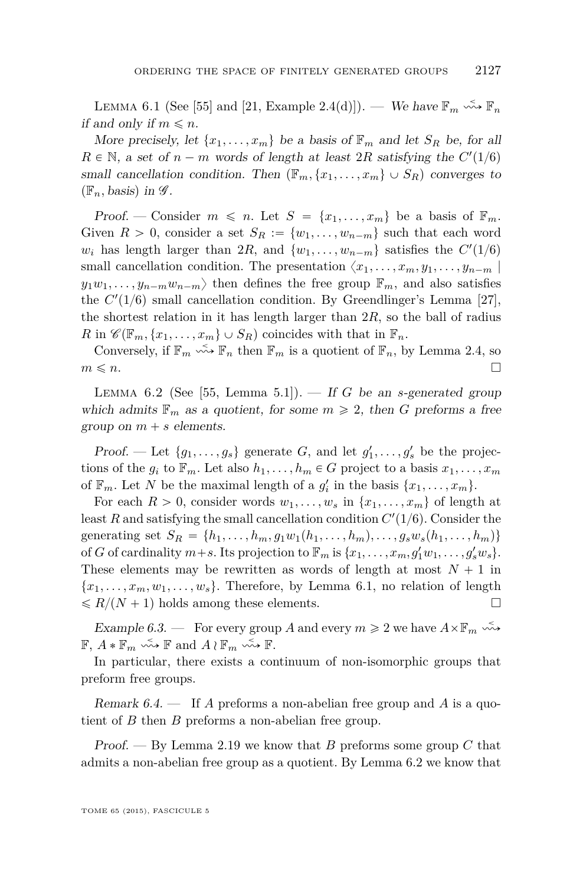Lemma 6.1 (See [55] and [21, Example 2.4(d)]). — *We have $\mathbb{F}_m \overset{<}{\rightsquigarrow} \mathbb{F}_n$ if and only if $m \leqslant n$.*

*More precisely, let $\{x_1, \ldots, x_m\}$ be a basis of $\mathbb{F}_m$ and let $S_R$ be, for all $R \in \mathbb{N}$, a set of $n - m$ words of length at least $2R$ satisfying the $C'(1/6)$ small cancellation condition. Then $(\mathbb{F}_m, \{x_1, \ldots, x_m\} \cup S_R)$ converges to $(\mathbb{F}_n, \text{basis})$ in $\mathscr{G}$.*

*Proof.* — Consider $m \leqslant n$. Let $S = \{x_1, \ldots, x_m\}$ be a basis of $\mathbb{F}_m$. Given $R > 0$, consider a set $S_R := \{w_1, \ldots, w_{n-m}\}$ such that each word $w_i$ has length larger than $2R$, and $\{w_1, \ldots, w_{n-m}\}$ satisfies the $C'(1/6)$ small cancellation condition. The presentation $\langle x_1, \ldots, x_m, y_1, \ldots, y_{n-m} \mid y_1 w_1, \ldots, y_{n-m} w_{n-m} \rangle$ then defines the free group $\mathbb{F}_m$, and also satisfies the $C'(1/6)$ small cancellation condition. By Greendlinger's Lemma [27], the shortest relation in it has length larger than $2R$, so the ball of radius $R$ in $\mathscr{C}(\mathbb{F}_m, \{x_1, \ldots, x_m\} \cup S_R)$ coincides with that in $\mathbb{F}_n$.

Conversely, if $\mathbb{F}_m \overset{<}{\rightsquigarrow} \mathbb{F}_n$ then $\mathbb{F}_m$ is a quotient of $\mathbb{F}_n$, by Lemma 2.4, so $m \leqslant n$. $\square$

Lemma 6.2 (See [55, Lemma 5.1]). — *If $G$ be an $s$-generated group which admits $\mathbb{F}_m$ as a quotient, for some $m \geqslant 2$, then $G$ preforms a free group on $m + s$ elements.*

*Proof.* — Let $\{g_1, \ldots, g_s\}$ generate $G$, and let $g'_1, \ldots, g'_s$ be the projections of the $g_i$ to $\mathbb{F}_m$. Let also $h_1, \ldots, h_m \in G$ project to a basis $x_1, \ldots, x_m$ of $\mathbb{F}_m$. Let $N$ be the maximal length of a $g'_i$ in the basis $\{x_1, \ldots, x_m\}$.

For each $R > 0$, consider words $w_1, \ldots, w_s$ in $\{x_1, \ldots, x_m\}$ of length at least $R$ and satisfying the small cancellation condition $C'(1/6)$. Consider the generating set $S_R = \{h_1, \ldots, h_m, g_1 w_1(h_1, \ldots, h_m), \ldots, g_s w_s(h_1, \ldots, h_m)\}$ of $G$ of cardinality $m+s$. Its projection to $\mathbb{F}_m$ is $\{x_1, \ldots, x_m, g'_1 w_1, \ldots, g'_s w_s\}$. These elements may be rewritten as words of length at most $N + 1$ in $\{x_1, \ldots, x_m, w_1, \ldots, w_s\}$. Therefore, by Lemma 6.1, no relation of length $\leqslant R/(N + 1)$ holds among these elements. $\square$

*Example 6.3.* — For every group $A$ and every $m \geqslant 2$ we have $A \times \mathbb{F}_m \overset{<}{\rightsquigarrow} \mathbb{F}$, $A * \mathbb{F}_m \overset{<}{\rightsquigarrow} \mathbb{F}$ and $A \wr \mathbb{F}_m \overset{<}{\rightsquigarrow} \mathbb{F}$.

In particular, there exists a continuum of non-isomorphic groups that preform free groups.

*Remark 6.4.* — If $A$ preforms a non-abelian free group and $A$ is a quotient of $B$ then $B$ preforms a non-abelian free group.

*Proof.* — By Lemma 2.19 we know that $B$ preforms some group $C$ that admits a non-abelian free group as a quotient. By Lemma 6.2 we know that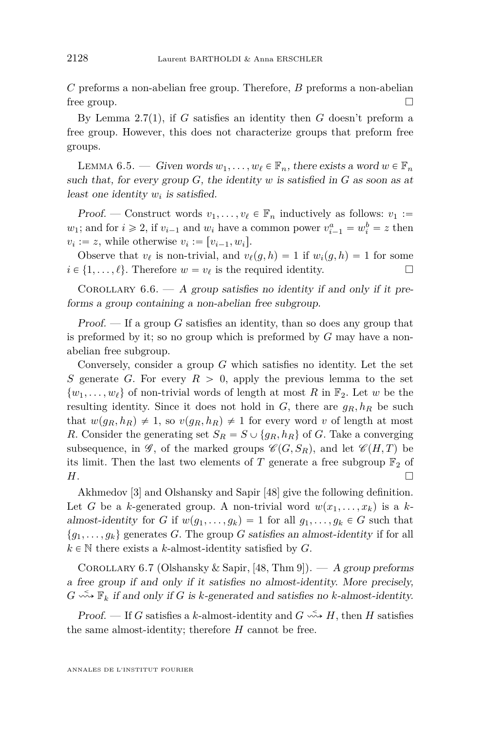$C$ preforms a non-abelian free group. Therefore, $B$ preforms a non-abelian free group. □

By Lemma 2.7(1), if $G$ satisfies an identity then $G$ doesn't preform a free group. However, this does not characterize groups that preform free groups.

Lemma 6.5. — *Given words $w_1, \dots, w_\ell \in \mathbb{F}_n$, there exists a word $w \in \mathbb{F}_n$ such that, for every group $G$, the identity $w$ is satisfied in $G$ as soon as at least one identity $w_i$ is satisfied.*

*Proof.* — Construct words $v_1, \dots, v_\ell \in \mathbb{F}_n$ inductively as follows: $v_1 := w_1$; and for $i \geqslant 2$, if $v_{i-1}$ and $w_i$ have a common power $v_{i-1}^a = w_i^b = z$ then $v_i := z$, while otherwise $v_i := [v_{i-1}, w_i]$.

Observe that $v_\ell$ is non-trivial, and $v_\ell(g,h) = 1$ if $w_i(g,h) = 1$ for some $i \in \{1, \dots, \ell\}$. Therefore $w = v_\ell$ is the required identity. □

Corollary 6.6. — *A group satisfies no identity if and only if it preforms a group containing a non-abelian free subgroup.*

*Proof.* — If a group $G$ satisfies an identity, than so does any group that is preformed by it; so no group which is preformed by $G$ may have a non-abelian free subgroup.

Conversely, consider a group $G$ which satisfies no identity. Let the set $S$ generate $G$. For every $R > 0$, apply the previous lemma to the set $\{w_1, \dots, w_\ell\}$ of non-trivial words of length at most $R$ in $\mathbb{F}_2$. Let $w$ be the resulting identity. Since it does not hold in $G$, there are $g_R, h_R$ be such that $w(g_R, h_R) \neq 1$, so $v(g_R, h_R) \neq 1$ for every word $v$ of length at most $R$. Consider the generating set $S_R = S \cup \{g_R, h_R\}$ of $G$. Take a converging subsequence, in $\mathscr{G}$, of the marked groups $\mathscr{C}(G, S_R)$, and let $\mathscr{C}(H, T)$ be its limit. Then the last two elements of $T$ generate a free subgroup $\mathbb{F}_2$ of $H$. □

Akhmedov [3] and Olshansky and Sapir [48] give the following definition. Let $G$ be a $k$-generated group. A non-trivial word $w(x_1, \dots, x_k)$ is a *$k$-almost-identity* for $G$ if $w(g_1, \dots, g_k) = 1$ for all $g_1, \dots, g_k \in G$ such that $\{g_1, \dots, g_k\}$ generates $G$. The group $G$ *satisfies an almost-identity* if for all $k \in \mathbb{N}$ there exists a $k$-almost-identity satisfied by $G$.

Corollary 6.7 (Olshansky & Sapir, [48, Thm 9]). — *A group preforms a free group if and only if it satisfies no almost-identity. More precisely, $G \overset{<}{\rightsquigarrow} \mathbb{F}_k$ if and only if $G$ is $k$-generated and satisfies no $k$-almost-identity.*

*Proof.* — If $G$ satisfies a $k$-almost-identity and $G \overset{<}{\rightsquigarrow} H$, then $H$ satisfies the same almost-identity; therefore $H$ cannot be free.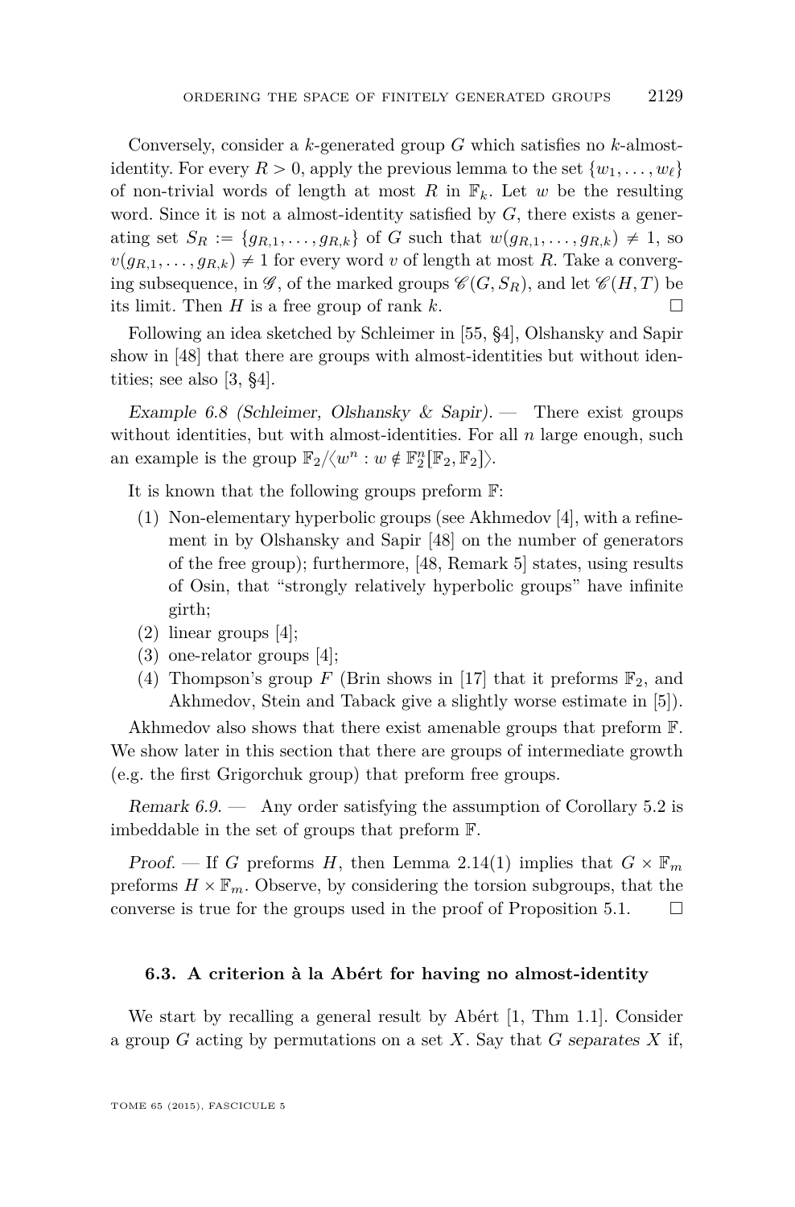Conversely, consider a $k$-generated group $G$ which satisfies no $k$-almost-identity. For every $R > 0$, apply the previous lemma to the set $\{w_1, \ldots, w_\ell\}$ of non-trivial words of length at most $R$ in $\mathbb{F}_k$. Let $w$ be the resulting word. Since it is not a almost-identity satisfied by $G$, there exists a generating set $S_R := \{g_{R,1}, \ldots, g_{R,k}\}$ of $G$ such that $w(g_{R,1}, \ldots, g_{R,k}) \neq 1$, so $v(g_{R,1}, \ldots, g_{R,k}) \neq 1$ for every word $v$ of length at most $R$. Take a converging subsequence, in $\mathscr{G}$, of the marked groups $\mathscr{C}(G, S_R)$, and let $\mathscr{C}(H, T)$ be its limit. Then $H$ is a free group of rank $k$. □

Following an idea sketched by Schleimer in [55, §4], Olshansky and Sapir show in [48] that there are groups with almost-identities but without identities; see also [3, §4].

*Example 6.8 (Schleimer, Olshansky & Sapir).* — There exist groups without identities, but with almost-identities. For all $n$ large enough, such an example is the group $\mathbb{F}_2 / \langle w^n : w \notin \mathbb{F}_2^n[\mathbb{F}_2, \mathbb{F}_2] \rangle$.

It is known that the following groups preform $\mathbb{F}$:

1. Non-elementary hyperbolic groups (see Akhmedov [4], with a refinement in by Olshansky and Sapir [48] on the number of generators of the free group); furthermore, [48, Remark 5] states, using results of Osin, that "strongly relatively hyperbolic groups" have infinite girth;
2. linear groups [4];
3. one-relator groups [4];
4. Thompson's group $F$ (Brin shows in [17] that it preforms $\mathbb{F}_2$, and Akhmedov, Stein and Taback give a slightly worse estimate in [5]).

Akhmedov also shows that there exist amenable groups that preform $\mathbb{F}$. We show later in this section that there are groups of intermediate growth (e.g. the first Grigorchuk group) that preform free groups.

*Remark 6.9.* — Any order satisfying the assumption of Corollary 5.2 is imbeddable in the set of groups that preform $\mathbb{F}$.

*Proof.* — If $G$ preforms $H$, then Lemma 2.14(1) implies that $G \times \mathbb{F}_m$ preforms $H \times \mathbb{F}_m$. Observe, by considering the torsion subgroups, that the converse is true for the groups used in the proof of Proposition 5.1. □

### 6.3. A criterion à la Abért for having no almost-identity

We start by recalling a general result by Abért [1, Thm 1.1]. Consider a group $G$ acting by permutations on a set $X$. Say that $G$ *separates* $X$ if,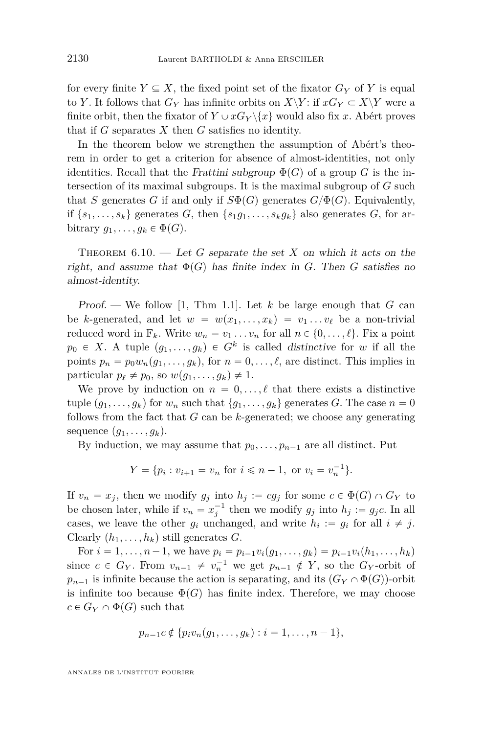for every finite $Y \subseteq X$, the fixed point set of the fixator $G_Y$ of $Y$ is equal to $Y$. It follows that $G_Y$ has infinite orbits on $X\backslash Y$: if $xG_Y \subset X\backslash Y$ were a finite orbit, then the fixator of $Y \cup xG_Y\backslash\{x\}$ would also fix $x$. Abért proves that if $G$ separates $X$ then $G$ satisfies no identity.

In the theorem below we strengthen the assumption of Abért's theorem in order to get a criterion for absence of almost-identities, not only identities. Recall that the *Frattini subgroup* $\Phi(G)$ of a group $G$ is the intersection of its maximal subgroups. It is the maximal subgroup of $G$ such that $S$ generates $G$ if and only if $S\Phi(G)$ generates $G/\Phi(G)$. Equivalently, if $\{s_1, \ldots, s_k\}$ generates $G$, then $\{s_1g_1, \ldots, s_kg_k\}$ also generates $G$, for arbitrary $g_1, \ldots, g_k \in \Phi(G)$.

Theorem 6.10. — *Let $G$ separate the set $X$ on which it acts on the right, and assume that $\Phi(G)$ has finite index in $G$. Then $G$ satisfies no almost-identity.*

*Proof.* — We follow [1, Thm 1.1]. Let $k$ be large enough that $G$ can be $k$-generated, and let $w = w(x_1, \ldots, x_k) = v_1 \ldots v_\ell$ be a non-trivial reduced word in $\mathbb{F}_k$. Write $w_n = v_1 \ldots v_n$ for all $n \in \{0, \ldots, \ell\}$. Fix a point $p_0 \in X$. A tuple $(g_1, \ldots, g_k) \in G^k$ is called *distinctive* for $w$ if all the points $p_n = p_0 w_n(g_1, \ldots, g_k)$, for $n = 0, \ldots, \ell$, are distinct. This implies in particular $p_\ell \neq p_0$, so $w(g_1, \ldots, g_k) \neq 1$.

We prove by induction on $n = 0, \ldots, \ell$ that there exists a distinctive tuple $(g_1, \ldots, g_k)$ for $w_n$ such that $\{g_1, \ldots, g_k\}$ generates $G$. The case $n = 0$ follows from the fact that $G$ can be $k$-generated; we choose any generating sequence $(g_1, \ldots, g_k)$.

By induction, we may assume that $p_0, \ldots, p_{n-1}$ are all distinct. Put

$$Y = \{p_i : v_{i+1} = v_n \text{ for } i \leqslant n-1, \text{ or } v_i = v_n^{-1}\}.$$

If $v_n = x_j$, then we modify $g_j$ into $h_j := cg_j$ for some $c \in \Phi(G) \cap G_Y$ to be chosen later, while if $v_n = x_j^{-1}$ then we modify $g_j$ into $h_j := g_jc$. In all cases, we leave the other $g_i$ unchanged, and write $h_i := g_i$ for all $i \neq j$. Clearly $(h_1, \ldots, h_k)$ still generates $G$.

For $i = 1, \ldots, n-1$, we have $p_i = p_{i-1}v_i(g_1, \ldots, g_k) = p_{i-1}v_i(h_1, \ldots, h_k)$ since $c \in G_Y$. From $v_{n-1} \neq v_n^{-1}$ we get $p_{n-1} \notin Y$, so the $G_Y$-orbit of $p_{n-1}$ is infinite because the action is separating, and its $(G_Y \cap \Phi(G))$-orbit is infinite too because $\Phi(G)$ has finite index. Therefore, we may choose $c \in G_Y \cap \Phi(G)$ such that

$$p_{n-1}c \notin \{p_iv_n(g_1, \ldots, g_k) : i = 1, \ldots, n-1\},$$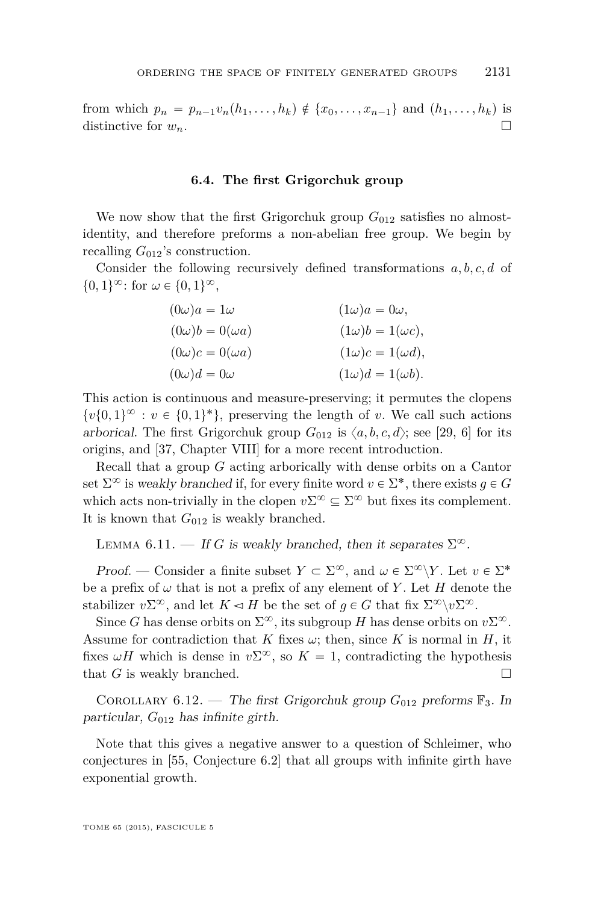from which $p_n = p_{n-1}v_n(h_1,\dots,h_k) \notin \{x_0,\dots,x_{n-1}\}$ and $(h_1,\dots,h_k)$ is distinctive for $w_n$. □

### 6.4. The first Grigorchuk group

We now show that the first Grigorchuk group $G_{012}$ satisfies no almost-identity, and therefore preforms a non-abelian free group. We begin by recalling $G_{012}$'s construction.

Consider the following recursively defined transformations $a, b, c, d$ of $\{0,1\}^\infty$: for $\omega \in \{0,1\}^\infty$,

$$\begin{aligned}
(0\omega)a &= 1\omega & (1\omega)a &= 0\omega,\\
(0\omega)b &= 0(\omega a) & (1\omega)b &= 1(\omega c),\\
(0\omega)c &= 0(\omega a) & (1\omega)c &= 1(\omega d),\\
(0\omega)d &= 0\omega & (1\omega)d &= 1(\omega b).
\end{aligned}$$

This action is continuous and measure-preserving; it permutes the clopens $\{v\{0,1\}^\infty : v \in \{0,1\}^*\}$, preserving the length of $v$. We call such actions *arborical*. The first Grigorchuk group $G_{012}$ is $\langle a,b,c,d\rangle$; see [29, 6] for its origins, and [37, Chapter VIII] for a more recent introduction.

Recall that a group $G$ acting arborically with dense orbits on a Cantor set $\Sigma^\infty$ is *weakly branched* if, for every finite word $v \in \Sigma^*$, there exists $g \in G$ which acts non-trivially in the clopen $v\Sigma^\infty \subseteq \Sigma^\infty$ but fixes its complement. It is known that $G_{012}$ is weakly branched.

Lemma 6.11. — *If $G$ is weakly branched, then it separates $\Sigma^\infty$.*

*Proof.* — Consider a finite subset $Y \subset \Sigma^\infty$, and $\omega \in \Sigma^\infty \setminus Y$. Let $v \in \Sigma^*$ be a prefix of $\omega$ that is not a prefix of any element of $Y$. Let $H$ denote the stabilizer $v\Sigma^\infty$, and let $K \triangleleft H$ be the set of $g \in G$ that fix $\Sigma^\infty \setminus v\Sigma^\infty$.

Since $G$ has dense orbits on $\Sigma^\infty$, its subgroup $H$ has dense orbits on $v\Sigma^\infty$. Assume for contradiction that $K$ fixes $\omega$; then, since $K$ is normal in $H$, it fixes $\omega H$ which is dense in $v\Sigma^\infty$, so $K = 1$, contradicting the hypothesis that $G$ is weakly branched. □

Corollary 6.12. — *The first Grigorchuk group $G_{012}$ preforms $\mathbb{F}_3$. In particular, $G_{012}$ has infinite girth.*

Note that this gives a negative answer to a question of Schleimer, who conjectures in [55, Conjecture 6.2] that all groups with infinite girth have exponential growth.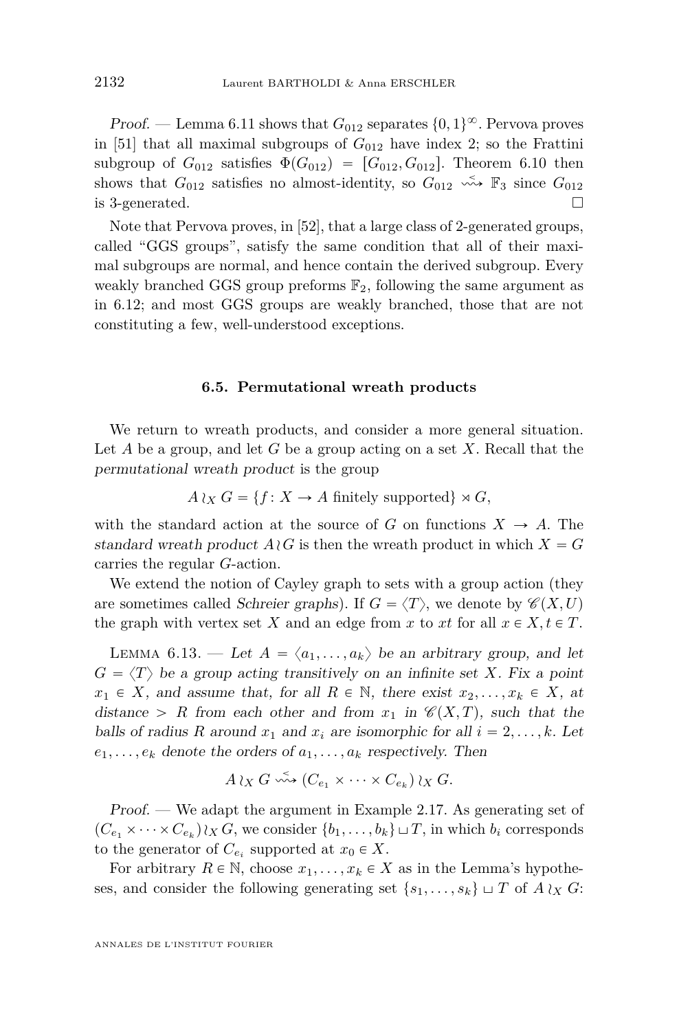*Proof.* — Lemma 6.11 shows that $G_{012}$ separates $\{0,1\}^\infty$. Pervova proves in [51] that all maximal subgroups of $G_{012}$ have index 2; so the Frattini subgroup of $G_{012}$ satisfies $\Phi(G_{012}) = [G_{012}, G_{012}]$. Theorem 6.10 then shows that $G_{012}$ satisfies no almost-identity, so $G_{012} \overset{<}{\rightsquigarrow} \mathbb{F}_3$ since $G_{012}$ is 3-generated. □

Note that Pervova proves, in [52], that a large class of 2-generated groups, called "GGS groups", satisfy the same condition that all of their maximal subgroups are normal, and hence contain the derived subgroup. Every weakly branched GGS group preforms $\mathbb{F}_2$, following the same argument as in 6.12; and most GGS groups are weakly branched, those that are not constituting a few, well-understood exceptions.

### 6.5. Permutational wreath products

We return to wreath products, and consider a more general situation. Let $A$ be a group, and let $G$ be a group acting on a set $X$. Recall that the *permutational wreath product* is the group

$$A \wr_X G = \{f\colon X \to A \text{ finitely supported}\} \rtimes G,$$

with the standard action at the source of $G$ on functions $X \to A$. The *standard wreath product* $A \wr G$ is then the wreath product in which $X = G$ carries the regular $G$-action.

We extend the notion of Cayley graph to sets with a group action (they are sometimes called *Schreier graphs*). If $G = \langle T \rangle$, we denote by $\mathscr{C}(X, U)$ the graph with vertex set $X$ and an edge from $x$ to $xt$ for all $x \in X, t \in T$.

Lemma 6.13. — *Let $A = \langle a_1, \dots, a_k \rangle$ be an arbitrary group, and let $G = \langle T \rangle$ be a group acting transitively on an infinite set $X$. Fix a point $x_1 \in X$, and assume that, for all $R \in \mathbb{N}$, there exist $x_2, \dots, x_k \in X$, at distance $> R$ from each other and from $x_1$ in $\mathscr{C}(X, T)$, such that the balls of radius $R$ around $x_1$ and $x_i$ are isomorphic for all $i = 2, \dots, k$. Let $e_1, \dots, e_k$ denote the orders of $a_1, \dots, a_k$ respectively. Then*

$$A \wr_X G \overset{<}{\rightsquigarrow} (C_{e_1} \times \dots \times C_{e_k}) \wr_X G.$$

*Proof.* — We adapt the argument in Example 2.17. As generating set of $(C_{e_1} \times \dots \times C_{e_k}) \wr_X G$, we consider $\{b_1, \dots, b_k\} \sqcup T$, in which $b_i$ corresponds to the generator of $C_{e_i}$ supported at $x_0 \in X$.

For arbitrary $R \in \mathbb{N}$, choose $x_1, \dots, x_k \in X$ as in the Lemma's hypotheses, and consider the following generating set $\{s_1, \dots, s_k\} \sqcup T$ of $A \wr_X G$: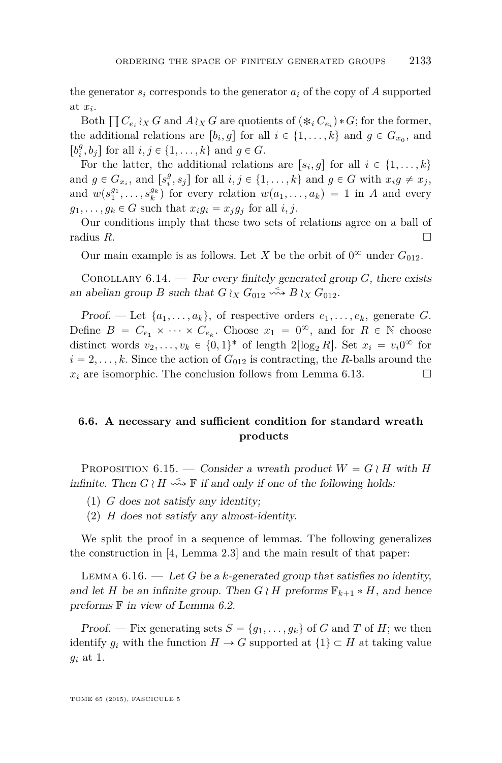the generator $s_i$ corresponds to the generator $a_i$ of the copy of $A$ supported at $x_i$.

Both $\prod C_{e_i} \wr_X G$ and $A \wr_X G$ are quotients of $(\ast_i C_{e_i}) \ast G$; for the former, the additional relations are $[b_i, g]$ for all $i \in \{1, \ldots, k\}$ and $g \in G_{x_0}$, and $[b_i^g, b_j]$ for all $i, j \in \{1, \ldots, k\}$ and $g \in G$.

For the latter, the additional relations are $[s_i, g]$ for all $i \in \{1, \ldots, k\}$ and $g \in G_{x_i}$, and $[s_i^g, s_j]$ for all $i, j \in \{1, \ldots, k\}$ and $g \in G$ with $x_i g \neq x_j$, and $w(s_1^{g_1}, \ldots, s_k^{g_k})$ for every relation $w(a_1, \ldots, a_k) = 1$ in $A$ and every $g_1, \ldots, g_k \in G$ such that $x_i g_i = x_j g_j$ for all $i, j$.

Our conditions imply that these two sets of relations agree on a ball of radius $R$. □

Our main example is as follows. Let $X$ be the orbit of $0^\infty$ under $G_{012}$.

Corollary 6.14. — *For every finitely generated group $G$, there exists an abelian group $B$ such that $G \wr_X G_{012} \overset{<}{\rightsquigarrow} B \wr_X G_{012}$.*

*Proof.* — Let $\{a_1, \ldots, a_k\}$, of respective orders $e_1, \ldots, e_k$, generate $G$. Define $B = C_{e_1} \times \cdots \times C_{e_k}$. Choose $x_1 = 0^\infty$, and for $R \in \mathbb{N}$ choose distinct words $v_2, \ldots, v_k \in \{0,1\}^*$ of length $2\lfloor \log_2 R \rfloor$. Set $x_i = v_i 0^\infty$ for $i = 2, \ldots, k$. Since the action of $G_{012}$ is contracting, the $R$-balls around the $x_i$ are isomorphic. The conclusion follows from Lemma 6.13. □

### 6.6. A necessary and sufficient condition for standard wreath products

Proposition 6.15. — *Consider a wreath product $W = G \wr H$ with $H$ infinite. Then $G \wr H \overset{<}{\rightsquigarrow} \mathbb{F}$ if and only if one of the following holds:*

1. *$G$ does not satisfy any identity;*
2. *$H$ does not satisfy any almost-identity.*

We split the proof in a sequence of lemmas. The following generalizes the construction in [4, Lemma 2.3] and the main result of that paper:

Lemma 6.16. — *Let $G$ be a $k$-generated group that satisfies no identity, and let $H$ be an infinite group. Then $G \wr H$ preforms $\mathbb{F}_{k+1} \ast H$, and hence preforms $\mathbb{F}$ in view of Lemma 6.2.*

*Proof.* — Fix generating sets $S = \{g_1, \ldots, g_k\}$ of $G$ and $T$ of $H$; we then identify $g_i$ with the function $H \to G$ supported at $\{1\} \subset H$ at taking value $g_i$ at 1.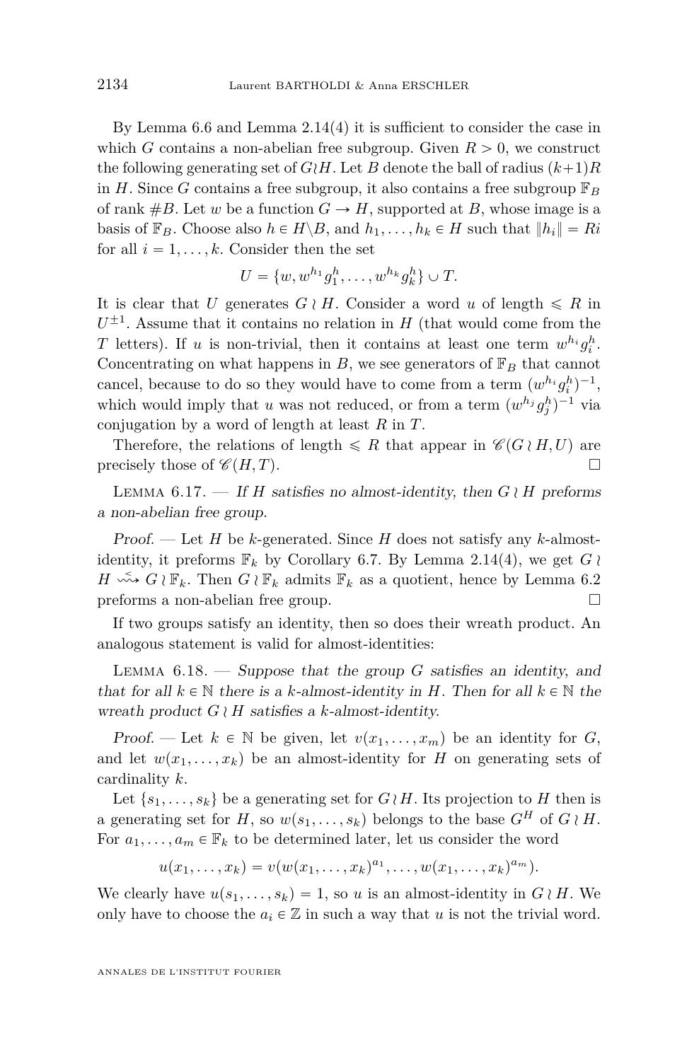By Lemma 6.6 and Lemma 2.14(4) it is sufficient to consider the case in which $G$ contains a non-abelian free subgroup. Given $R > 0$, we construct the following generating set of $G \wr H$. Let $B$ denote the ball of radius $(k+1)R$ in $H$. Since $G$ contains a free subgroup, it also contains a free subgroup $\mathbb{F}_B$ of rank $\#B$. Let $w$ be a function $G \to H$, supported at $B$, whose image is a basis of $\mathbb{F}_B$. Choose also $h \in H \setminus B$, and $h_1, \dots, h_k \in H$ such that $\|h_i\| = Ri$ for all $i = 1, \dots, k$. Consider then the set

$$U = \{w, w^{h_1} g_1^h, \dots, w^{h_k} g_k^h\} \cup T.$$

It is clear that $U$ generates $G \wr H$. Consider a word $u$ of length $\leqslant R$ in $U^{\pm 1}$. Assume that it contains no relation in $H$ (that would come from the $T$ letters). If $u$ is non-trivial, then it contains at least one term $w^{h_i} g_i^h$. Concentrating on what happens in $B$, we see generators of $\mathbb{F}_B$ that cannot cancel, because to do so they would have to come from a term $(w^{h_i} g_i^h)^{-1}$, which would imply that $u$ was not reduced, or from a term $(w^{h_j} g_j^h)^{-1}$ via conjugation by a word of length at least $R$ in $T$.

Therefore, the relations of length $\leqslant R$ that appear in $\mathscr{C}(G \wr H, U)$ are precisely those of $\mathscr{C}(H, T)$. □

Lemma 6.17. — *If $H$ satisfies no almost-identity, then $G \wr H$ preforms a non-abelian free group.*

*Proof.* — Let $H$ be $k$-generated. Since $H$ does not satisfy any $k$-almost-identity, it preforms $\mathbb{F}_k$ by Corollary 6.7. By Lemma 2.14(4), we get $G \wr H \overset{<}{\rightsquigarrow} G \wr \mathbb{F}_k$. Then $G \wr \mathbb{F}_k$ admits $\mathbb{F}_k$ as a quotient, hence by Lemma 6.2 preforms a non-abelian free group. □

If two groups satisfy an identity, then so does their wreath product. An analogous statement is valid for almost-identities:

Lemma 6.18. — *Suppose that the group $G$ satisfies an identity, and that for all $k \in \mathbb{N}$ there is a $k$-almost-identity in $H$. Then for all $k \in \mathbb{N}$ the wreath product $G \wr H$ satisfies a $k$-almost-identity.*

*Proof.* — Let $k \in \mathbb{N}$ be given, let $v(x_1, \dots, x_m)$ be an identity for $G$, and let $w(x_1, \dots, x_k)$ be an almost-identity for $H$ on generating sets of cardinality $k$.

Let $\{s_1, \dots, s_k\}$ be a generating set for $G \wr H$. Its projection to $H$ then is a generating set for $H$, so $w(s_1, \dots, s_k)$ belongs to the base $G^H$ of $G \wr H$. For $a_1, \dots, a_m \in \mathbb{F}_k$ to be determined later, let us consider the word

$$u(x_1, \dots, x_k) = v(w(x_1, \dots, x_k)^{a_1}, \dots, w(x_1, \dots, x_k)^{a_m}).$$

We clearly have $u(s_1, \dots, s_k) = 1$, so $u$ is an almost-identity in $G \wr H$. We only have to choose the $a_i \in \mathbb{Z}$ in such a way that $u$ is not the trivial word.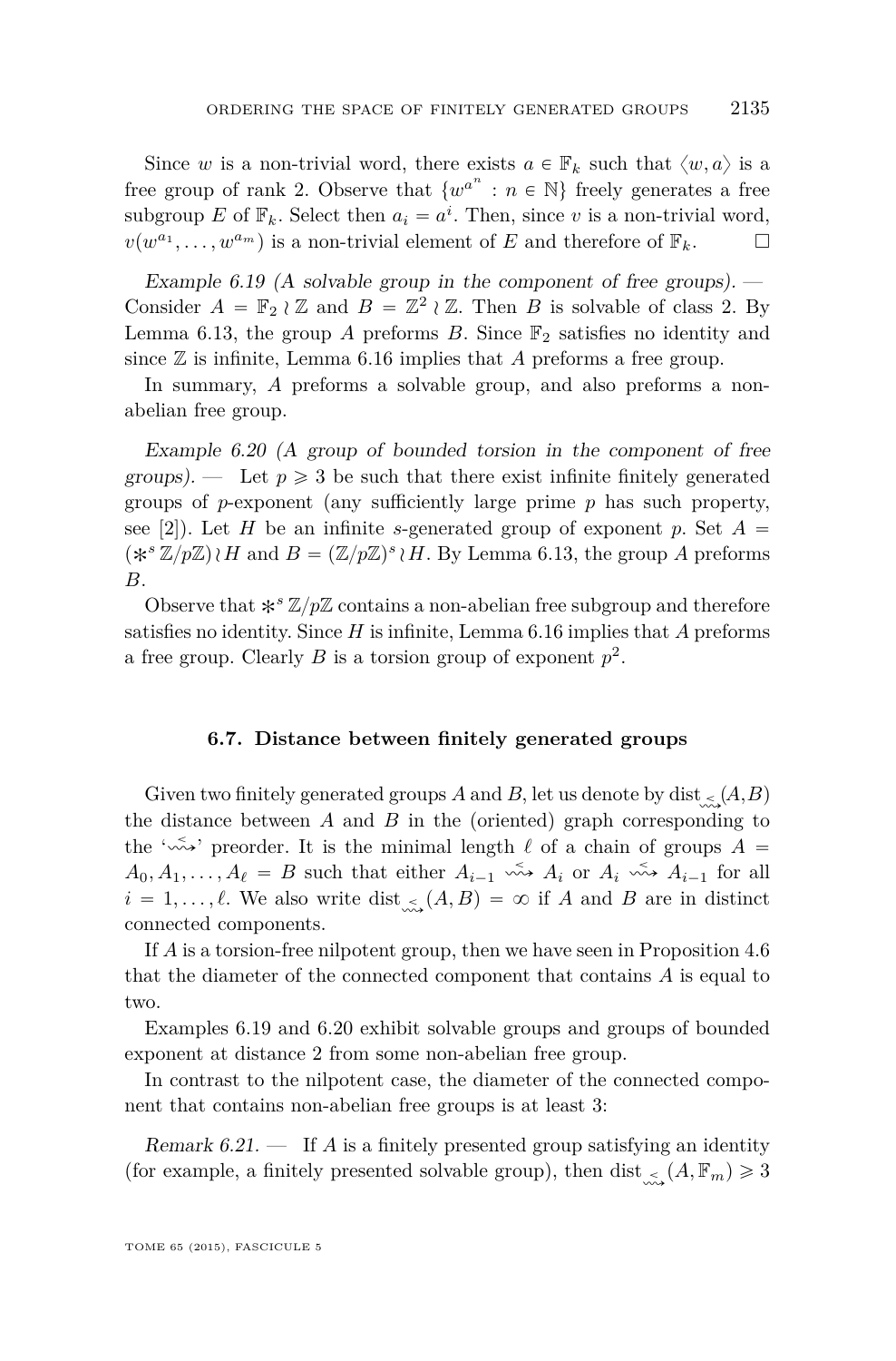Since $w$ is a non-trivial word, there exists $a \in \mathbb{F}_k$ such that $\langle w, a\rangle$ is a free group of rank 2. Observe that $\{w^{a^n} : n \in \mathbb{N}\}$ freely generates a free subgroup $E$ of $\mathbb{F}_k$. Select then $a_i = a^i$. Then, since $v$ is a non-trivial word, $v(w^{a_1}, \ldots, w^{a_m})$ is a non-trivial element of $E$ and therefore of $\mathbb{F}_k$. □

*Example 6.19 (A solvable group in the component of free groups).* — Consider $A = \mathbb{F}_2 \wr \mathbb{Z}$ and $B = \mathbb{Z}^2 \wr \mathbb{Z}$. Then $B$ is solvable of class 2. By Lemma 6.13, the group $A$ preforms $B$. Since $\mathbb{F}_2$ satisfies no identity and since $\mathbb{Z}$ is infinite, Lemma 6.16 implies that $A$ preforms a free group.

In summary, $A$ preforms a solvable group, and also preforms a non-abelian free group.

*Example 6.20 (A group of bounded torsion in the component of free groups).* — Let $p \geqslant 3$ be such that there exist infinite finitely generated groups of $p$-exponent (any sufficiently large prime $p$ has such property, see [2]). Let $H$ be an infinite $s$-generated group of exponent $p$. Set $A = (\ast^s \mathbb{Z}/p\mathbb{Z}) \wr H$ and $B = (\mathbb{Z}/p\mathbb{Z})^s \wr H$. By Lemma 6.13, the group $A$ preforms $B$.

Observe that $\ast^s \mathbb{Z}/p\mathbb{Z}$ contains a non-abelian free subgroup and therefore satisfies no identity. Since $H$ is infinite, Lemma 6.16 implies that $A$ preforms a free group. Clearly $B$ is a torsion group of exponent $p^2$.

### 6.7. Distance between finitely generated groups

Given two finitely generated groups $A$ and $B$, let us denote by $\mathrm{dist}_{\overset{<}{\rightsquigarrow}}(A,B)$ the distance between $A$ and $B$ in the (oriented) graph corresponding to the '$\overset{<}{\rightsquigarrow}$' preorder. It is the minimal length $\ell$ of a chain of groups $A = A_0, A_1, \ldots, A_\ell = B$ such that either $A_{i-1} \overset{<}{\rightsquigarrow} A_i$ or $A_i \overset{<}{\rightsquigarrow} A_{i-1}$ for all $i = 1, \ldots, \ell$. We also write $\mathrm{dist}_{\overset{<}{\rightsquigarrow}}(A, B) = \infty$ if $A$ and $B$ are in distinct connected components.

If $A$ is a torsion-free nilpotent group, then we have seen in Proposition 4.6 that the diameter of the connected component that contains $A$ is equal to two.

Examples 6.19 and 6.20 exhibit solvable groups and groups of bounded exponent at distance 2 from some non-abelian free group.

In contrast to the nilpotent case, the diameter of the connected component that contains non-abelian free groups is at least 3:

*Remark 6.21.* — If $A$ is a finitely presented group satisfying an identity (for example, a finitely presented solvable group), then $\mathrm{dist}_{\overset{<}{\rightsquigarrow}}(A, \mathbb{F}_m) \geqslant 3$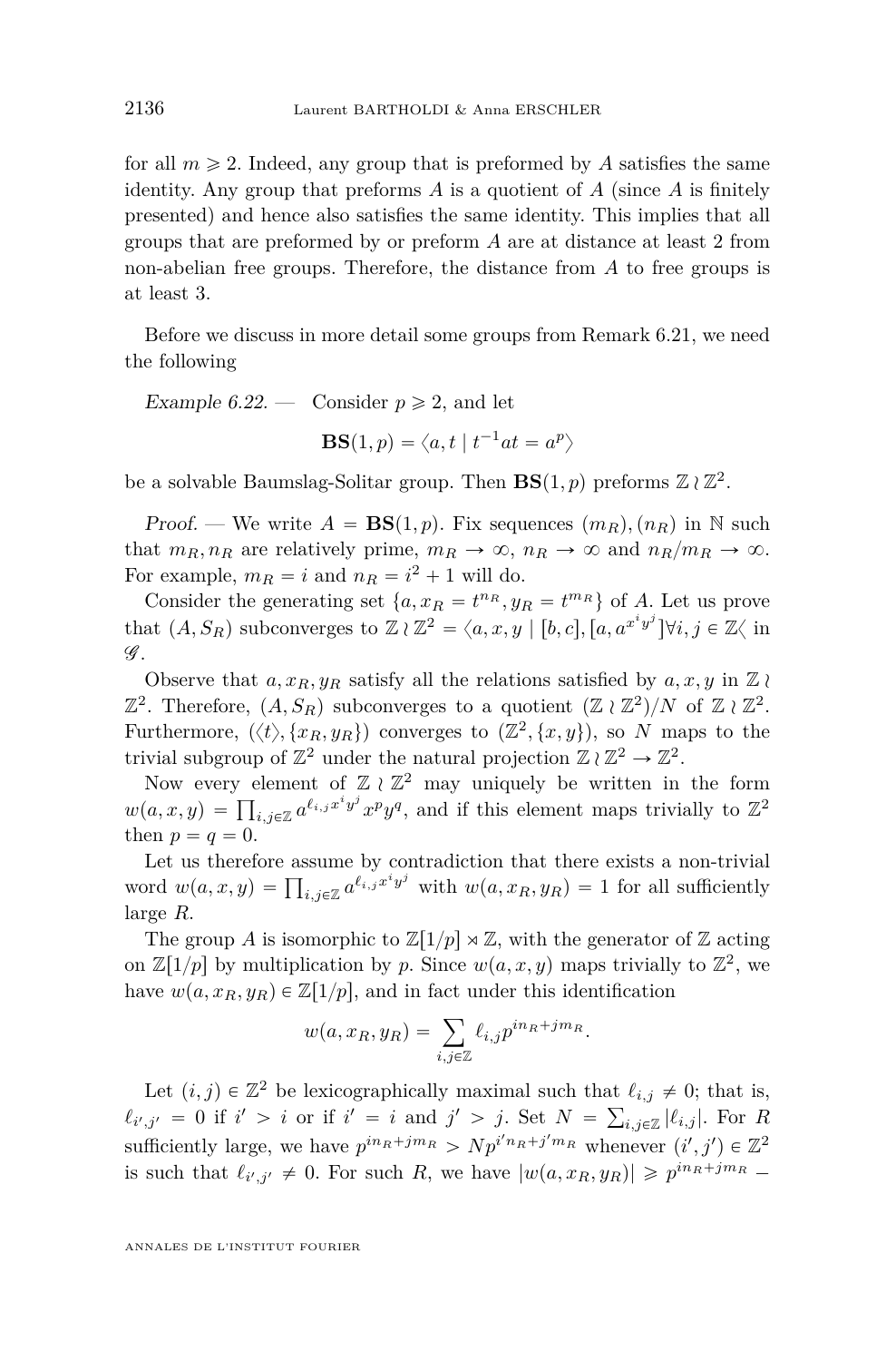for all $m \geqslant 2$. Indeed, any group that is preformed by $A$ satisfies the same identity. Any group that preforms $A$ is a quotient of $A$ (since $A$ is finitely presented) and hence also satisfies the same identity. This implies that all groups that are preformed by or preform $A$ are at distance at least 2 from non-abelian free groups. Therefore, the distance from $A$ to free groups is at least 3.

Before we discuss in more detail some groups from Remark 6.21, we need the following

*Example 6.22.* — Consider $p \geqslant 2$, and let

$$\mathbf{BS}(1,p) = \langle a, t \mid t^{-1}at = a^p \rangle$$

be a solvable Baumslag-Solitar group. Then $\mathbf{BS}(1,p)$ preforms $\mathbb{Z} \wr \mathbb{Z}^2$.

*Proof.* — We write $A = \mathbf{BS}(1,p)$. Fix sequences $(m_R), (n_R)$ in $\mathbb{N}$ such that $m_R, n_R$ are relatively prime, $m_R \to \infty$, $n_R \to \infty$ and $n_R/m_R \to \infty$. For example, $m_R = i$ and $n_R = i^2 + 1$ will do.

Consider the generating set $\{a, x_R = t^{n_R}, y_R = t^{m_R}\}$ of $A$. Let us prove that $(A, S_R)$ subconverges to $\mathbb{Z} \wr \mathbb{Z}^2 = \langle a, x, y \mid [b,c], [a, a^{x^i y^j}] \forall i,j \in \mathbb{Z} \langle$ in $\mathscr{G}$.

Observe that $a, x_R, y_R$ satisfy all the relations satisfied by $a, x, y$ in $\mathbb{Z} \wr \mathbb{Z}^2$. Therefore, $(A, S_R)$ subconverges to a quotient $(\mathbb{Z} \wr \mathbb{Z}^2)/N$ of $\mathbb{Z} \wr \mathbb{Z}^2$. Furthermore, $(\langle t \rangle, \{x_R, y_R\})$ converges to $(\mathbb{Z}^2, \{x, y\})$, so $N$ maps to the trivial subgroup of $\mathbb{Z}^2$ under the natural projection $\mathbb{Z} \wr \mathbb{Z}^2 \to \mathbb{Z}^2$.

Now every element of $\mathbb{Z} \wr \mathbb{Z}^2$ may uniquely be written in the form $w(a,x,y) = \prod_{i,j \in \mathbb{Z}} a^{\ell_{i,j} x^i y^j} x^p y^q$, and if this element maps trivially to $\mathbb{Z}^2$ then $p = q = 0$.

Let us therefore assume by contradiction that there exists a non-trivial word $w(a,x,y) = \prod_{i,j \in \mathbb{Z}} a^{\ell_{i,j} x^i y^j}$ with $w(a, x_R, y_R) = 1$ for all sufficiently large $R$.

The group $A$ is isomorphic to $\mathbb{Z}[1/p] \rtimes \mathbb{Z}$, with the generator of $\mathbb{Z}$ acting on $\mathbb{Z}[1/p]$ by multiplication by $p$. Since $w(a,x,y)$ maps trivially to $\mathbb{Z}^2$, we have $w(a, x_R, y_R) \in \mathbb{Z}[1/p]$, and in fact under this identification

$$w(a, x_R, y_R) = \sum_{i,j \in \mathbb{Z}} \ell_{i,j} p^{i n_R + j m_R}.$$

Let $(i,j) \in \mathbb{Z}^2$ be lexicographically maximal such that $\ell_{i,j} \neq 0$; that is, $\ell_{i',j'} = 0$ if $i' > i$ or if $i' = i$ and $j' > j$. Set $N = \sum_{i,j \in \mathbb{Z}} |\ell_{i,j}|$. For $R$ sufficiently large, we have $p^{i n_R + j m_R} > N p^{i' n_R + j' m_R}$ whenever $(i',j') \in \mathbb{Z}^2$ is such that $\ell_{i',j'} \neq 0$. For such $R$, we have $|w(a, x_R, y_R)| \geqslant p^{i n_R + j m_R} -$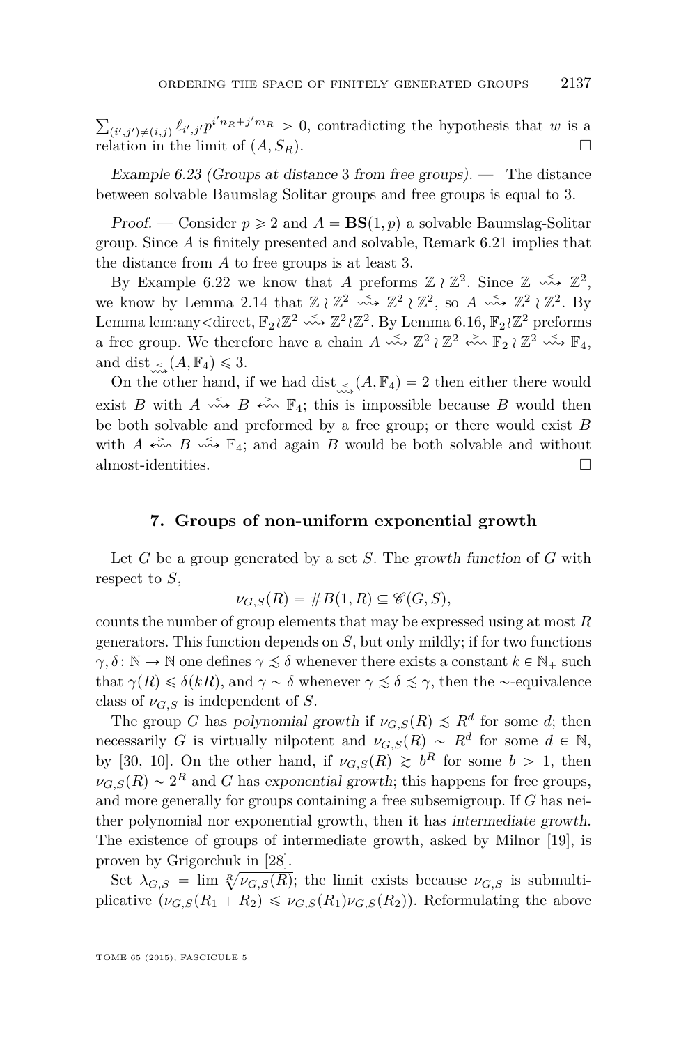$\sum_{(i',j')\neq(i,j)} \ell_{i',j'} p^{i' n_R + j' m_R} > 0$, contradicting the hypothesis that $w$ is a relation in the limit of $(A, S_R)$. $\square$

*Example 6.23 (Groups at distance 3 from free groups).* — The distance between solvable Baumslag Solitar groups and free groups is equal to 3.

*Proof.* — Consider $p \geqslant 2$ and $A = \mathbf{BS}(1,p)$ a solvable Baumslag-Solitar group. Since $A$ is finitely presented and solvable, Remark 6.21 implies that the distance from $A$ to free groups is at least 3.

By Example 6.22 we know that $A$ preforms $\mathbb{Z} \wr \mathbb{Z}^2$. Since $\mathbb{Z} \overset{<}{\rightsquigarrow} \mathbb{Z}^2$, we know by Lemma 2.14 that $\mathbb{Z} \wr \mathbb{Z}^2 \overset{<}{\rightsquigarrow} \mathbb{Z}^2 \wr \mathbb{Z}^2$, so $A \overset{<}{\rightsquigarrow} \mathbb{Z}^2 \wr \mathbb{Z}^2$. By Lemma lem:any<direct, $\mathbb{F}_2 \wr \mathbb{Z}^2 \overset{<}{\rightsquigarrow} \mathbb{Z}^2 \wr \mathbb{Z}^2$. By Lemma 6.16, $\mathbb{F}_2 \wr \mathbb{Z}^2$ preforms a free group. We therefore have a chain $A \overset{<}{\rightsquigarrow} \mathbb{Z}^2 \wr \mathbb{Z}^2 \overset{>}{\leftsquigarrow} \mathbb{F}_2 \wr \mathbb{Z}^2 \overset{<}{\rightsquigarrow} \mathbb{F}_4$, and $\operatorname{dist}_{\overset{<}{\rightsquigarrow}}(A, \mathbb{F}_4) \leqslant 3$.

On the other hand, if we had $\operatorname{dist}_{\overset{<}{\rightsquigarrow}}(A, \mathbb{F}_4) = 2$ then either there would exist $B$ with $A \overset{<}{\rightsquigarrow} B \overset{>}{\leftsquigarrow} \mathbb{F}_4$; this is impossible because $B$ would then be both solvable and preformed by a free group; or there would exist $B$ with $A \overset{>}{\leftsquigarrow} B \overset{<}{\rightsquigarrow} \mathbb{F}_4$; and again $B$ would be both solvable and without almost-identities. $\square$

## 7. Groups of non-uniform exponential growth

Let $G$ be a group generated by a set $S$. The *growth function* of $G$ with respect to $S$,

$$\nu_{G,S}(R) = \#B(1,R) \subseteq \mathscr{C}(G,S),$$

counts the number of group elements that may be expressed using at most $R$ generators. This function depends on $S$, but only mildly; if for two functions $\gamma, \delta \colon \mathbb{N} \to \mathbb{N}$ one defines $\gamma \precsim \delta$ whenever there exists a constant $k \in \mathbb{N}_+$ such that $\gamma(R) \leqslant \delta(kR)$, and $\gamma \sim \delta$ whenever $\gamma \precsim \delta \precsim \gamma$, then the $\sim$-equivalence class of $\nu_{G,S}$ is independent of $S$.

The group $G$ has *polynomial growth* if $\nu_{G,S}(R) \precsim R^d$ for some $d$; then necessarily $G$ is virtually nilpotent and $\nu_{G,S}(R) \sim R^d$ for some $d \in \mathbb{N}$, by [30, 10]. On the other hand, if $\nu_{G,S}(R) \succsim b^R$ for some $b > 1$, then $\nu_{G,S}(R) \sim 2^R$ and $G$ has *exponential growth*; this happens for free groups, and more generally for groups containing a free subsemigroup. If $G$ has neither polynomial nor exponential growth, then it has *intermediate growth*. The existence of groups of intermediate growth, asked by Milnor [19], is proven by Grigorchuk in [28].

Set $\lambda_{G,S} = \lim \sqrt[R]{\nu_{G,S}(R)}$; the limit exists because $\nu_{G,S}$ is submultiplicative ($\nu_{G,S}(R_1 + R_2) \leqslant \nu_{G,S}(R_1)\nu_{G,S}(R_2)$). Reformulating the above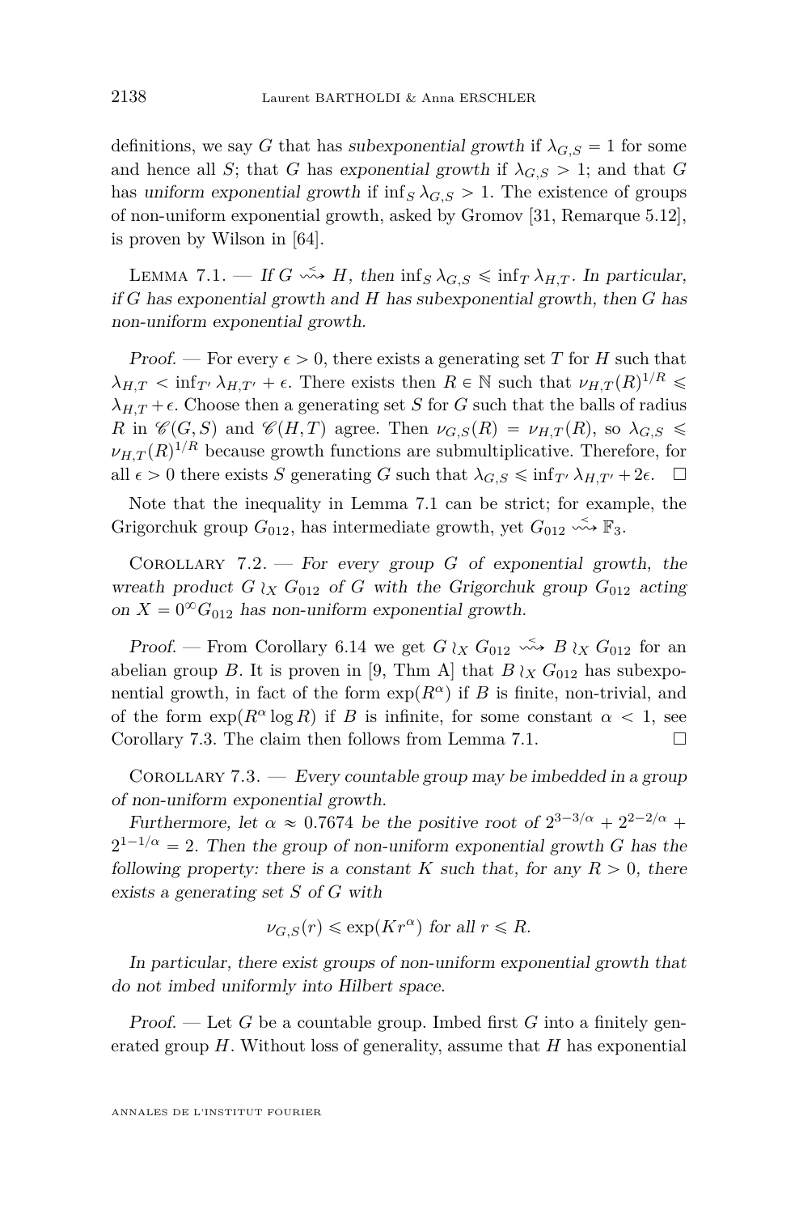definitions, we say $G$ that has *subexponential growth* if $\lambda_{G,S} = 1$ for some and hence all $S$; that $G$ has *exponential growth* if $\lambda_{G,S} > 1$; and that $G$ has *uniform exponential growth* if $\inf_S \lambda_{G,S} > 1$. The existence of groups of non-uniform exponential growth, asked by Gromov [31, Remarque 5.12], is proven by Wilson in [64].

Lemma 7.1. — *If $G \overset{<}{\rightsquigarrow} H$, then $\inf_S \lambda_{G,S} \leqslant \inf_T \lambda_{H,T}$. In particular, if $G$ has exponential growth and $H$ has subexponential growth, then $G$ has non-uniform exponential growth.*

*Proof.* — For every $\epsilon > 0$, there exists a generating set $T$ for $H$ such that $\lambda_{H,T} < \inf_{T'} \lambda_{H,T'} + \epsilon$. There exists then $R \in \mathbb{N}$ such that $\nu_{H,T}(R)^{1/R} \leqslant \lambda_{H,T} + \epsilon$. Choose then a generating set $S$ for $G$ such that the balls of radius $R$ in $\mathscr{C}(G,S)$ and $\mathscr{C}(H,T)$ agree. Then $\nu_{G,S}(R) = \nu_{H,T}(R)$, so $\lambda_{G,S} \leqslant \nu_{H,T}(R)^{1/R}$ because growth functions are submultiplicative. Therefore, for all $\epsilon > 0$ there exists $S$ generating $G$ such that $\lambda_{G,S} \leqslant \inf_{T'} \lambda_{H,T'} + 2\epsilon$. □

Note that the inequality in Lemma 7.1 can be strict; for example, the Grigorchuk group $G_{012}$, has intermediate growth, yet $G_{012} \overset{<}{\rightsquigarrow} \mathbb{F}_3$.

Corollary 7.2. — *For every group $G$ of exponential growth, the wreath product $G \wr_X G_{012}$ of $G$ with the Grigorchuk group $G_{012}$ acting on $X = 0^\infty G_{012}$ has non-uniform exponential growth.*

*Proof.* — From Corollary 6.14 we get $G \wr_X G_{012} \overset{<}{\rightsquigarrow} B \wr_X G_{012}$ for an abelian group $B$. It is proven in [9, Thm A] that $B \wr_X G_{012}$ has subexponential growth, in fact of the form $\exp(R^\alpha)$ if $B$ is finite, non-trivial, and of the form $\exp(R^\alpha \log R)$ if $B$ is infinite, for some constant $\alpha < 1$, see Corollary 7.3. The claim then follows from Lemma 7.1. □

Corollary 7.3. — *Every countable group may be imbedded in a group of non-uniform exponential growth.*

*Furthermore, let $\alpha \approx 0.7674$ be the positive root of $2^{3-3/\alpha} + 2^{2-2/\alpha} + 2^{1-1/\alpha} = 2$. Then the group of non-uniform exponential growth $G$ has the following property: there is a constant $K$ such that, for any $R > 0$, there exists a generating set $S$ of $G$ with*

$$\nu_{G,S}(r) \leqslant \exp(Kr^\alpha) \text{ for all } r \leqslant R.$$

*In particular, there exist groups of non-uniform exponential growth that do not imbed uniformly into Hilbert space.*

*Proof.* — Let $G$ be a countable group. Imbed first $G$ into a finitely generated group $H$. Without loss of generality, assume that $H$ has exponential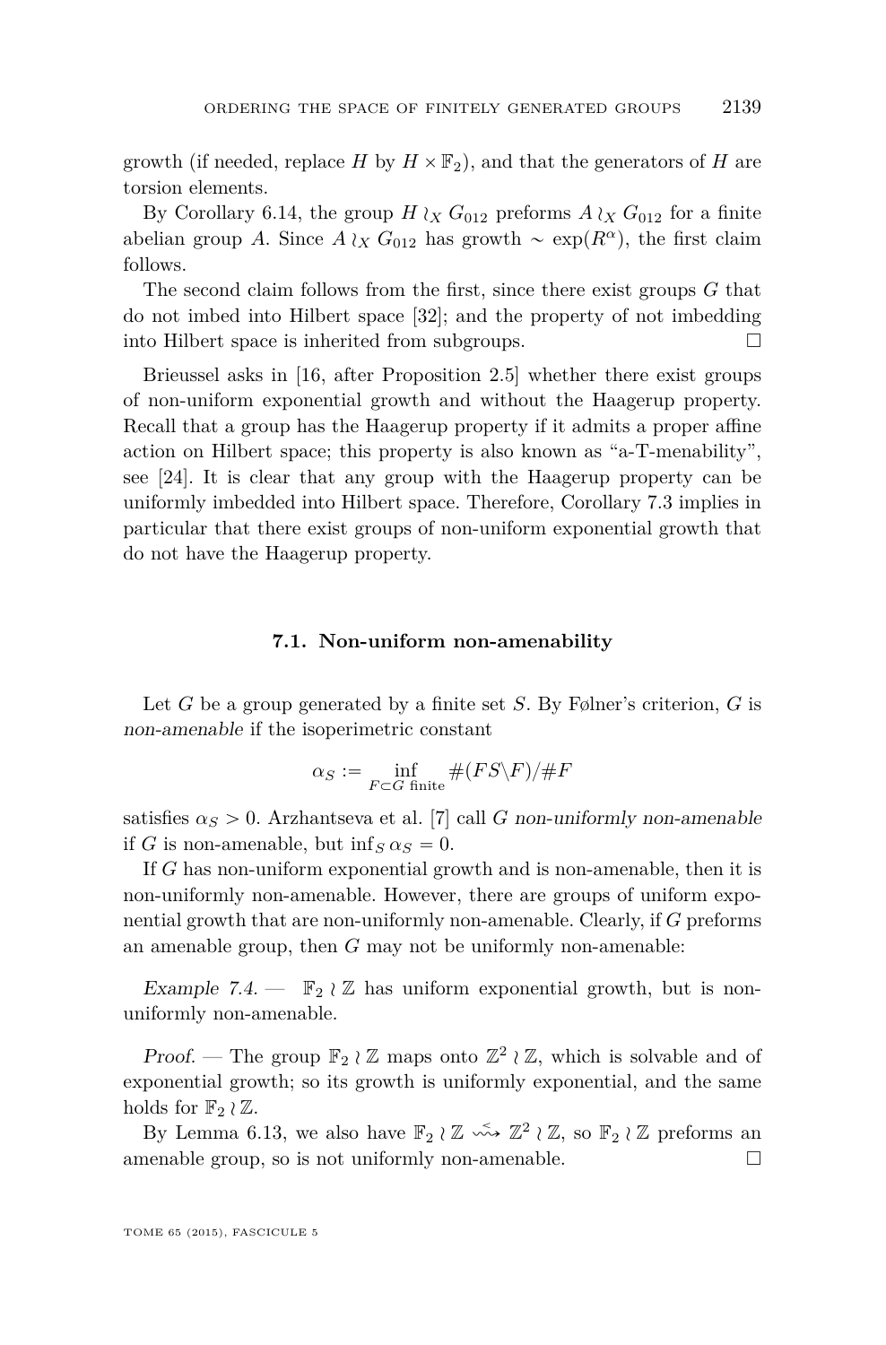growth (if needed, replace $H$ by $H \times \mathbb{F}_2$), and that the generators of $H$ are torsion elements.

By Corollary 6.14, the group $H \wr_X G_{012}$ preforms $A \wr_X G_{012}$ for a finite abelian group $A$. Since $A \wr_X G_{012}$ has growth $\sim \exp(R^\alpha)$, the first claim follows.

The second claim follows from the first, since there exist groups $G$ that do not imbed into Hilbert space [32]; and the property of not imbedding into Hilbert space is inherited from subgroups. □

Brieussel asks in [16, after Proposition 2.5] whether there exist groups of non-uniform exponential growth and without the Haagerup property. Recall that a group has the Haagerup property if it admits a proper affine action on Hilbert space; this property is also known as "a-T-menability", see [24]. It is clear that any group with the Haagerup property can be uniformly imbedded into Hilbert space. Therefore, Corollary 7.3 implies in particular that there exist groups of non-uniform exponential growth that do not have the Haagerup property.

### 7.1. Non-uniform non-amenability

Let $G$ be a group generated by a finite set $S$. By Følner's criterion, $G$ is *non-amenable* if the isoperimetric constant

$$\alpha_S := \inf_{F \subset G \text{ finite}} \#(FS \backslash F)/\#F$$

satisfies $\alpha_S > 0$. Arzhantseva et al. [7] call $G$ *non-uniformly non-amenable* if $G$ is non-amenable, but $\inf_S \alpha_S = 0$.

If $G$ has non-uniform exponential growth and is non-amenable, then it is non-uniformly non-amenable. However, there are groups of uniform exponential growth that are non-uniformly non-amenable. Clearly, if $G$ preforms an amenable group, then $G$ may not be uniformly non-amenable:

*Example 7.4.* — $\mathbb{F}_2 \wr \mathbb{Z}$ has uniform exponential growth, but is non-uniformly non-amenable.

*Proof.* — The group $\mathbb{F}_2 \wr \mathbb{Z}$ maps onto $\mathbb{Z}^2 \wr \mathbb{Z}$, which is solvable and of exponential growth; so its growth is uniformly exponential, and the same holds for $\mathbb{F}_2 \wr \mathbb{Z}$.

By Lemma 6.13, we also have $\mathbb{F}_2 \wr \mathbb{Z} \overset{<}{\rightsquigarrow} \mathbb{Z}^2 \wr \mathbb{Z}$, so $\mathbb{F}_2 \wr \mathbb{Z}$ preforms an amenable group, so is not uniformly non-amenable. □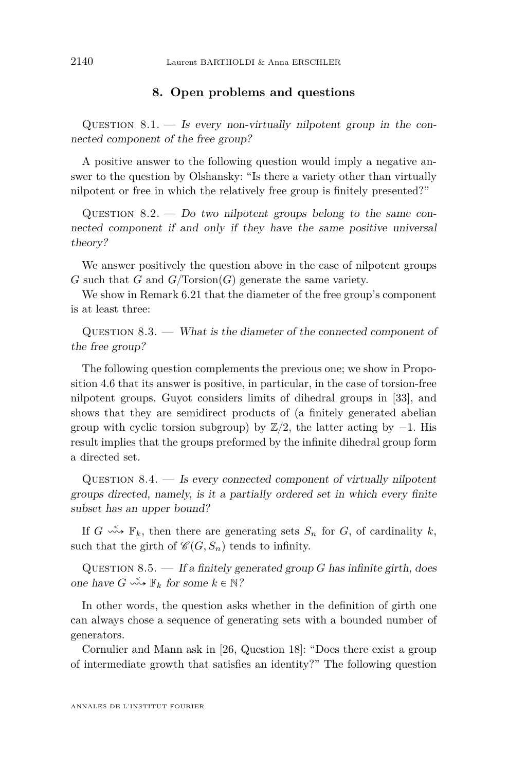## 8. Open problems and questions

Question 8.1. — *Is every non-virtually nilpotent group in the connected component of the free group?*

A positive answer to the following question would imply a negative answer to the question by Olshansky: "Is there a variety other than virtually nilpotent or free in which the relatively free group is finitely presented?"

Question 8.2. — *Do two nilpotent groups belong to the same connected component if and only if they have the same positive universal theory?*

We answer positively the question above in the case of nilpotent groups $G$ such that $G$ and $G/\mathrm{Torsion}(G)$ generate the same variety.

We show in Remark 6.21 that the diameter of the free group's component is at least three:

Question 8.3. — *What is the diameter of the connected component of the free group?*

The following question complements the previous one; we show in Proposition 4.6 that its answer is positive, in particular, in the case of torsion-free nilpotent groups. Guyot considers limits of dihedral groups in [33], and shows that they are semidirect products of (a finitely generated abelian group with cyclic torsion subgroup) by $\mathbb{Z}/2$, the latter acting by $-1$. His result implies that the groups preformed by the infinite dihedral group form a directed set.

Question 8.4. — *Is every connected component of virtually nilpotent groups directed, namely, is it a partially ordered set in which every finite subset has an upper bound?*

If $G \overset{<}{\rightsquigarrow} \mathbb{F}_k$, then there are generating sets $S_n$ for $G$, of cardinality $k$, such that the girth of $\mathscr{C}(G, S_n)$ tends to infinity.

Question 8.5. — *If a finitely generated group $G$ has infinite girth, does one have $G \overset{<}{\rightsquigarrow} \mathbb{F}_k$ for some $k \in \mathbb{N}$?*

In other words, the question asks whether in the definition of girth one can always chose a sequence of generating sets with a bounded number of generators.

Cornulier and Mann ask in [26, Question 18]: "Does there exist a group of intermediate growth that satisfies an identity?" The following question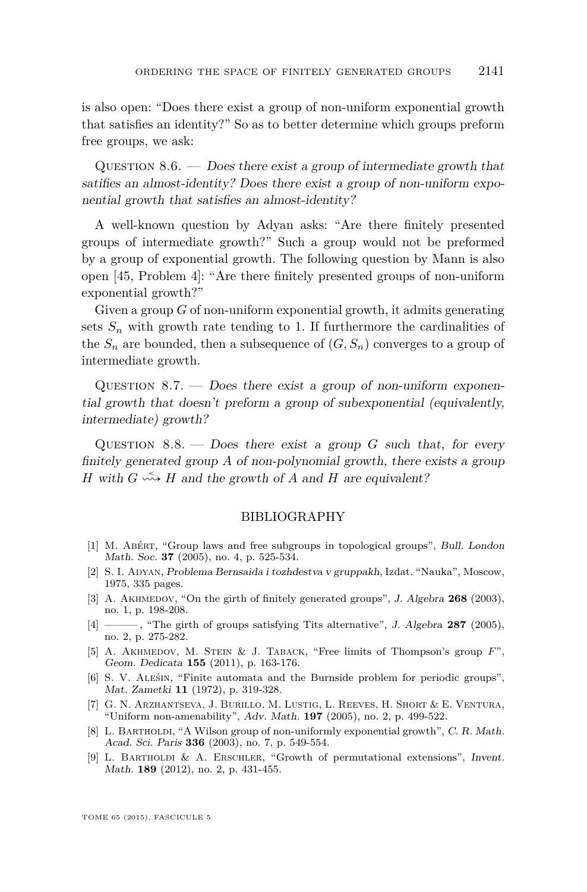is also open: "Does there exist a group of non-uniform exponential growth that satisfies an identity?" So as to better determine which groups preform free groups, we ask:

Question 8.6. — *Does there exist a group of intermediate growth that satifies an almost-identity? Does there exist a group of non-uniform exponential growth that satisfies an almost-identity?*

A well-known question by Adyan asks: "Are there finitely presented groups of intermediate growth?" Such a group would not be preformed by a group of exponential growth. The following question by Mann is also open [45, Problem 4]: "Are there finitely presented groups of non-uniform exponential growth?"

Given a group $G$ of non-uniform exponential growth, it admits generating sets $S_n$ with growth rate tending to 1. If furthermore the cardinalities of the $S_n$ are bounded, then a subsequence of $(G, S_n)$ converges to a group of intermediate growth.

Question 8.7. — *Does there exist a group of non-uniform exponential growth that doesn't preform a group of subexponential (equivalently, intermediate) growth?*

Question 8.8. — *Does there exist a group $G$ such that, for every finitely generated group $A$ of non-polynomial growth, there exists a group $H$ with $G \overset{<}{\rightsquigarrow} H$ and the growth of $A$ and $H$ are equivalent?*

## BIBLIOGRAPHY

[1] M. Abért, "Group laws and free subgroups in topological groups", *Bull. London Math. Soc.* **37** (2005), no. 4, p. 525-534.

[2] S. I. Adyan, *Problema Bernsaida i tozhdestva v gruppakh*, Izdat. "Nauka", Moscow, 1975, 335 pages.

[3] A. Akhmedov, "On the girth of finitely generated groups", *J. Algebra* **268** (2003), no. 1, p. 198-208.

[4] ———, "The girth of groups satisfying Tits alternative", *J. Algebra* **287** (2005), no. 2, p. 275-282.

[5] A. Akhmedov, M. Stein & J. Taback, "Free limits of Thompson's group $F$", *Geom. Dedicata* **155** (2011), p. 163-176.

[6] S. V. Alešin, "Finite automata and the Burnside problem for periodic groups", *Mat. Zametki* **11** (1972), p. 319-328.

[7] G. N. Arzhantseva, J. Burillo, M. Lustig, L. Reeves, H. Short & E. Ventura, "Uniform non-amenability", *Adv. Math.* **197** (2005), no. 2, p. 499-522.

[8] L. Bartholdi, "A Wilson group of non-uniformly exponential growth", *C. R. Math. Acad. Sci. Paris* **336** (2003), no. 7, p. 549-554.

[9] L. Bartholdi & A. Erschler, "Growth of permutational extensions", *Invent. Math.* **189** (2012), no. 2, p. 431-455.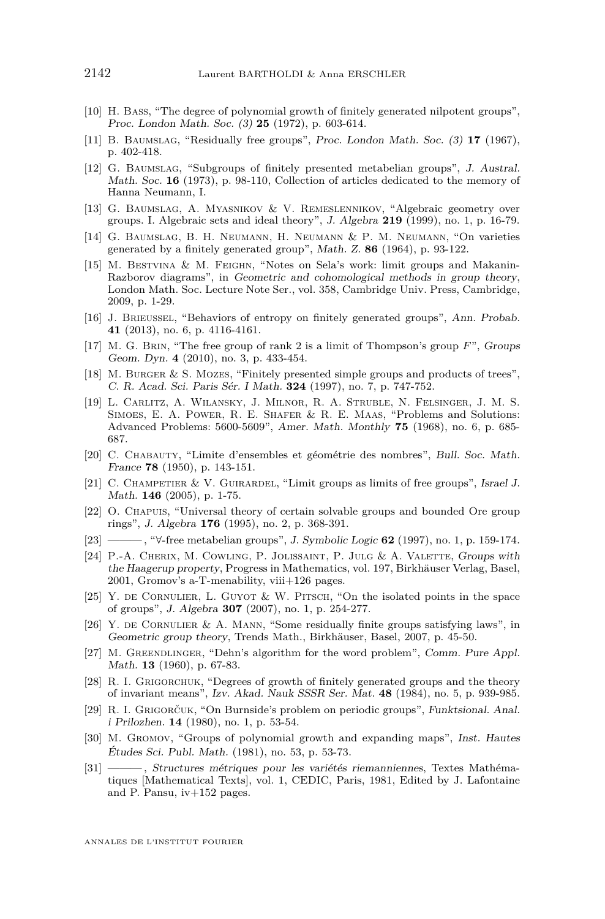- [10] H. Bass, "The degree of polynomial growth of finitely generated nilpotent groups", *Proc. London Math. Soc. (3)* **25** (1972), p. 603-614.
- [11] B. Baumslag, "Residually free groups", *Proc. London Math. Soc. (3)* **17** (1967), p. 402-418.
- [12] G. Baumslag, "Subgroups of finitely presented metabelian groups", *J. Austral. Math. Soc.* **16** (1973), p. 98-110, Collection of articles dedicated to the memory of Hanna Neumann, I.
- [13] G. Baumslag, A. Myasnikov & V. Remeslennikov, "Algebraic geometry over groups. I. Algebraic sets and ideal theory", *J. Algebra* **219** (1999), no. 1, p. 16-79.
- [14] G. Baumslag, B. H. Neumann, H. Neumann & P. M. Neumann, "On varieties generated by a finitely generated group", *Math. Z.* **86** (1964), p. 93-122.
- [15] M. Bestvina & M. Feighn, "Notes on Sela's work: limit groups and Makanin-Razborov diagrams", in *Geometric and cohomological methods in group theory*, London Math. Soc. Lecture Note Ser., vol. 358, Cambridge Univ. Press, Cambridge, 2009, p. 1-29.
- [16] J. Brieussel, "Behaviors of entropy on finitely generated groups", *Ann. Probab.* **41** (2013), no. 6, p. 4116-4161.
- [17] M. G. Brin, "The free group of rank 2 is a limit of Thompson's group $F$", *Groups Geom. Dyn.* **4** (2010), no. 3, p. 433-454.
- [18] M. Burger & S. Mozes, "Finitely presented simple groups and products of trees", *C. R. Acad. Sci. Paris Sér. I Math.* **324** (1997), no. 7, p. 747-752.
- [19] L. Carlitz, A. Wilansky, J. Milnor, R. A. Struble, N. Felsinger, J. M. S. Simoes, E. A. Power, R. E. Shafer & R. E. Maas, "Problems and Solutions: Advanced Problems: 5600-5609", *Amer. Math. Monthly* **75** (1968), no. 6, p. 685-687.
- [20] C. Chabauty, "Limite d'ensembles et géométrie des nombres", *Bull. Soc. Math. France* **78** (1950), p. 143-151.
- [21] C. Champetier & V. Guirardel, "Limit groups as limits of free groups", *Israel J. Math.* **146** (2005), p. 1-75.
- [22] O. Chapuis, "Universal theory of certain solvable groups and bounded Ore group rings", *J. Algebra* **176** (1995), no. 2, p. 368-391.
- [23] ———, "∀-free metabelian groups", *J. Symbolic Logic* **62** (1997), no. 1, p. 159-174.
- [24] P.-A. Cherix, M. Cowling, P. Jolissaint, P. Julg & A. Valette, *Groups with the Haagerup property*, Progress in Mathematics, vol. 197, Birkhäuser Verlag, Basel, 2001, Gromov's a-T-menability, viii+126 pages.
- [25] Y. de Cornulier, L. Guyot & W. Pitsch, "On the isolated points in the space of groups", *J. Algebra* **307** (2007), no. 1, p. 254-277.
- [26] Y. de Cornulier & A. Mann, "Some residually finite groups satisfying laws", in *Geometric group theory*, Trends Math., Birkhäuser, Basel, 2007, p. 45-50.
- [27] M. Greendlinger, "Dehn's algorithm for the word problem", *Comm. Pure Appl. Math.* **13** (1960), p. 67-83.
- [28] R. I. Grigorchuk, "Degrees of growth of finitely generated groups and the theory of invariant means", *Izv. Akad. Nauk SSSR Ser. Mat.* **48** (1984), no. 5, p. 939-985.
- [29] R. I. Grigorčuk, "On Burnside's problem on periodic groups", *Funktsional. Anal. i Prilozhen.* **14** (1980), no. 1, p. 53-54.
- [30] M. Gromov, "Groups of polynomial growth and expanding maps", *Inst. Hautes Études Sci. Publ. Math.* (1981), no. 53, p. 53-73.
- [31] ———, *Structures métriques pour les variétés riemanniennes*, Textes Mathématiques [Mathematical Texts], vol. 1, CEDIC, Paris, 1981, Edited by J. Lafontaine and P. Pansu, iv+152 pages.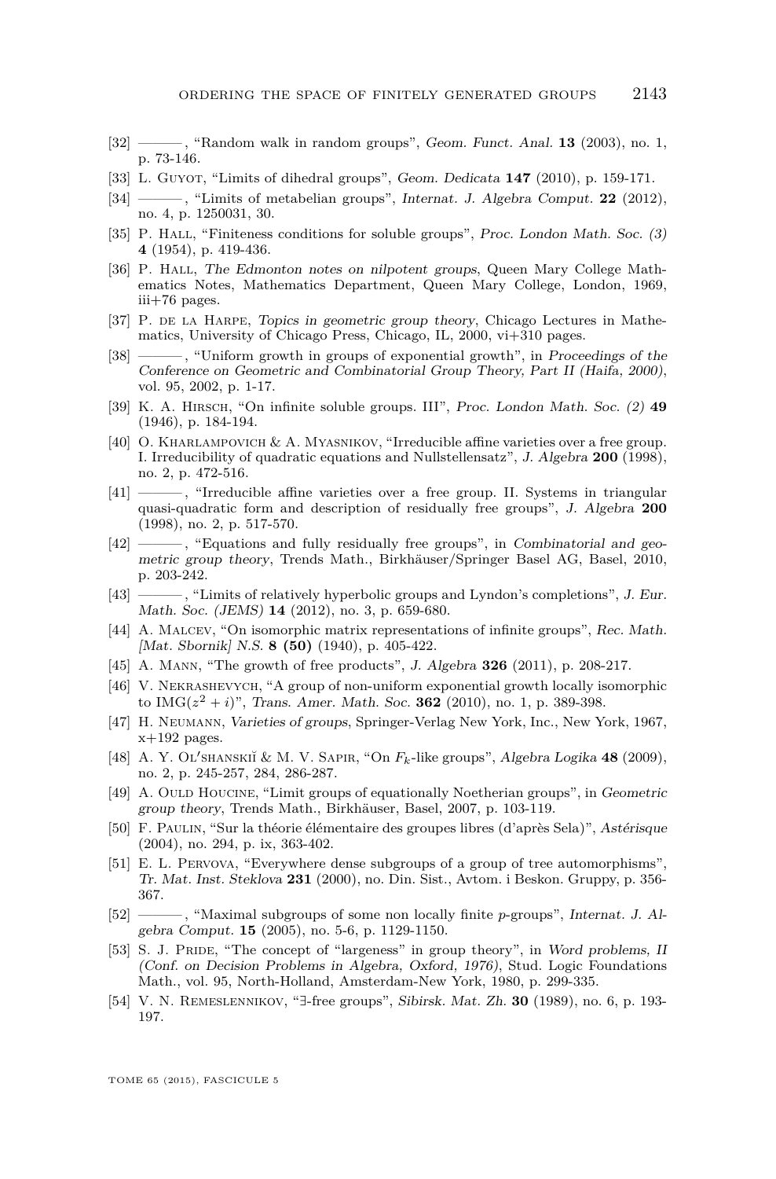[32] ———, "Random walk in random groups", *Geom. Funct. Anal.* **13** (2003), no. 1, p. 73-146.

[33] L. Guyot, "Limits of dihedral groups", *Geom. Dedicata* **147** (2010), p. 159-171.

[34] ———, "Limits of metabelian groups", *Internat. J. Algebra Comput.* **22** (2012), no. 4, p. 1250031, 30.

[35] P. Hall, "Finiteness conditions for soluble groups", *Proc. London Math. Soc. (3)* **4** (1954), p. 419-436.

[36] P. Hall, *The Edmonton notes on nilpotent groups*, Queen Mary College Mathematics Notes, Mathematics Department, Queen Mary College, London, 1969, iii+76 pages.

[37] P. de la Harpe, *Topics in geometric group theory*, Chicago Lectures in Mathematics, University of Chicago Press, Chicago, IL, 2000, vi+310 pages.

[38] ———, "Uniform growth in groups of exponential growth", in *Proceedings of the Conference on Geometric and Combinatorial Group Theory, Part II (Haifa, 2000)*, vol. 95, 2002, p. 1-17.

[39] K. A. Hirsch, "On infinite soluble groups. III", *Proc. London Math. Soc. (2)* **49** (1946), p. 184-194.

[40] O. Kharlampovich & A. Myasnikov, "Irreducible affine varieties over a free group. I. Irreducibility of quadratic equations and Nullstellensatz", *J. Algebra* **200** (1998), no. 2, p. 472-516.

[41] ———, "Irreducible affine varieties over a free group. II. Systems in triangular quasi-quadratic form and description of residually free groups", *J. Algebra* **200** (1998), no. 2, p. 517-570.

[42] ———, "Equations and fully residually free groups", in *Combinatorial and geometric group theory*, Trends Math., Birkhäuser/Springer Basel AG, Basel, 2010, p. 203-242.

[43] ———, "Limits of relatively hyperbolic groups and Lyndon's completions", *J. Eur. Math. Soc. (JEMS)* **14** (2012), no. 3, p. 659-680.

[44] A. Malcev, "On isomorphic matrix representations of infinite groups", *Rec. Math. [Mat. Sbornik] N.S.* **8 (50)** (1940), p. 405-422.

[45] A. Mann, "The growth of free products", *J. Algebra* **326** (2011), p. 208-217.

[46] V. Nekrashevych, "A group of non-uniform exponential growth locally isomorphic to $\mathrm{IMG}(z^2+i)$", *Trans. Amer. Math. Soc.* **362** (2010), no. 1, p. 389-398.

[47] H. Neumann, *Varieties of groups*, Springer-Verlag New York, Inc., New York, 1967, x+192 pages.

[48] A. Y. Ol′shanskiĭ & M. V. Sapir, "On $F_k$-like groups", *Algebra Logika* **48** (2009), no. 2, p. 245-257, 284, 286-287.

[49] A. Ould Houcine, "Limit groups of equationally Noetherian groups", in *Geometric group theory*, Trends Math., Birkhäuser, Basel, 2007, p. 103-119.

[50] F. Paulin, "Sur la théorie élémentaire des groupes libres (d'après Sela)", *Astérisque* (2004), no. 294, p. ix, 363-402.

[51] E. L. Pervova, "Everywhere dense subgroups of a group of tree automorphisms", *Tr. Mat. Inst. Steklova* **231** (2000), no. Din. Sist., Avtom. i Beskon. Gruppy, p. 356-367.

[52] ———, "Maximal subgroups of some non locally finite $p$-groups", *Internat. J. Algebra Comput.* **15** (2005), no. 5-6, p. 1129-1150.

[53] S. J. Pride, "The concept of "largeness" in group theory", in *Word problems, II (Conf. on Decision Problems in Algebra, Oxford, 1976)*, Stud. Logic Foundations Math., vol. 95, North-Holland, Amsterdam-New York, 1980, p. 299-335.

[54] V. N. Remeslennikov, "∃-free groups", *Sibirsk. Mat. Zh.* **30** (1989), no. 6, p. 193-197.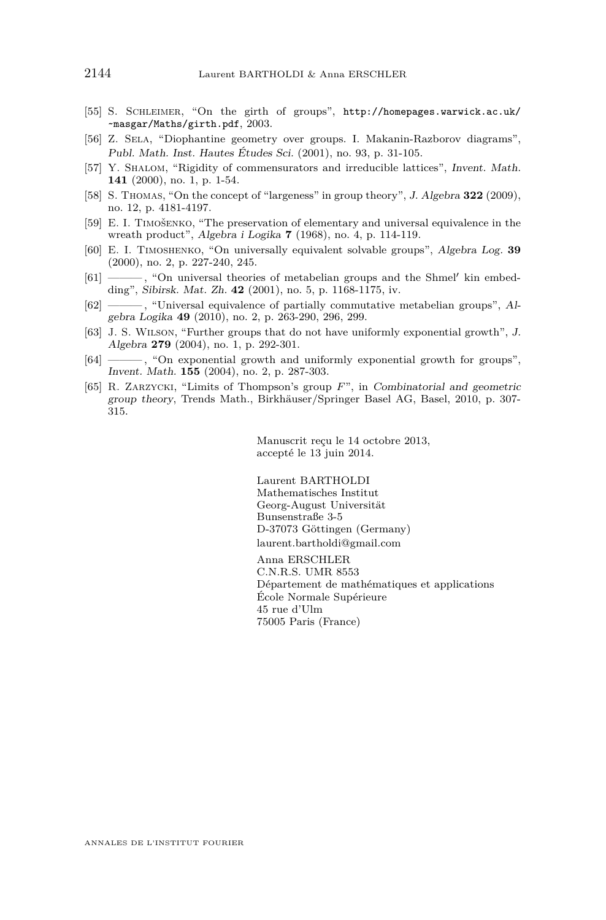[55] S. Schleimer, "On the girth of groups", http://homepages.warwick.ac.uk/~masgar/Maths/girth.pdf, 2003.

[56] Z. Sela, "Diophantine geometry over groups. I. Makanin-Razborov diagrams", *Publ. Math. Inst. Hautes Études Sci.* (2001), no. 93, p. 31-105.

[57] Y. Shalom, "Rigidity of commensurators and irreducible lattices", *Invent. Math.* **141** (2000), no. 1, p. 1-54.

[58] S. Thomas, "On the concept of "largeness" in group theory", *J. Algebra* **322** (2009), no. 12, p. 4181-4197.

[59] E. I. Timošenko, "The preservation of elementary and universal equivalence in the wreath product", *Algebra i Logika* **7** (1968), no. 4, p. 114-119.

[60] E. I. Timoshenko, "On universally equivalent solvable groups", *Algebra Log.* **39** (2000), no. 2, p. 227-240, 245.

[61] ———, "On universal theories of metabelian groups and the Shmelʹ kin embedding", *Sibirsk. Mat. Zh.* **42** (2001), no. 5, p. 1168-1175, iv.

[62] ———, "Universal equivalence of partially commutative metabelian groups", *Algebra Logika* **49** (2010), no. 2, p. 263-290, 296, 299.

[63] J. S. Wilson, "Further groups that do not have uniformly exponential growth", *J. Algebra* **279** (2004), no. 1, p. 292-301.

[64] ———, "On exponential growth and uniformly exponential growth for groups", *Invent. Math.* **155** (2004), no. 2, p. 287-303.

[65] R. Zarzycki, "Limits of Thompson's group $F$", in *Combinatorial and geometric group theory*, Trends Math., Birkhäuser/Springer Basel AG, Basel, 2010, p. 307-315.

Manuscrit reçu le 14 octobre 2013,
accepté le 13 juin 2014.

Laurent BARTHOLDI
Mathematisches Institut
Georg-August Universität
Bunsenstraße 3-5
D-37073 Göttingen (Germany)
laurent.bartholdi@gmail.com

Anna ERSCHLER
C.N.R.S. UMR 8553
Département de mathématiques et applications
École Normale Supérieure
45 rue d'Ulm
75005 Paris (France)